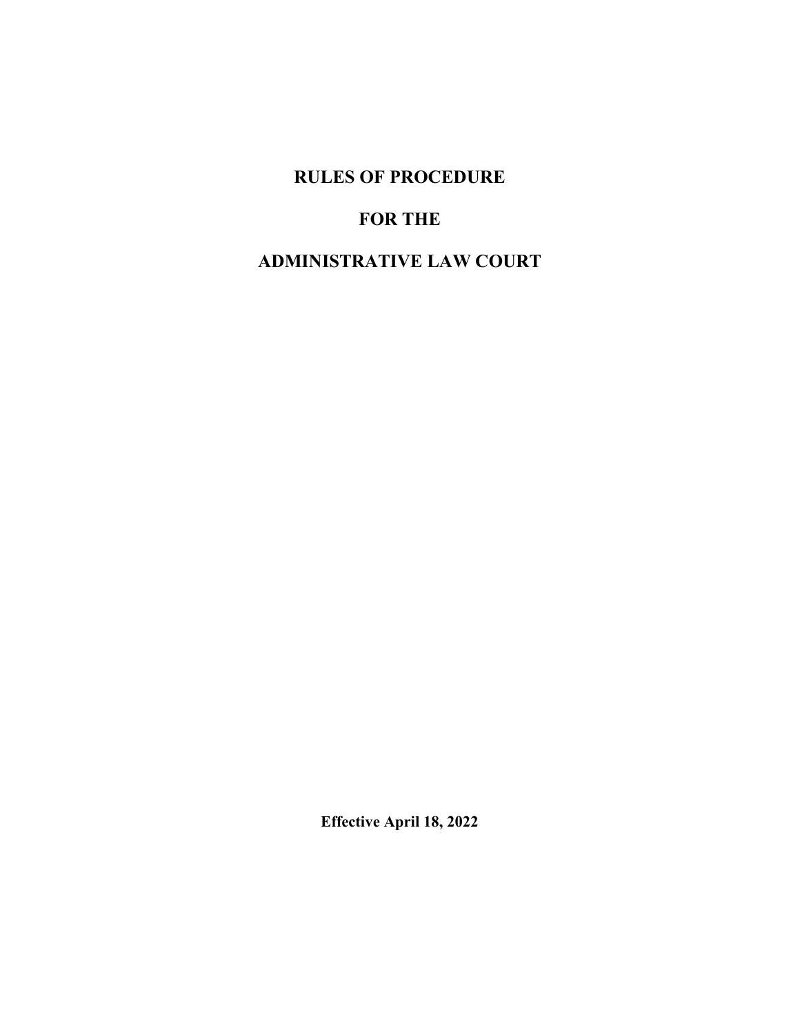# RULES OF PROCEDURE

# FOR THE

# ADMINISTRATIVE LAW COURT

**Effective April 18, 2022**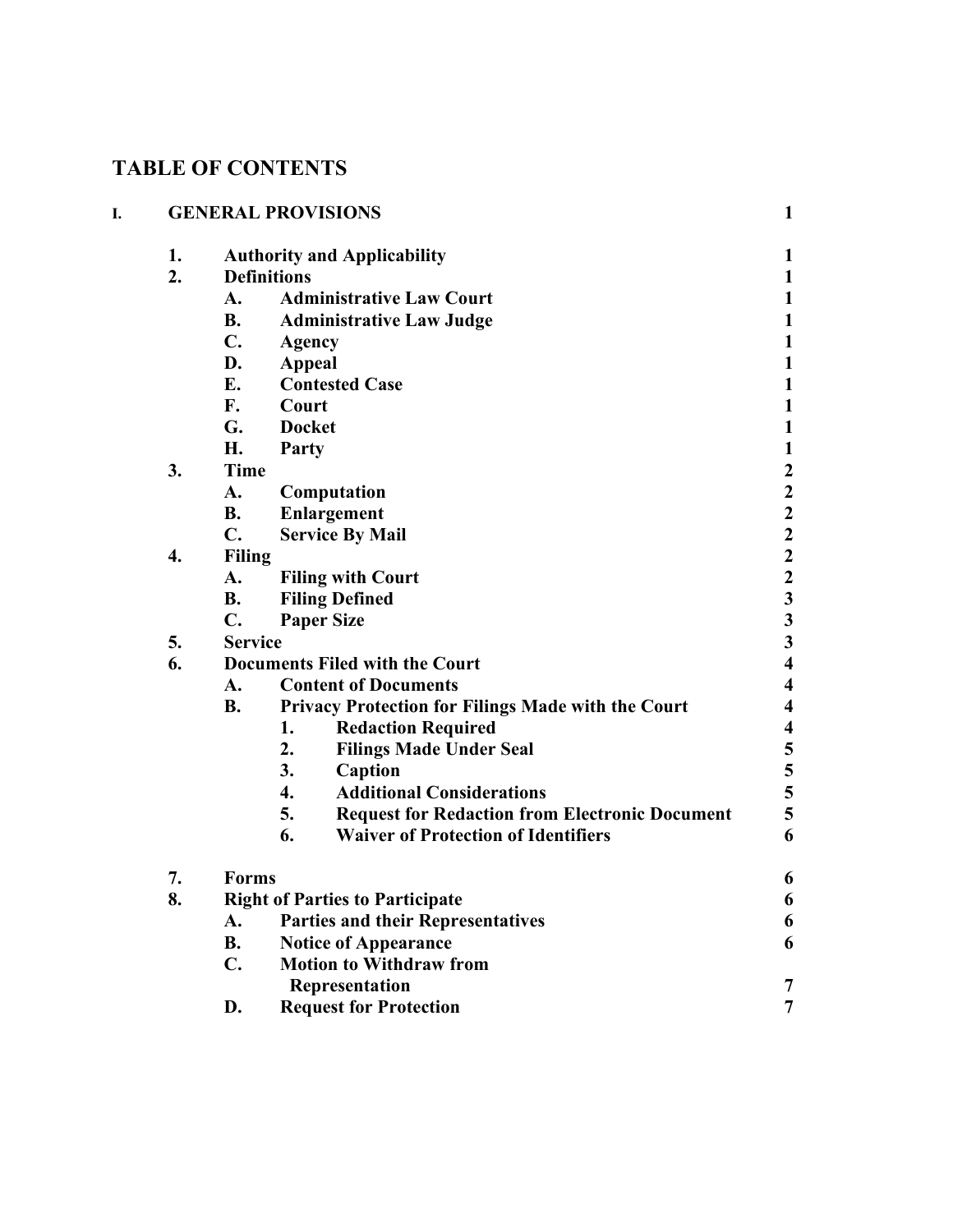# TABLE OF CONTENTS

| | | | | |
|---|---|---|---|---|
| **I.** | **GENERAL PROVISIONS** | | | **1** |
| | **1.** | **Authority and Applicability** | | **1** |
| | **2.** | **Definitions** | | **1** |
| | | **A.** | **Administrative Law Court** | **1** |
| | | **B.** | **Administrative Law Judge** | **1** |
| | | **C.** | **Agency** | **1** |
| | | **D.** | **Appeal** | **1** |
| | | **E.** | **Contested Case** | **1** |
| | | **F.** | **Court** | **1** |
| | | **G.** | **Docket** | **1** |
| | | **H.** | **Party** | **1** |
| | **3.** | **Time** | | **2** |
| | | **A.** | **Computation** | **2** |
| | | **B.** | **Enlargement** | **2** |
| | | **C.** | **Service By Mail** | **2** |
| | **4.** | **Filing** | | **2** |
| | | **A.** | **Filing with Court** | **2** |
| | | **B.** | **Filing Defined** | **3** |
| | | **C.** | **Paper Size** | **3** |
| | **5.** | **Service** | | **3** |
| | **6.** | **Documents Filed with the Court** | | **4** |
| | | **A.** | **Content of Documents** | **4** |
| | | **B.** | **Privacy Protection for Filings Made with the Court** | **4** |
| | | | **1. Redaction Required** | **4** |
| | | | **2. Filings Made Under Seal** | **5** |
| | | | **3. Caption** | **5** |
| | | | **4. Additional Considerations** | **5** |
| | | | **5. Request for Redaction from Electronic Document** | **5** |
| | | | **6. Waiver of Protection of Identifiers** | **6** |
| | **7.** | **Forms** | | **6** |
| | **8.** | **Right of Parties to Participate** | | **6** |
| | | **A.** | **Parties and their Representatives** | **6** |
| | | **B.** | **Notice of Appearance** | **6** |
| | | **C.** | **Motion to Withdraw from Representation** | **7** |
| | | **D.** | **Request for Protection** | **7** |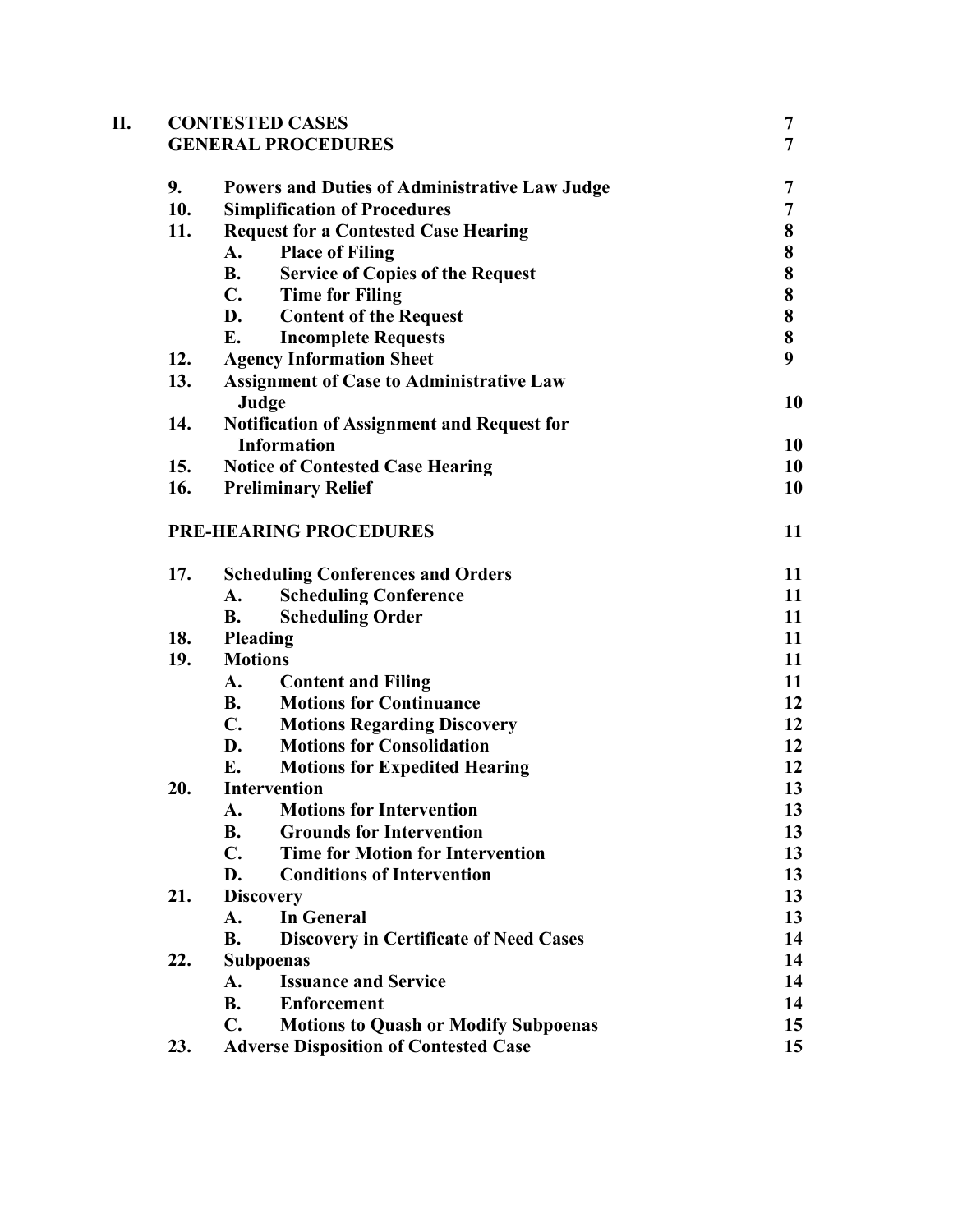| | | | |
|---|---|---|---|
| **II.** | **CONTESTED CASES** | | **7** |
| | **GENERAL PROCEDURES** | | **7** |
| | **9.** | **Powers and Duties of Administrative Law Judge** | **7** |
| | **10.** | **Simplification of Procedures** | **7** |
| | **11.** | **Request for a Contested Case Hearing** | **8** |
| | | **A. Place of Filing** | **8** |
| | | **B. Service of Copies of the Request** | **8** |
| | | **C. Time for Filing** | **8** |
| | | **D. Content of the Request** | **8** |
| | | **E. Incomplete Requests** | **8** |
| | **12.** | **Agency Information Sheet** | **9** |
| | **13.** | **Assignment of Case to Administrative Law Judge** | **10** |
| | **14.** | **Notification of Assignment and Request for Information** | **10** |
| | **15.** | **Notice of Contested Case Hearing** | **10** |
| | **16.** | **Preliminary Relief** | **10** |
| | **PRE-HEARING PROCEDURES** | | **11** |
| | **17.** | **Scheduling Conferences and Orders** | **11** |
| | | **A. Scheduling Conference** | **11** |
| | | **B. Scheduling Order** | **11** |
| | **18.** | **Pleading** | **11** |
| | **19.** | **Motions** | **11** |
| | | **A. Content and Filing** | **11** |
| | | **B. Motions for Continuance** | **12** |
| | | **C. Motions Regarding Discovery** | **12** |
| | | **D. Motions for Consolidation** | **12** |
| | | **E. Motions for Expedited Hearing** | **12** |
| | **20.** | **Intervention** | **13** |
| | | **A. Motions for Intervention** | **13** |
| | | **B. Grounds for Intervention** | **13** |
| | | **C. Time for Motion for Intervention** | **13** |
| | | **D. Conditions of Intervention** | **13** |
| | **21.** | **Discovery** | **13** |
| | | **A. In General** | **13** |
| | | **B. Discovery in Certificate of Need Cases** | **14** |
| | **22.** | **Subpoenas** | **14** |
| | | **A. Issuance and Service** | **14** |
| | | **B. Enforcement** | **14** |
| | | **C. Motions to Quash or Modify Subpoenas** | **15** |
| | **23.** | **Adverse Disposition of Contested Case** | **15** |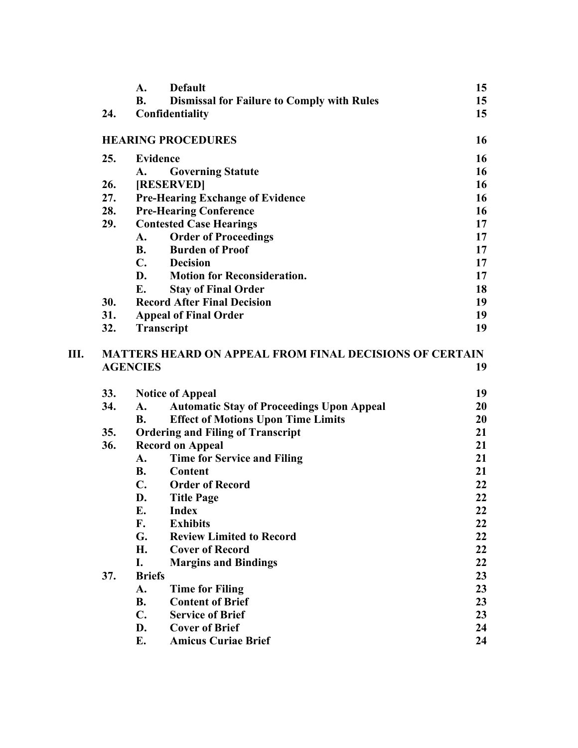| | | | |
|---|---|---|---|
| | A. | **Default** | 15 |
| | B. | **Dismissal for Failure to Comply with Rules** | 15 |
| 24. | | **Confidentiality** | 15 |
| | | **HEARING PROCEDURES** | 16 |
| 25. | | **Evidence** | 16 |
| | A. | **Governing Statute** | 16 |
| 26. | | **[RESERVED]** | 16 |
| 27. | | **Pre-Hearing Exchange of Evidence** | 16 |
| 28. | | **Pre-Hearing Conference** | 16 |
| 29. | | **Contested Case Hearings** | 17 |
| | A. | **Order of Proceedings** | 17 |
| | B. | **Burden of Proof** | 17 |
| | C. | **Decision** | 17 |
| | D. | **Motion for Reconsideration.** | 17 |
| | E. | **Stay of Final Order** | 18 |
| 30. | | **Record After Final Decision** | 19 |
| 31. | | **Appeal of Final Order** | 19 |
| 32. | | **Transcript** | 19 |

**III. MATTERS HEARD ON APPEAL FROM FINAL DECISIONS OF CERTAIN AGENCIES** 19

| | | | |
|---|---|---|---|
| 33. | | **Notice of Appeal** | 19 |
| 34. | A. | **Automatic Stay of Proceedings Upon Appeal** | 20 |
| | B. | **Effect of Motions Upon Time Limits** | 20 |
| 35. | | **Ordering and Filing of Transcript** | 21 |
| 36. | | **Record on Appeal** | 21 |
| | A. | **Time for Service and Filing** | 21 |
| | B. | **Content** | 21 |
| | C. | **Order of Record** | 22 |
| | D. | **Title Page** | 22 |
| | E. | **Index** | 22 |
| | F. | **Exhibits** | 22 |
| | G. | **Review Limited to Record** | 22 |
| | H. | **Cover of Record** | 22 |
| | I. | **Margins and Bindings** | 22 |
| 37. | | **Briefs** | 23 |
| | A. | **Time for Filing** | 23 |
| | B. | **Content of Brief** | 23 |
| | C. | **Service of Brief** | 23 |
| | D. | **Cover of Brief** | 24 |
| | E. | **Amicus Curiae Brief** | 24 |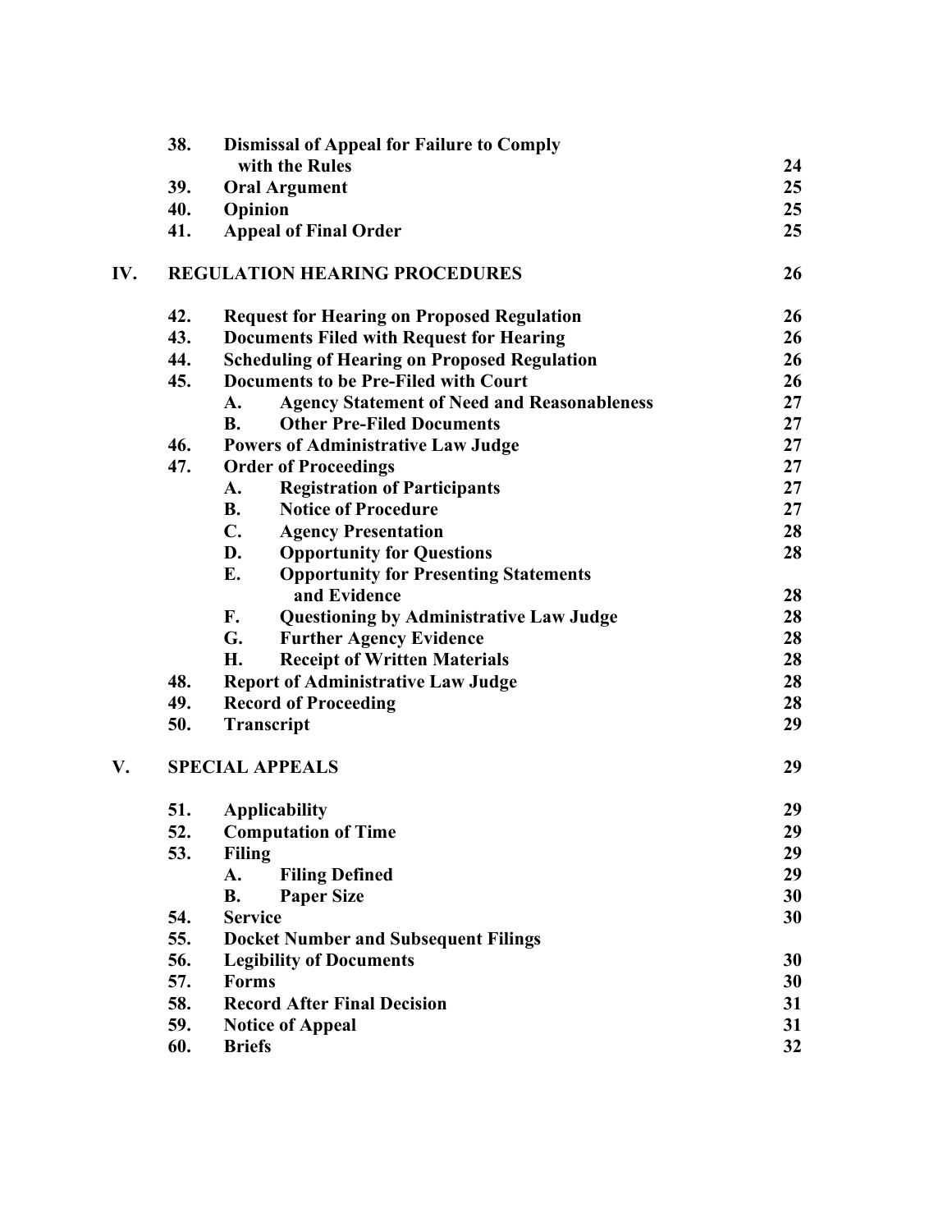| | | | |
|---|---|---|---|
| | **38.** | **Dismissal of Appeal for Failure to Comply with the Rules** | **24** |
| | **39.** | **Oral Argument** | **25** |
| | **40.** | **Opinion** | **25** |
| | **41.** | **Appeal of Final Order** | **25** |
| **IV.** | | **REGULATION HEARING PROCEDURES** | **26** |
| | **42.** | **Request for Hearing on Proposed Regulation** | **26** |
| | **43.** | **Documents Filed with Request for Hearing** | **26** |
| | **44.** | **Scheduling of Hearing on Proposed Regulation** | **26** |
| | **45.** | **Documents to be Pre-Filed with Court** | **26** |
| | | **A. Agency Statement of Need and Reasonableness** | **27** |
| | | **B. Other Pre-Filed Documents** | **27** |
| | **46.** | **Powers of Administrative Law Judge** | **27** |
| | **47.** | **Order of Proceedings** | **27** |
| | | **A. Registration of Participants** | **27** |
| | | **B. Notice of Procedure** | **27** |
| | | **C. Agency Presentation** | **28** |
| | | **D. Opportunity for Questions** | **28** |
| | | **E. Opportunity for Presenting Statements and Evidence** | **28** |
| | | **F. Questioning by Administrative Law Judge** | **28** |
| | | **G. Further Agency Evidence** | **28** |
| | | **H. Receipt of Written Materials** | **28** |
| | **48.** | **Report of Administrative Law Judge** | **28** |
| | **49.** | **Record of Proceeding** | **28** |
| | **50.** | **Transcript** | **29** |
| **V.** | | **SPECIAL APPEALS** | **29** |
| | **51.** | **Applicability** | **29** |
| | **52.** | **Computation of Time** | **29** |
| | **53.** | **Filing** | **29** |
| | | **A. Filing Defined** | **29** |
| | | **B. Paper Size** | **30** |
| | **54.** | **Service** | **30** |
| | **55.** | **Docket Number and Subsequent Filings** | |
| | **56.** | **Legibility of Documents** | **30** |
| | **57.** | **Forms** | **30** |
| | **58.** | **Record After Final Decision** | **31** |
| | **59.** | **Notice of Appeal** | **31** |
| | **60.** | **Briefs** | **32** |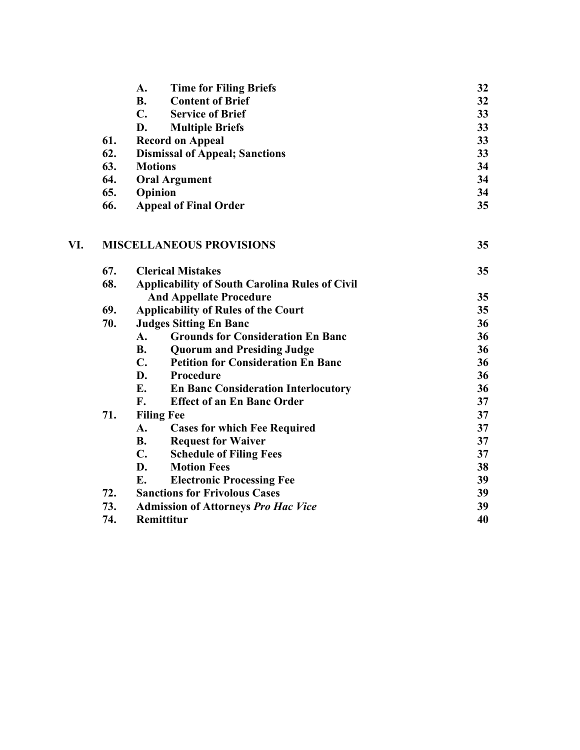| | | | |
|---|---|---|---|
| | A. | **Time for Filing Briefs** | 32 |
| | B. | **Content of Brief** | 32 |
| | C. | **Service of Brief** | 33 |
| | D. | **Multiple Briefs** | 33 |
| **61.** | | **Record on Appeal** | 33 |
| **62.** | | **Dismissal of Appeal; Sanctions** | 33 |
| **63.** | | **Motions** | 34 |
| **64.** | | **Oral Argument** | 34 |
| **65.** | | **Opinion** | 34 |
| **66.** | | **Appeal of Final Order** | 35 |

**VI. MISCELLANEOUS PROVISIONS** **35**

| | | | |
|---|---|---|---|
| **67.** | | **Clerical Mistakes** | 35 |
| **68.** | | **Applicability of South Carolina Rules of Civil And Appellate Procedure** | 35 |
| **69.** | | **Applicability of Rules of the Court** | 35 |
| **70.** | | **Judges Sitting En Banc** | 36 |
| | A. | **Grounds for Consideration En Banc** | 36 |
| | B. | **Quorum and Presiding Judge** | 36 |
| | C. | **Petition for Consideration En Banc** | 36 |
| | D. | **Procedure** | 36 |
| | E. | **En Banc Consideration Interlocutory** | 36 |
| | F. | **Effect of an En Banc Order** | 37 |
| **71.** | | **Filing Fee** | 37 |
| | A. | **Cases for which Fee Required** | 37 |
| | B. | **Request for Waiver** | 37 |
| | C. | **Schedule of Filing Fees** | 37 |
| | D. | **Motion Fees** | 38 |
| | E. | **Electronic Processing Fee** | 39 |
| **72.** | | **Sanctions for Frivolous Cases** | 39 |
| **73.** | | **Admission of Attorneys *Pro Hac Vice*** | 39 |
| **74.** | | **Remittitur** | 40 |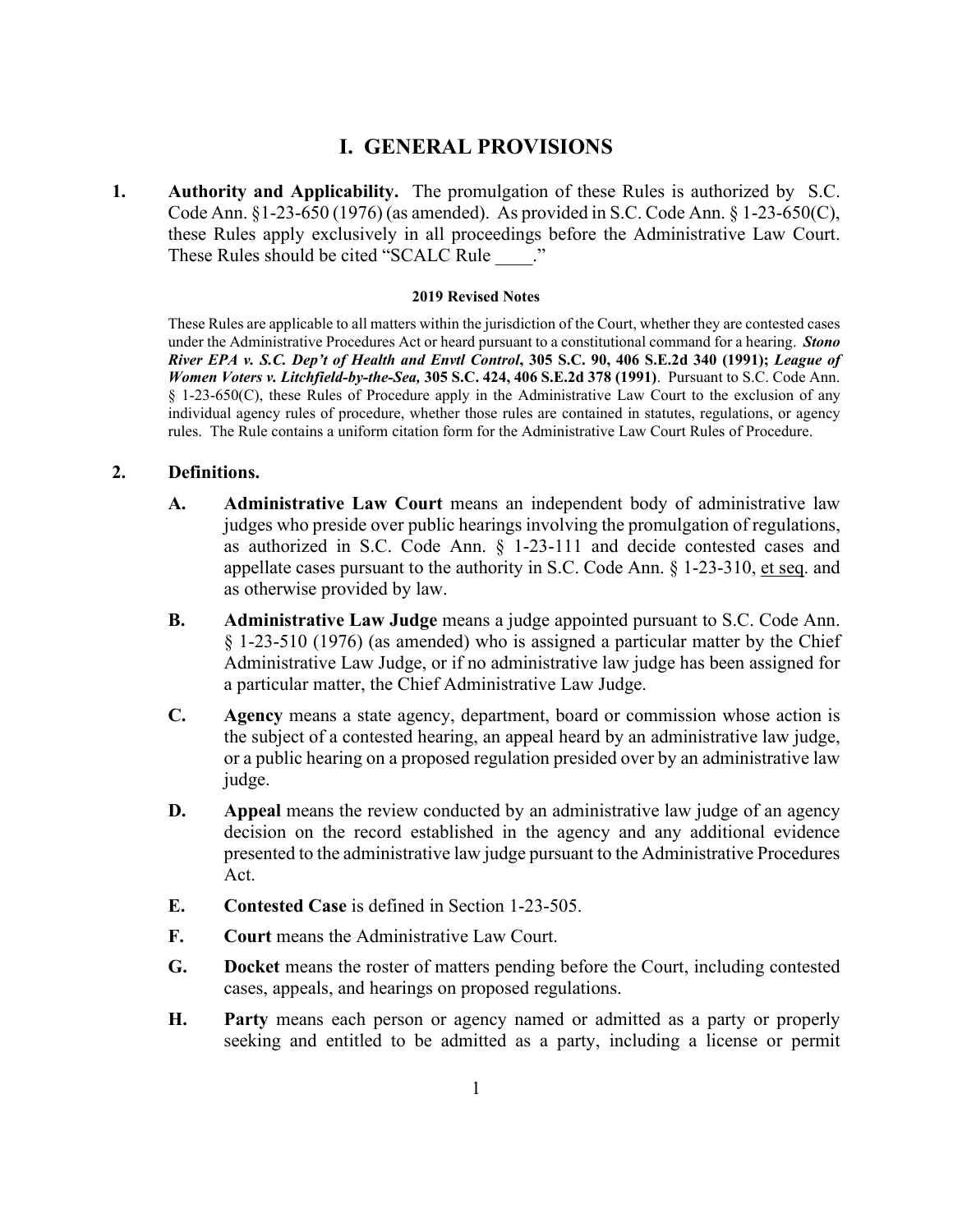# I. GENERAL PROVISIONS

**1. Authority and Applicability.** The promulgation of these Rules is authorized by S.C. Code Ann. §1-23-650 (1976) (as amended). As provided in S.C. Code Ann. § 1-23-650(C), these Rules apply exclusively in all proceedings before the Administrative Law Court. These Rules should be cited "SCALC Rule ____."

**2019 Revised Notes**

These Rules are applicable to all matters within the jurisdiction of the Court, whether they are contested cases under the Administrative Procedures Act or heard pursuant to a constitutional command for a hearing. ***Stono River EPA v. S.C. Dep't of Health and Envtl Control*, 305 S.C. 90, 406 S.E.2d 340 (1991); *League of Women Voters v. Litchfield-by-the-Sea,* 305 S.C. 424, 406 S.E.2d 378 (1991)**. Pursuant to S.C. Code Ann. § 1-23-650(C), these Rules of Procedure apply in the Administrative Law Court to the exclusion of any individual agency rules of procedure, whether those rules are contained in statutes, regulations, or agency rules. The Rule contains a uniform citation form for the Administrative Law Court Rules of Procedure.

**2. Definitions.**

**A. Administrative Law Court** means an independent body of administrative law judges who preside over public hearings involving the promulgation of regulations, as authorized in S.C. Code Ann. § 1-23-111 and decide contested cases and appellate cases pursuant to the authority in S.C. Code Ann. § 1-23-310, et seq. and as otherwise provided by law.

**B. Administrative Law Judge** means a judge appointed pursuant to S.C. Code Ann. § 1-23-510 (1976) (as amended) who is assigned a particular matter by the Chief Administrative Law Judge, or if no administrative law judge has been assigned for a particular matter, the Chief Administrative Law Judge.

**C. Agency** means a state agency, department, board or commission whose action is the subject of a contested hearing, an appeal heard by an administrative law judge, or a public hearing on a proposed regulation presided over by an administrative law judge.

**D. Appeal** means the review conducted by an administrative law judge of an agency decision on the record established in the agency and any additional evidence presented to the administrative law judge pursuant to the Administrative Procedures Act.

**E. Contested Case** is defined in Section 1-23-505.

**F. Court** means the Administrative Law Court.

**G. Docket** means the roster of matters pending before the Court, including contested cases, appeals, and hearings on proposed regulations.

**H. Party** means each person or agency named or admitted as a party or properly seeking and entitled to be admitted as a party, including a license or permit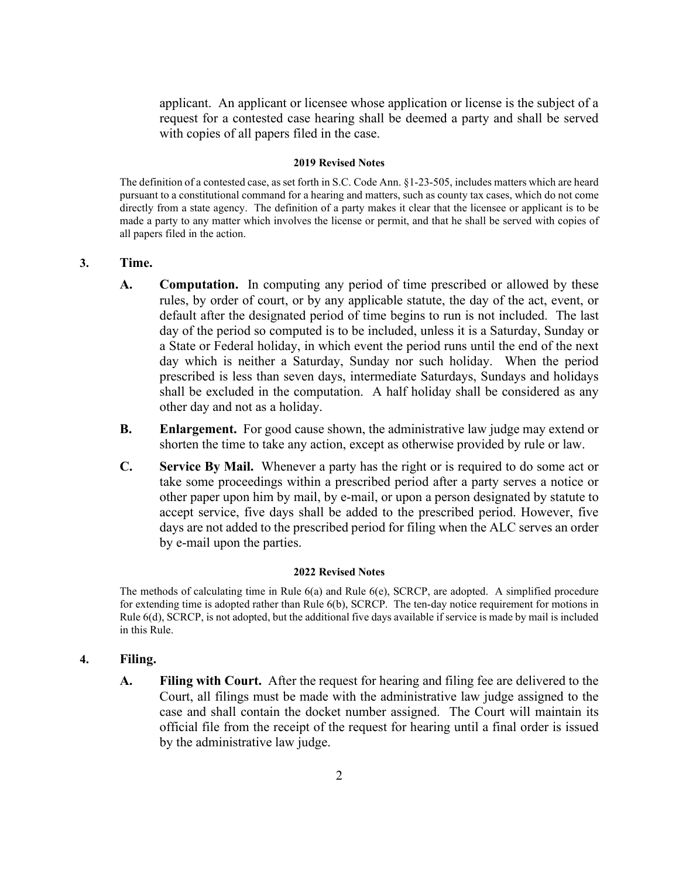applicant. An applicant or licensee whose application or license is the subject of a request for a contested case hearing shall be deemed a party and shall be served with copies of all papers filed in the case.

**2019 Revised Notes**

The definition of a contested case, as set forth in S.C. Code Ann. §1-23-505, includes matters which are heard pursuant to a constitutional command for a hearing and matters, such as county tax cases, which do not come directly from a state agency. The definition of a party makes it clear that the licensee or applicant is to be made a party to any matter which involves the license or permit, and that he shall be served with copies of all papers filed in the action.

## 3. Time.

**A. Computation.** In computing any period of time prescribed or allowed by these rules, by order of court, or by any applicable statute, the day of the act, event, or default after the designated period of time begins to run is not included. The last day of the period so computed is to be included, unless it is a Saturday, Sunday or a State or Federal holiday, in which event the period runs until the end of the next day which is neither a Saturday, Sunday nor such holiday. When the period prescribed is less than seven days, intermediate Saturdays, Sundays and holidays shall be excluded in the computation. A half holiday shall be considered as any other day and not as a holiday.

**B. Enlargement.** For good cause shown, the administrative law judge may extend or shorten the time to take any action, except as otherwise provided by rule or law.

**C. Service By Mail.** Whenever a party has the right or is required to do some act or take some proceedings within a prescribed period after a party serves a notice or other paper upon him by mail, by e-mail, or upon a person designated by statute to accept service, five days shall be added to the prescribed period. However, five days are not added to the prescribed period for filing when the ALC serves an order by e-mail upon the parties.

**2022 Revised Notes**

The methods of calculating time in Rule 6(a) and Rule 6(e), SCRCP, are adopted. A simplified procedure for extending time is adopted rather than Rule 6(b), SCRCP. The ten-day notice requirement for motions in Rule 6(d), SCRCP, is not adopted, but the additional five days available if service is made by mail is included in this Rule.

## 4. Filing.

**A. Filing with Court.** After the request for hearing and filing fee are delivered to the Court, all filings must be made with the administrative law judge assigned to the case and shall contain the docket number assigned. The Court will maintain its official file from the receipt of the request for hearing until a final order is issued by the administrative law judge.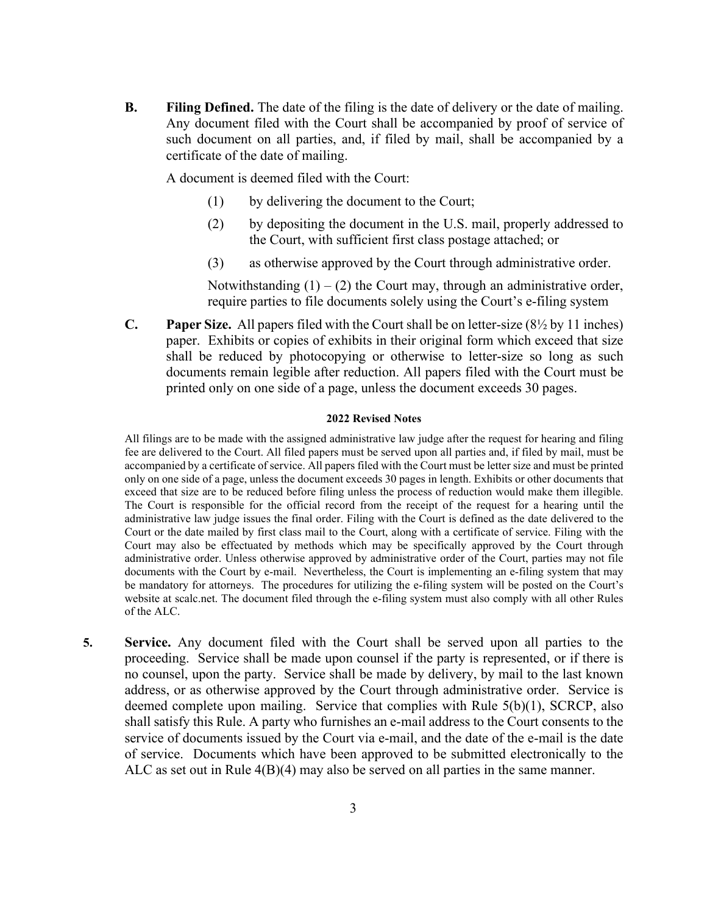**B.** **Filing Defined.** The date of the filing is the date of delivery or the date of mailing. Any document filed with the Court shall be accompanied by proof of service of such document on all parties, and, if filed by mail, shall be accompanied by a certificate of the date of mailing.

A document is deemed filed with the Court:

(1) by delivering the document to the Court;

(2) by depositing the document in the U.S. mail, properly addressed to the Court, with sufficient first class postage attached; or

(3) as otherwise approved by the Court through administrative order.

Notwithstanding (1) – (2) the Court may, through an administrative order, require parties to file documents solely using the Court's e-filing system

**C.** **Paper Size.** All papers filed with the Court shall be on letter-size (8½ by 11 inches) paper. Exhibits or copies of exhibits in their original form which exceed that size shall be reduced by photocopying or otherwise to letter-size so long as such documents remain legible after reduction. All papers filed with the Court must be printed only on one side of a page, unless the document exceeds 30 pages.

**2022 Revised Notes**

All filings are to be made with the assigned administrative law judge after the request for hearing and filing fee are delivered to the Court. All filed papers must be served upon all parties and, if filed by mail, must be accompanied by a certificate of service. All papers filed with the Court must be letter size and must be printed only on one side of a page, unless the document exceeds 30 pages in length. Exhibits or other documents that exceed that size are to be reduced before filing unless the process of reduction would make them illegible. The Court is responsible for the official record from the receipt of the request for a hearing until the administrative law judge issues the final order. Filing with the Court is defined as the date delivered to the Court or the date mailed by first class mail to the Court, along with a certificate of service. Filing with the Court may also be effectuated by methods which may be specifically approved by the Court through administrative order. Unless otherwise approved by administrative order of the Court, parties may not file documents with the Court by e-mail. Nevertheless, the Court is implementing an e-filing system that may be mandatory for attorneys. The procedures for utilizing the e-filing system will be posted on the Court's website at scalc.net. The document filed through the e-filing system must also comply with all other Rules of the ALC.

**5.** **Service.** Any document filed with the Court shall be served upon all parties to the proceeding. Service shall be made upon counsel if the party is represented, or if there is no counsel, upon the party. Service shall be made by delivery, by mail to the last known address, or as otherwise approved by the Court through administrative order. Service is deemed complete upon mailing. Service that complies with Rule 5(b)(1), SCRCP, also shall satisfy this Rule. A party who furnishes an e-mail address to the Court consents to the service of documents issued by the Court via e-mail, and the date of the e-mail is the date of service. Documents which have been approved to be submitted electronically to the ALC as set out in Rule 4(B)(4) may also be served on all parties in the same manner.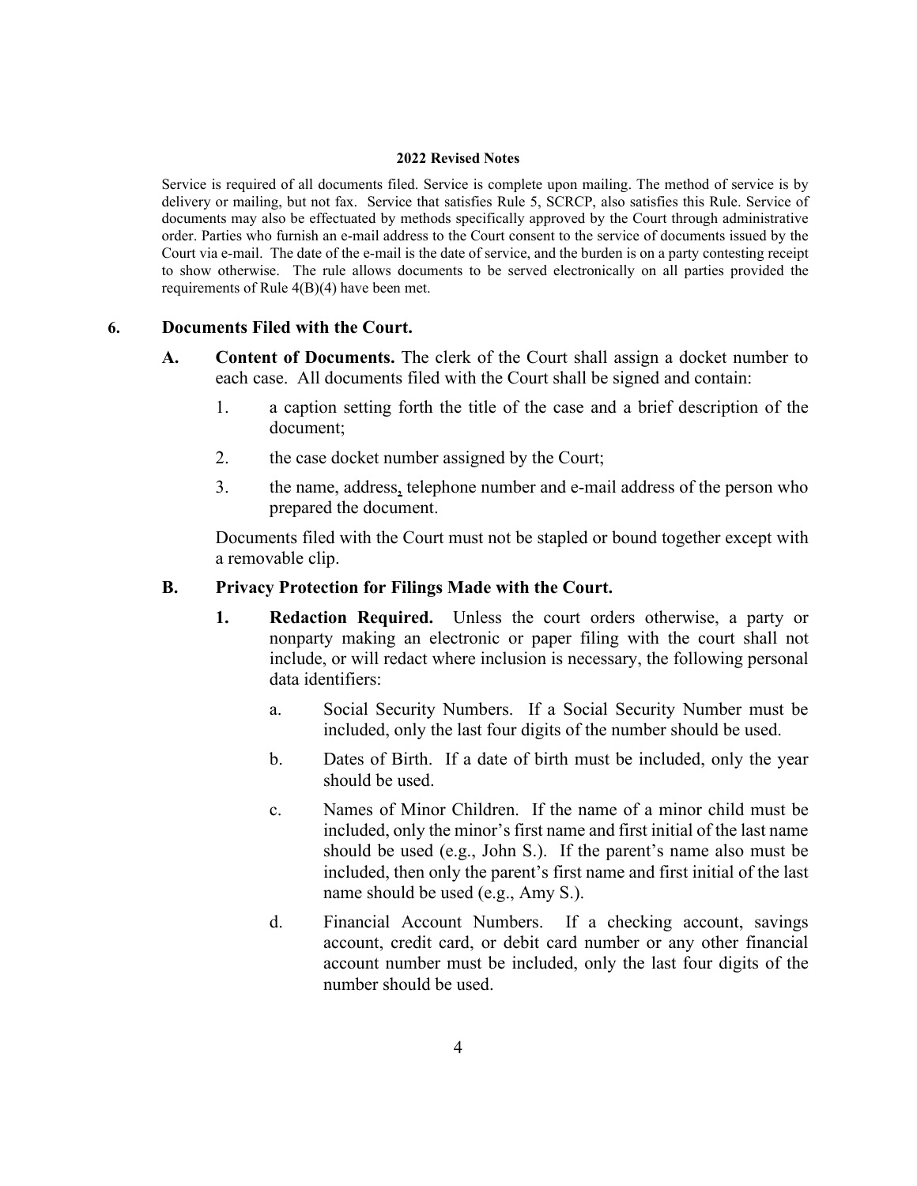**2022 Revised Notes**

Service is required of all documents filed. Service is complete upon mailing. The method of service is by delivery or mailing, but not fax. Service that satisfies Rule 5, SCRCP, also satisfies this Rule. Service of documents may also be effectuated by methods specifically approved by the Court through administrative order. Parties who furnish an e-mail address to the Court consent to the service of documents issued by the Court via e-mail. The date of the e-mail is the date of service, and the burden is on a party contesting receipt to show otherwise. The rule allows documents to be served electronically on all parties provided the requirements of Rule 4(B)(4) have been met.

**6. Documents Filed with the Court.**

**A. Content of Documents.** The clerk of the Court shall assign a docket number to each case. All documents filed with the Court shall be signed and contain:

1. a caption setting forth the title of the case and a brief description of the document;
2. the case docket number assigned by the Court;
3. the name, address, telephone number and e-mail address of the person who prepared the document.

Documents filed with the Court must not be stapled or bound together except with a removable clip.

**B. Privacy Protection for Filings Made with the Court.**

**1. Redaction Required.** Unless the court orders otherwise, a party or nonparty making an electronic or paper filing with the court shall not include, or will redact where inclusion is necessary, the following personal data identifiers:

a. Social Security Numbers. If a Social Security Number must be included, only the last four digits of the number should be used.

b. Dates of Birth. If a date of birth must be included, only the year should be used.

c. Names of Minor Children. If the name of a minor child must be included, only the minor's first name and first initial of the last name should be used (e.g., John S.). If the parent's name also must be included, then only the parent's first name and first initial of the last name should be used (e.g., Amy S.).

d. Financial Account Numbers. If a checking account, savings account, credit card, or debit card number or any other financial account number must be included, only the last four digits of the number should be used.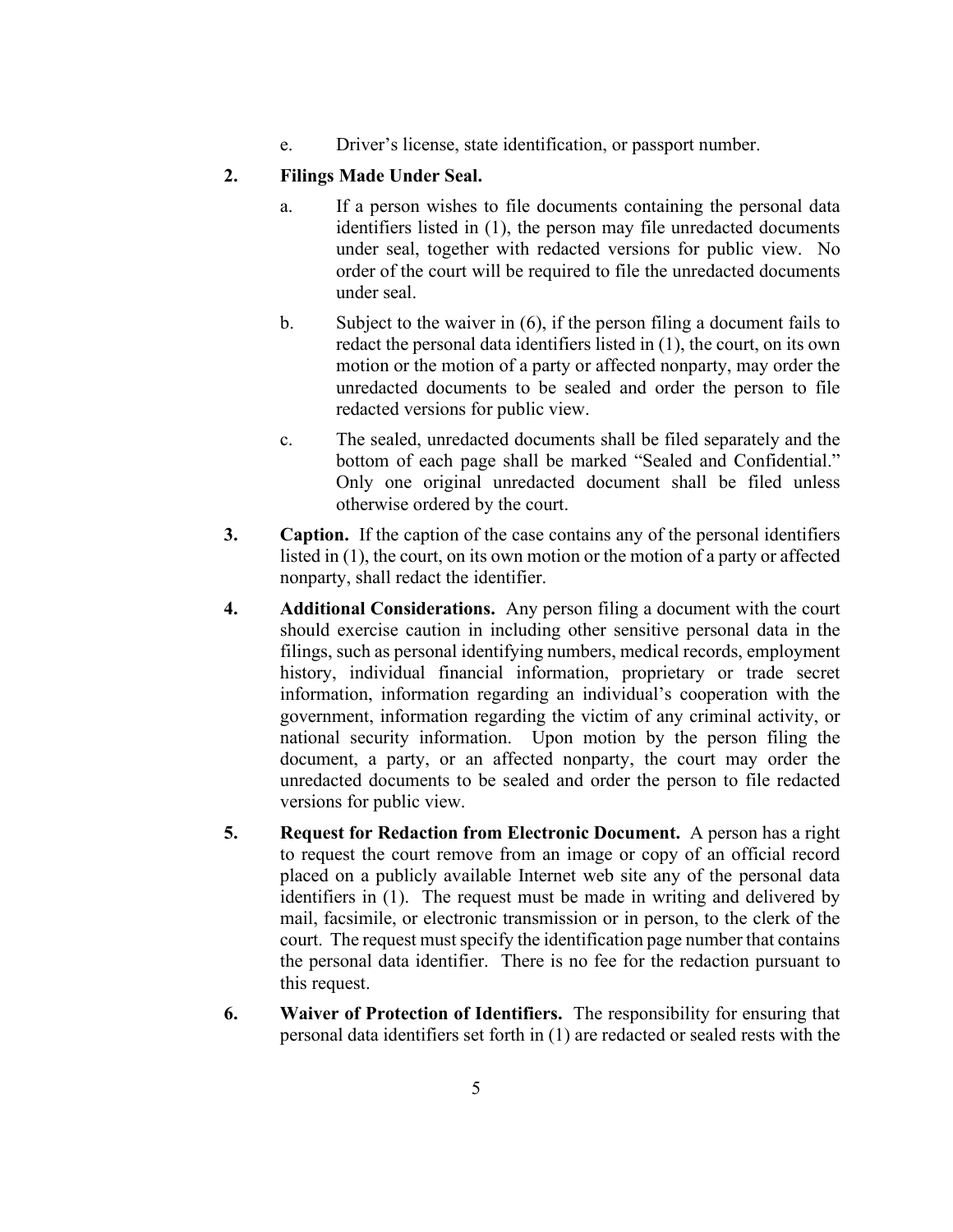e. Driver's license, state identification, or passport number.

**2. Filings Made Under Seal.**

a. If a person wishes to file documents containing the personal data identifiers listed in (1), the person may file unredacted documents under seal, together with redacted versions for public view. No order of the court will be required to file the unredacted documents under seal.

b. Subject to the waiver in (6), if the person filing a document fails to redact the personal data identifiers listed in (1), the court, on its own motion or the motion of a party or affected nonparty, may order the unredacted documents to be sealed and order the person to file redacted versions for public view.

c. The sealed, unredacted documents shall be filed separately and the bottom of each page shall be marked "Sealed and Confidential." Only one original unredacted document shall be filed unless otherwise ordered by the court.

**3. Caption.** If the caption of the case contains any of the personal identifiers listed in (1), the court, on its own motion or the motion of a party or affected nonparty, shall redact the identifier.

**4. Additional Considerations.** Any person filing a document with the court should exercise caution in including other sensitive personal data in the filings, such as personal identifying numbers, medical records, employment history, individual financial information, proprietary or trade secret information, information regarding an individual's cooperation with the government, information regarding the victim of any criminal activity, or national security information. Upon motion by the person filing the document, a party, or an affected nonparty, the court may order the unredacted documents to be sealed and order the person to file redacted versions for public view.

**5. Request for Redaction from Electronic Document.** A person has a right to request the court remove from an image or copy of an official record placed on a publicly available Internet web site any of the personal data identifiers in (1). The request must be made in writing and delivered by mail, facsimile, or electronic transmission or in person, to the clerk of the court. The request must specify the identification page number that contains the personal data identifier. There is no fee for the redaction pursuant to this request.

**6. Waiver of Protection of Identifiers.** The responsibility for ensuring that personal data identifiers set forth in (1) are redacted or sealed rests with the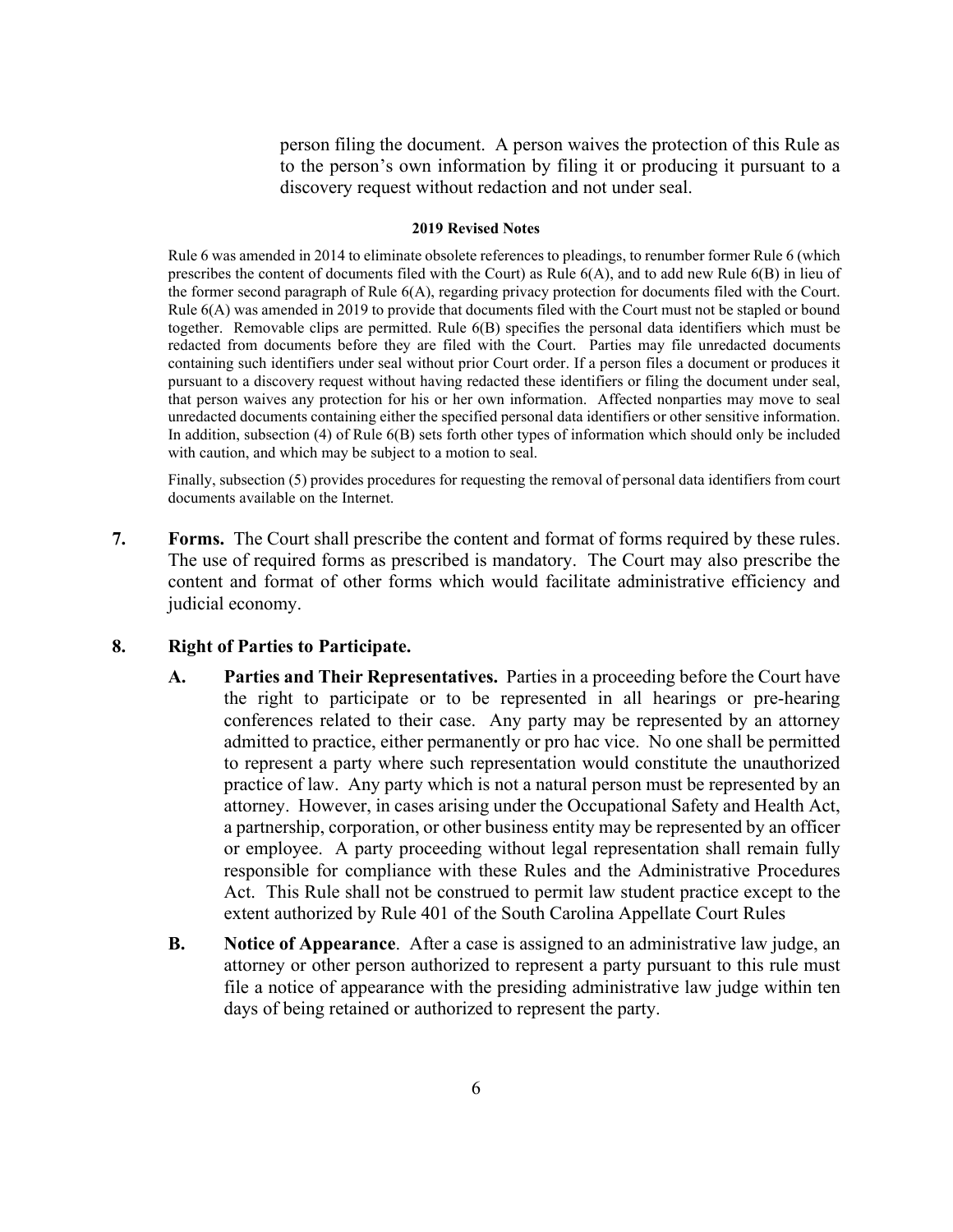person filing the document. A person waives the protection of this Rule as to the person's own information by filing it or producing it pursuant to a discovery request without redaction and not under seal.

**2019 Revised Notes**

Rule 6 was amended in 2014 to eliminate obsolete references to pleadings, to renumber former Rule 6 (which prescribes the content of documents filed with the Court) as Rule 6(A), and to add new Rule 6(B) in lieu of the former second paragraph of Rule 6(A), regarding privacy protection for documents filed with the Court. Rule 6(A) was amended in 2019 to provide that documents filed with the Court must not be stapled or bound together. Removable clips are permitted. Rule 6(B) specifies the personal data identifiers which must be redacted from documents before they are filed with the Court. Parties may file unredacted documents containing such identifiers under seal without prior Court order. If a person files a document or produces it pursuant to a discovery request without having redacted these identifiers or filing the document under seal, that person waives any protection for his or her own information. Affected nonparties may move to seal unredacted documents containing either the specified personal data identifiers or other sensitive information. In addition, subsection (4) of Rule 6(B) sets forth other types of information which should only be included with caution, and which may be subject to a motion to seal.

Finally, subsection (5) provides procedures for requesting the removal of personal data identifiers from court documents available on the Internet.

**7. Forms.** The Court shall prescribe the content and format of forms required by these rules. The use of required forms as prescribed is mandatory. The Court may also prescribe the content and format of other forms which would facilitate administrative efficiency and judicial economy.

**8. Right of Parties to Participate.**

**A. Parties and Their Representatives.** Parties in a proceeding before the Court have the right to participate or to be represented in all hearings or pre-hearing conferences related to their case. Any party may be represented by an attorney admitted to practice, either permanently or pro hac vice. No one shall be permitted to represent a party where such representation would constitute the unauthorized practice of law. Any party which is not a natural person must be represented by an attorney. However, in cases arising under the Occupational Safety and Health Act, a partnership, corporation, or other business entity may be represented by an officer or employee. A party proceeding without legal representation shall remain fully responsible for compliance with these Rules and the Administrative Procedures Act. This Rule shall not be construed to permit law student practice except to the extent authorized by Rule 401 of the South Carolina Appellate Court Rules

**B. Notice of Appearance**. After a case is assigned to an administrative law judge, an attorney or other person authorized to represent a party pursuant to this rule must file a notice of appearance with the presiding administrative law judge within ten days of being retained or authorized to represent the party.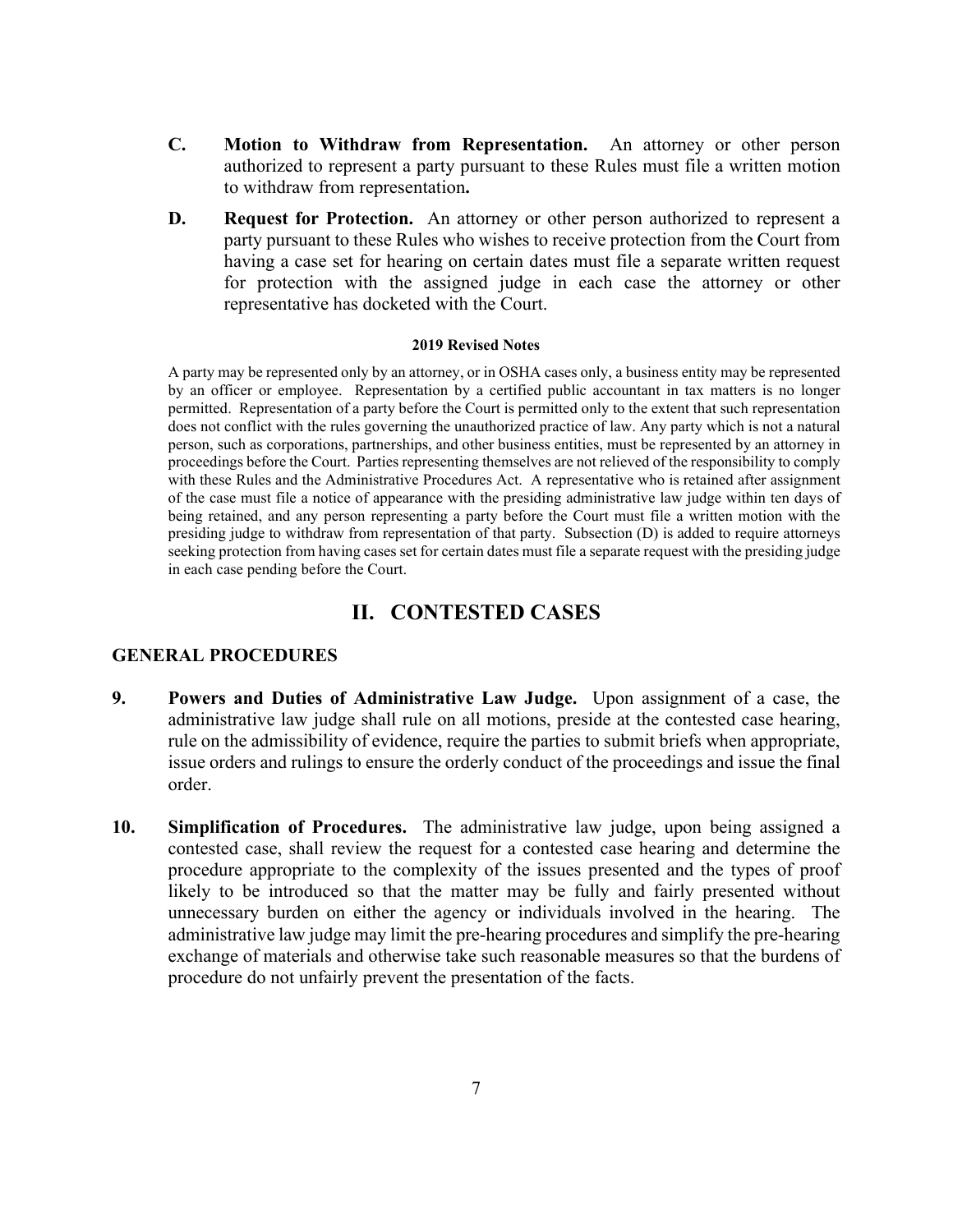**C.** **Motion to Withdraw from Representation.** An attorney or other person authorized to represent a party pursuant to these Rules must file a written motion to withdraw from representation**.**

**D.** **Request for Protection.** An attorney or other person authorized to represent a party pursuant to these Rules who wishes to receive protection from the Court from having a case set for hearing on certain dates must file a separate written request for protection with the assigned judge in each case the attorney or other representative has docketed with the Court.

**2019 Revised Notes**

A party may be represented only by an attorney, or in OSHA cases only, a business entity may be represented by an officer or employee. Representation by a certified public accountant in tax matters is no longer permitted. Representation of a party before the Court is permitted only to the extent that such representation does not conflict with the rules governing the unauthorized practice of law. Any party which is not a natural person, such as corporations, partnerships, and other business entities, must be represented by an attorney in proceedings before the Court. Parties representing themselves are not relieved of the responsibility to comply with these Rules and the Administrative Procedures Act. A representative who is retained after assignment of the case must file a notice of appearance with the presiding administrative law judge within ten days of being retained, and any person representing a party before the Court must file a written motion with the presiding judge to withdraw from representation of that party. Subsection (D) is added to require attorneys seeking protection from having cases set for certain dates must file a separate request with the presiding judge in each case pending before the Court.

## II. CONTESTED CASES

### GENERAL PROCEDURES

**9.** **Powers and Duties of Administrative Law Judge.** Upon assignment of a case, the administrative law judge shall rule on all motions, preside at the contested case hearing, rule on the admissibility of evidence, require the parties to submit briefs when appropriate, issue orders and rulings to ensure the orderly conduct of the proceedings and issue the final order.

**10.** **Simplification of Procedures.** The administrative law judge, upon being assigned a contested case, shall review the request for a contested case hearing and determine the procedure appropriate to the complexity of the issues presented and the types of proof likely to be introduced so that the matter may be fully and fairly presented without unnecessary burden on either the agency or individuals involved in the hearing. The administrative law judge may limit the pre-hearing procedures and simplify the pre-hearing exchange of materials and otherwise take such reasonable measures so that the burdens of procedure do not unfairly prevent the presentation of the facts.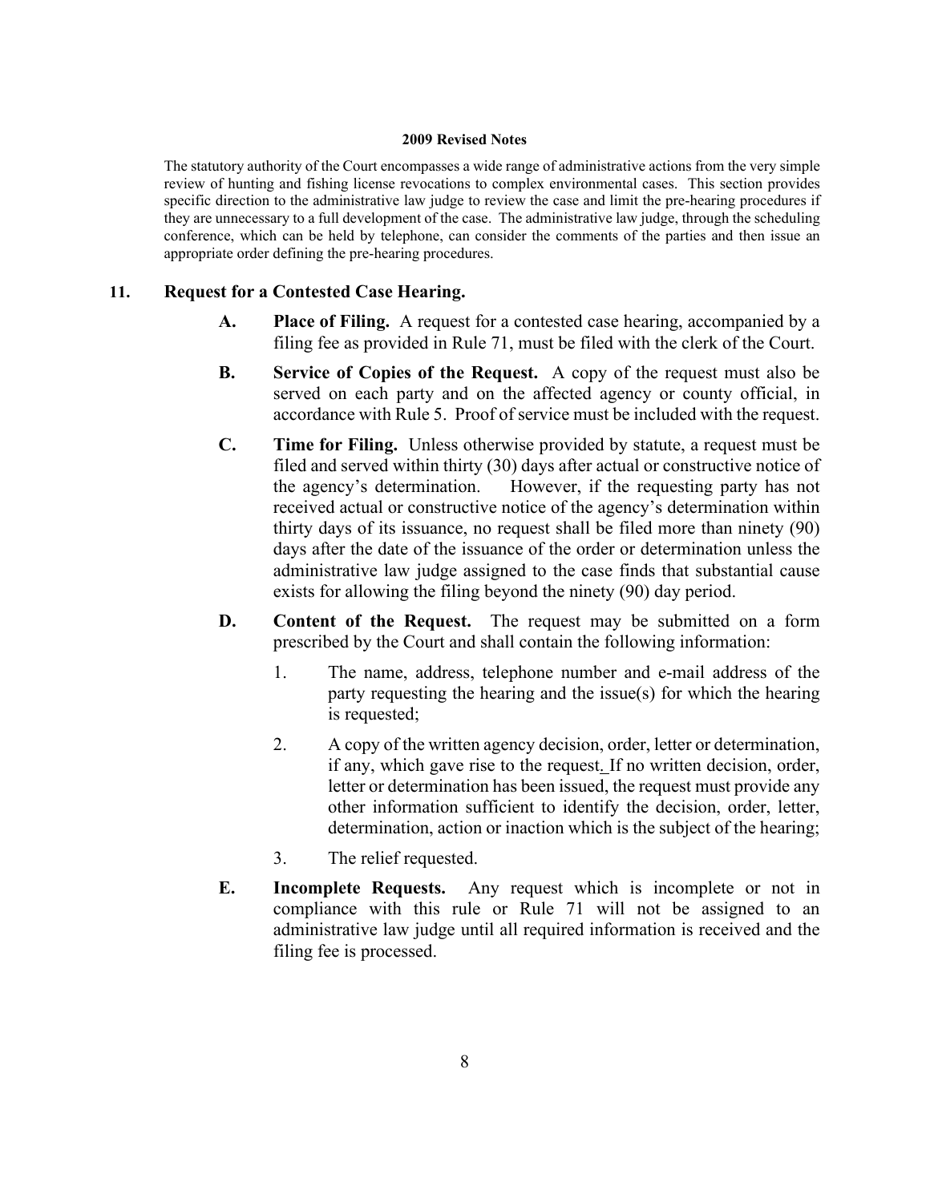**2009 Revised Notes**

The statutory authority of the Court encompasses a wide range of administrative actions from the very simple review of hunting and fishing license revocations to complex environmental cases. This section provides specific direction to the administrative law judge to review the case and limit the pre-hearing procedures if they are unnecessary to a full development of the case. The administrative law judge, through the scheduling conference, which can be held by telephone, can consider the comments of the parties and then issue an appropriate order defining the pre-hearing procedures.

## 11. Request for a Contested Case Hearing.

**A. Place of Filing.** A request for a contested case hearing, accompanied by a filing fee as provided in Rule 71, must be filed with the clerk of the Court.

**B. Service of Copies of the Request.** A copy of the request must also be served on each party and on the affected agency or county official, in accordance with Rule 5. Proof of service must be included with the request.

**C. Time for Filing.** Unless otherwise provided by statute, a request must be filed and served within thirty (30) days after actual or constructive notice of the agency's determination. However, if the requesting party has not received actual or constructive notice of the agency's determination within thirty days of its issuance, no request shall be filed more than ninety (90) days after the date of the issuance of the order or determination unless the administrative law judge assigned to the case finds that substantial cause exists for allowing the filing beyond the ninety (90) day period.

**D. Content of the Request.** The request may be submitted on a form prescribed by the Court and shall contain the following information:

1. The name, address, telephone number and e-mail address of the party requesting the hearing and the issue(s) for which the hearing is requested;
2. A copy of the written agency decision, order, letter or determination, if any, which gave rise to the request. If no written decision, order, letter or determination has been issued, the request must provide any other information sufficient to identify the decision, order, letter, determination, action or inaction which is the subject of the hearing;
3. The relief requested.

**E. Incomplete Requests.** Any request which is incomplete or not in compliance with this rule or Rule 71 will not be assigned to an administrative law judge until all required information is received and the filing fee is processed.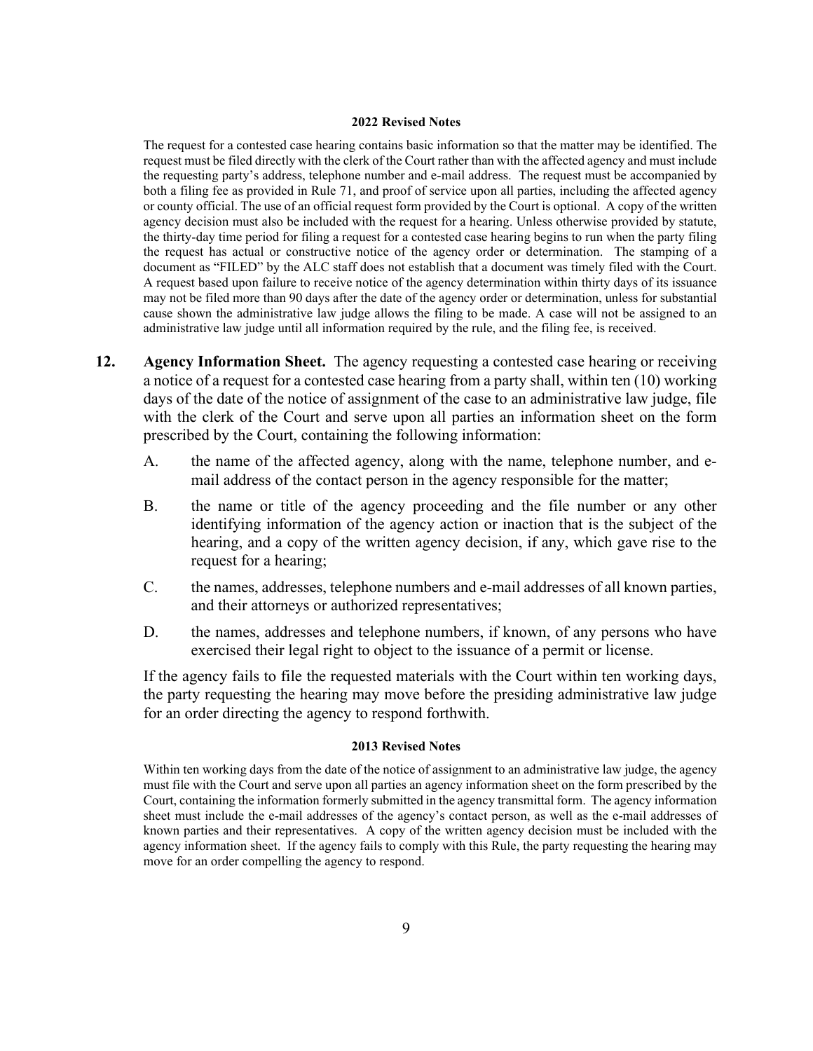#### 2022 Revised Notes

The request for a contested case hearing contains basic information so that the matter may be identified. The request must be filed directly with the clerk of the Court rather than with the affected agency and must include the requesting party's address, telephone number and e-mail address. The request must be accompanied by both a filing fee as provided in Rule 71, and proof of service upon all parties, including the affected agency or county official. The use of an official request form provided by the Court is optional. A copy of the written agency decision must also be included with the request for a hearing. Unless otherwise provided by statute, the thirty-day time period for filing a request for a contested case hearing begins to run when the party filing the request has actual or constructive notice of the agency order or determination. The stamping of a document as "FILED" by the ALC staff does not establish that a document was timely filed with the Court. A request based upon failure to receive notice of the agency determination within thirty days of its issuance may not be filed more than 90 days after the date of the agency order or determination, unless for substantial cause shown the administrative law judge allows the filing to be made. A case will not be assigned to an administrative law judge until all information required by the rule, and the filing fee, is received.

**12. Agency Information Sheet.** The agency requesting a contested case hearing or receiving a notice of a request for a contested case hearing from a party shall, within ten (10) working days of the date of the notice of assignment of the case to an administrative law judge, file with the clerk of the Court and serve upon all parties an information sheet on the form prescribed by the Court, containing the following information:

A. the name of the affected agency, along with the name, telephone number, and e-mail address of the contact person in the agency responsible for the matter;

B. the name or title of the agency proceeding and the file number or any other identifying information of the agency action or inaction that is the subject of the hearing, and a copy of the written agency decision, if any, which gave rise to the request for a hearing;

C. the names, addresses, telephone numbers and e-mail addresses of all known parties, and their attorneys or authorized representatives;

D. the names, addresses and telephone numbers, if known, of any persons who have exercised their legal right to object to the issuance of a permit or license.

If the agency fails to file the requested materials with the Court within ten working days, the party requesting the hearing may move before the presiding administrative law judge for an order directing the agency to respond forthwith.

#### 2013 Revised Notes

Within ten working days from the date of the notice of assignment to an administrative law judge, the agency must file with the Court and serve upon all parties an agency information sheet on the form prescribed by the Court, containing the information formerly submitted in the agency transmittal form. The agency information sheet must include the e-mail addresses of the agency's contact person, as well as the e-mail addresses of known parties and their representatives. A copy of the written agency decision must be included with the agency information sheet. If the agency fails to comply with this Rule, the party requesting the hearing may move for an order compelling the agency to respond.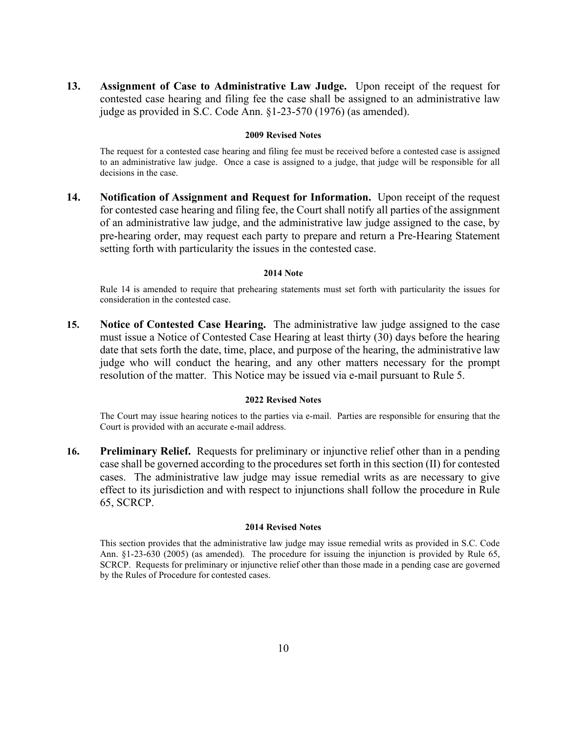**13. Assignment of Case to Administrative Law Judge.** Upon receipt of the request for contested case hearing and filing fee the case shall be assigned to an administrative law judge as provided in S.C. Code Ann. §1-23-570 (1976) (as amended).

**2009 Revised Notes**

The request for a contested case hearing and filing fee must be received before a contested case is assigned to an administrative law judge. Once a case is assigned to a judge, that judge will be responsible for all decisions in the case.

**14. Notification of Assignment and Request for Information.** Upon receipt of the request for contested case hearing and filing fee, the Court shall notify all parties of the assignment of an administrative law judge, and the administrative law judge assigned to the case, by pre-hearing order, may request each party to prepare and return a Pre-Hearing Statement setting forth with particularity the issues in the contested case.

**2014 Note**

Rule 14 is amended to require that prehearing statements must set forth with particularity the issues for consideration in the contested case.

**15. Notice of Contested Case Hearing.** The administrative law judge assigned to the case must issue a Notice of Contested Case Hearing at least thirty (30) days before the hearing date that sets forth the date, time, place, and purpose of the hearing, the administrative law judge who will conduct the hearing, and any other matters necessary for the prompt resolution of the matter. This Notice may be issued via e-mail pursuant to Rule 5.

**2022 Revised Notes**

The Court may issue hearing notices to the parties via e-mail. Parties are responsible for ensuring that the Court is provided with an accurate e-mail address.

**16. Preliminary Relief.** Requests for preliminary or injunctive relief other than in a pending case shall be governed according to the procedures set forth in this section (II) for contested cases. The administrative law judge may issue remedial writs as are necessary to give effect to its jurisdiction and with respect to injunctions shall follow the procedure in Rule 65, SCRCP.

**2014 Revised Notes**

This section provides that the administrative law judge may issue remedial writs as provided in S.C. Code Ann. §1-23-630 (2005) (as amended). The procedure for issuing the injunction is provided by Rule 65, SCRCP. Requests for preliminary or injunctive relief other than those made in a pending case are governed by the Rules of Procedure for contested cases.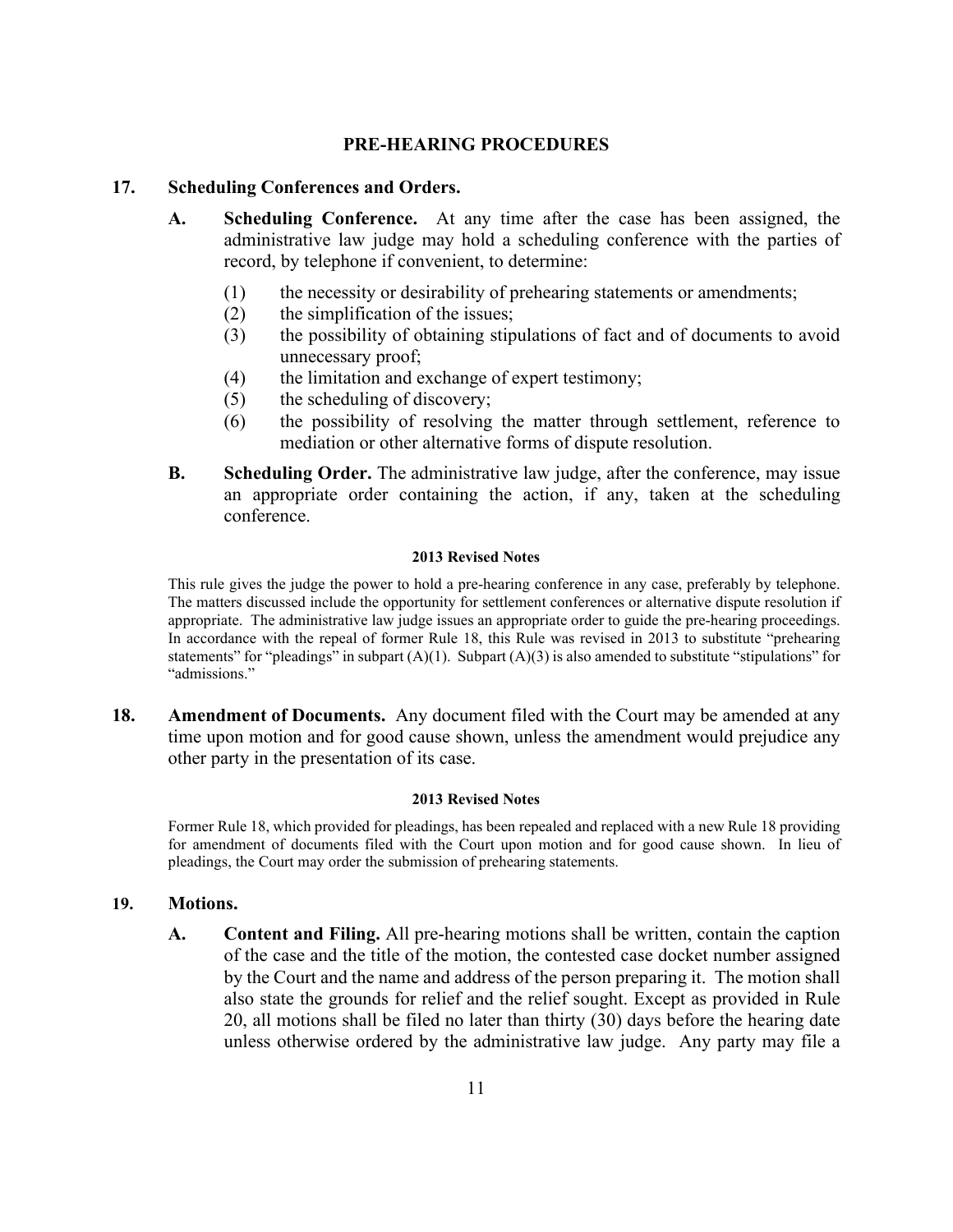## PRE-HEARING PROCEDURES

### 17. Scheduling Conferences and Orders.

**A. Scheduling Conference.** At any time after the case has been assigned, the administrative law judge may hold a scheduling conference with the parties of record, by telephone if convenient, to determine:

(1) the necessity or desirability of prehearing statements or amendments;
(2) the simplification of the issues;
(3) the possibility of obtaining stipulations of fact and of documents to avoid unnecessary proof;
(4) the limitation and exchange of expert testimony;
(5) the scheduling of discovery;
(6) the possibility of resolving the matter through settlement, reference to mediation or other alternative forms of dispute resolution.

**B. Scheduling Order.** The administrative law judge, after the conference, may issue an appropriate order containing the action, if any, taken at the scheduling conference.

**2013 Revised Notes**

This rule gives the judge the power to hold a pre-hearing conference in any case, preferably by telephone. The matters discussed include the opportunity for settlement conferences or alternative dispute resolution if appropriate. The administrative law judge issues an appropriate order to guide the pre-hearing proceedings. In accordance with the repeal of former Rule 18, this Rule was revised in 2013 to substitute "prehearing statements" for "pleadings" in subpart (A)(1). Subpart (A)(3) is also amended to substitute "stipulations" for "admissions."

### 18. Amendment of Documents.

Any document filed with the Court may be amended at any time upon motion and for good cause shown, unless the amendment would prejudice any other party in the presentation of its case.

**2013 Revised Notes**

Former Rule 18, which provided for pleadings, has been repealed and replaced with a new Rule 18 providing for amendment of documents filed with the Court upon motion and for good cause shown. In lieu of pleadings, the Court may order the submission of prehearing statements.

### 19. Motions.

**A. Content and Filing.** All pre-hearing motions shall be written, contain the caption of the case and the title of the motion, the contested case docket number assigned by the Court and the name and address of the person preparing it. The motion shall also state the grounds for relief and the relief sought. Except as provided in Rule 20, all motions shall be filed no later than thirty (30) days before the hearing date unless otherwise ordered by the administrative law judge. Any party may file a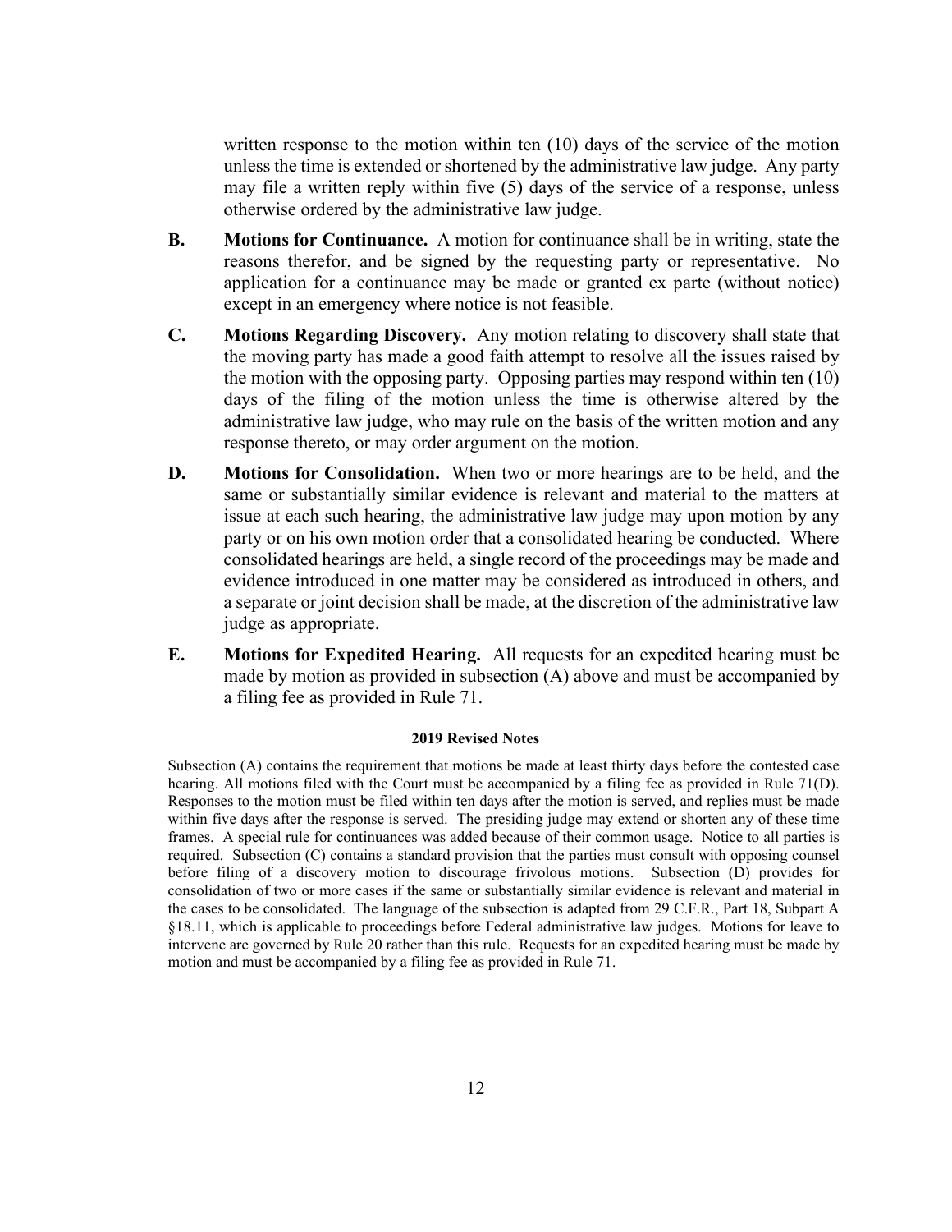written response to the motion within ten (10) days of the service of the motion unless the time is extended or shortened by the administrative law judge. Any party may file a written reply within five (5) days of the service of a response, unless otherwise ordered by the administrative law judge.

**B. Motions for Continuance.** A motion for continuance shall be in writing, state the reasons therefor, and be signed by the requesting party or representative. No application for a continuance may be made or granted ex parte (without notice) except in an emergency where notice is not feasible.

**C. Motions Regarding Discovery.** Any motion relating to discovery shall state that the moving party has made a good faith attempt to resolve all the issues raised by the motion with the opposing party. Opposing parties may respond within ten (10) days of the filing of the motion unless the time is otherwise altered by the administrative law judge, who may rule on the basis of the written motion and any response thereto, or may order argument on the motion.

**D. Motions for Consolidation.** When two or more hearings are to be held, and the same or substantially similar evidence is relevant and material to the matters at issue at each such hearing, the administrative law judge may upon motion by any party or on his own motion order that a consolidated hearing be conducted. Where consolidated hearings are held, a single record of the proceedings may be made and evidence introduced in one matter may be considered as introduced in others, and a separate or joint decision shall be made, at the discretion of the administrative law judge as appropriate.

**E. Motions for Expedited Hearing.** All requests for an expedited hearing must be made by motion as provided in subsection (A) above and must be accompanied by a filing fee as provided in Rule 71.

**2019 Revised Notes**

Subsection (A) contains the requirement that motions be made at least thirty days before the contested case hearing. All motions filed with the Court must be accompanied by a filing fee as provided in Rule 71(D). Responses to the motion must be filed within ten days after the motion is served, and replies must be made within five days after the response is served. The presiding judge may extend or shorten any of these time frames. A special rule for continuances was added because of their common usage. Notice to all parties is required. Subsection (C) contains a standard provision that the parties must consult with opposing counsel before filing of a discovery motion to discourage frivolous motions. Subsection (D) provides for consolidation of two or more cases if the same or substantially similar evidence is relevant and material in the cases to be consolidated. The language of the subsection is adapted from 29 C.F.R., Part 18, Subpart A §18.11, which is applicable to proceedings before Federal administrative law judges. Motions for leave to intervene are governed by Rule 20 rather than this rule. Requests for an expedited hearing must be made by motion and must be accompanied by a filing fee as provided in Rule 71.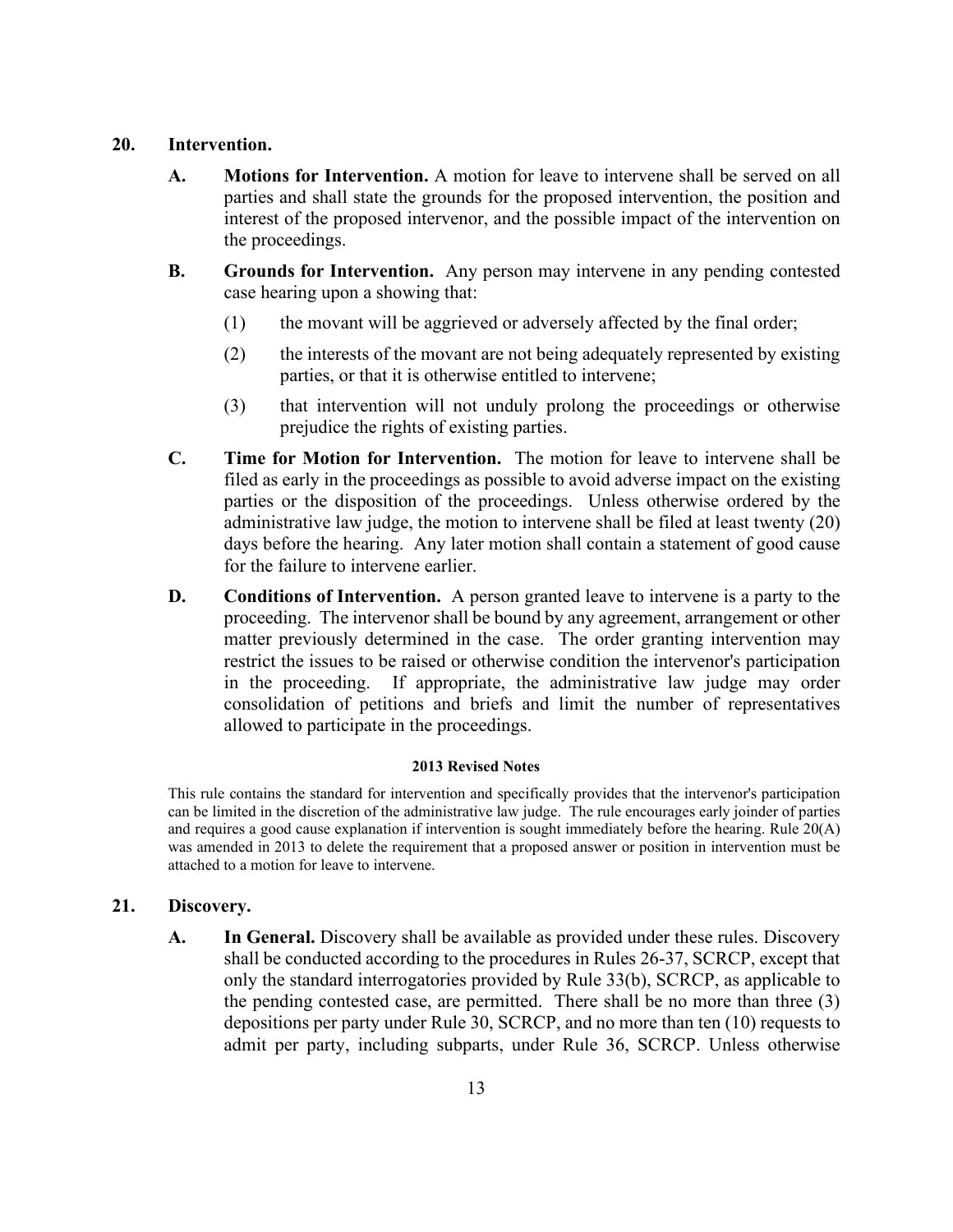## 20. Intervention.

**A. Motions for Intervention.** A motion for leave to intervene shall be served on all parties and shall state the grounds for the proposed intervention, the position and interest of the proposed intervenor, and the possible impact of the intervention on the proceedings.

**B. Grounds for Intervention.** Any person may intervene in any pending contested case hearing upon a showing that:

(1) the movant will be aggrieved or adversely affected by the final order;

(2) the interests of the movant are not being adequately represented by existing parties, or that it is otherwise entitled to intervene;

(3) that intervention will not unduly prolong the proceedings or otherwise prejudice the rights of existing parties.

**C. Time for Motion for Intervention.** The motion for leave to intervene shall be filed as early in the proceedings as possible to avoid adverse impact on the existing parties or the disposition of the proceedings. Unless otherwise ordered by the administrative law judge, the motion to intervene shall be filed at least twenty (20) days before the hearing. Any later motion shall contain a statement of good cause for the failure to intervene earlier.

**D. Conditions of Intervention.** A person granted leave to intervene is a party to the proceeding. The intervenor shall be bound by any agreement, arrangement or other matter previously determined in the case. The order granting intervention may restrict the issues to be raised or otherwise condition the intervenor's participation in the proceeding. If appropriate, the administrative law judge may order consolidation of petitions and briefs and limit the number of representatives allowed to participate in the proceedings.

**2013 Revised Notes**

This rule contains the standard for intervention and specifically provides that the intervenor's participation can be limited in the discretion of the administrative law judge. The rule encourages early joinder of parties and requires a good cause explanation if intervention is sought immediately before the hearing. Rule 20(A) was amended in 2013 to delete the requirement that a proposed answer or position in intervention must be attached to a motion for leave to intervene.

## 21. Discovery.

**A. In General.** Discovery shall be available as provided under these rules. Discovery shall be conducted according to the procedures in Rules 26-37, SCRCP, except that only the standard interrogatories provided by Rule 33(b), SCRCP, as applicable to the pending contested case, are permitted. There shall be no more than three (3) depositions per party under Rule 30, SCRCP, and no more than ten (10) requests to admit per party, including subparts, under Rule 36, SCRCP. Unless otherwise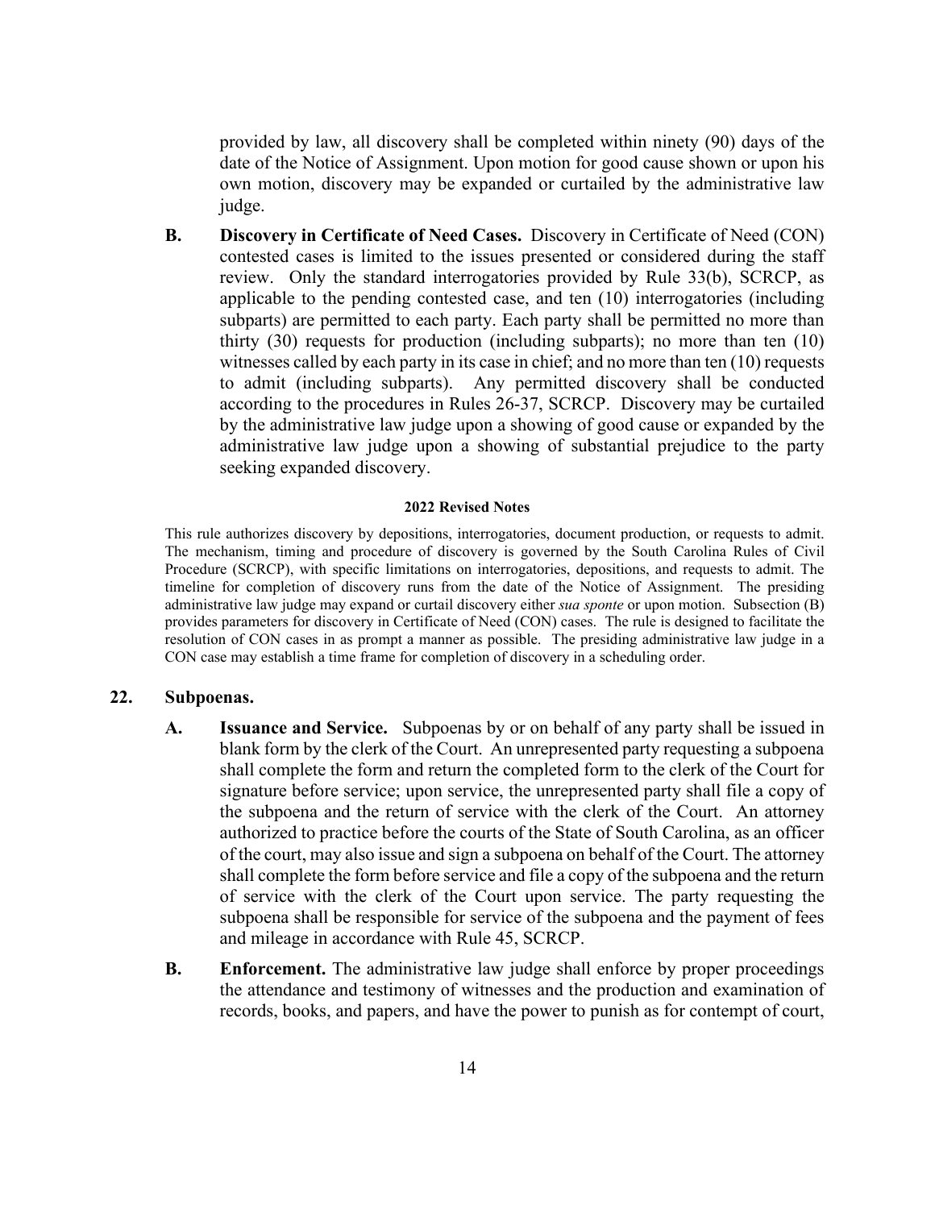provided by law, all discovery shall be completed within ninety (90) days of the date of the Notice of Assignment. Upon motion for good cause shown or upon his own motion, discovery may be expanded or curtailed by the administrative law judge.

**B. Discovery in Certificate of Need Cases.** Discovery in Certificate of Need (CON) contested cases is limited to the issues presented or considered during the staff review. Only the standard interrogatories provided by Rule 33(b), SCRCP, as applicable to the pending contested case, and ten (10) interrogatories (including subparts) are permitted to each party. Each party shall be permitted no more than thirty (30) requests for production (including subparts); no more than ten (10) witnesses called by each party in its case in chief; and no more than ten (10) requests to admit (including subparts). Any permitted discovery shall be conducted according to the procedures in Rules 26-37, SCRCP. Discovery may be curtailed by the administrative law judge upon a showing of good cause or expanded by the administrative law judge upon a showing of substantial prejudice to the party seeking expanded discovery.

**2022 Revised Notes**

This rule authorizes discovery by depositions, interrogatories, document production, or requests to admit. The mechanism, timing and procedure of discovery is governed by the South Carolina Rules of Civil Procedure (SCRCP), with specific limitations on interrogatories, depositions, and requests to admit. The timeline for completion of discovery runs from the date of the Notice of Assignment. The presiding administrative law judge may expand or curtail discovery either *sua sponte* or upon motion. Subsection (B) provides parameters for discovery in Certificate of Need (CON) cases. The rule is designed to facilitate the resolution of CON cases in as prompt a manner as possible. The presiding administrative law judge in a CON case may establish a time frame for completion of discovery in a scheduling order.

## 22. Subpoenas.

**A. Issuance and Service.** Subpoenas by or on behalf of any party shall be issued in blank form by the clerk of the Court. An unrepresented party requesting a subpoena shall complete the form and return the completed form to the clerk of the Court for signature before service; upon service, the unrepresented party shall file a copy of the subpoena and the return of service with the clerk of the Court. An attorney authorized to practice before the courts of the State of South Carolina, as an officer of the court, may also issue and sign a subpoena on behalf of the Court. The attorney shall complete the form before service and file a copy of the subpoena and the return of service with the clerk of the Court upon service. The party requesting the subpoena shall be responsible for service of the subpoena and the payment of fees and mileage in accordance with Rule 45, SCRCP.

**B. Enforcement.** The administrative law judge shall enforce by proper proceedings the attendance and testimony of witnesses and the production and examination of records, books, and papers, and have the power to punish as for contempt of court,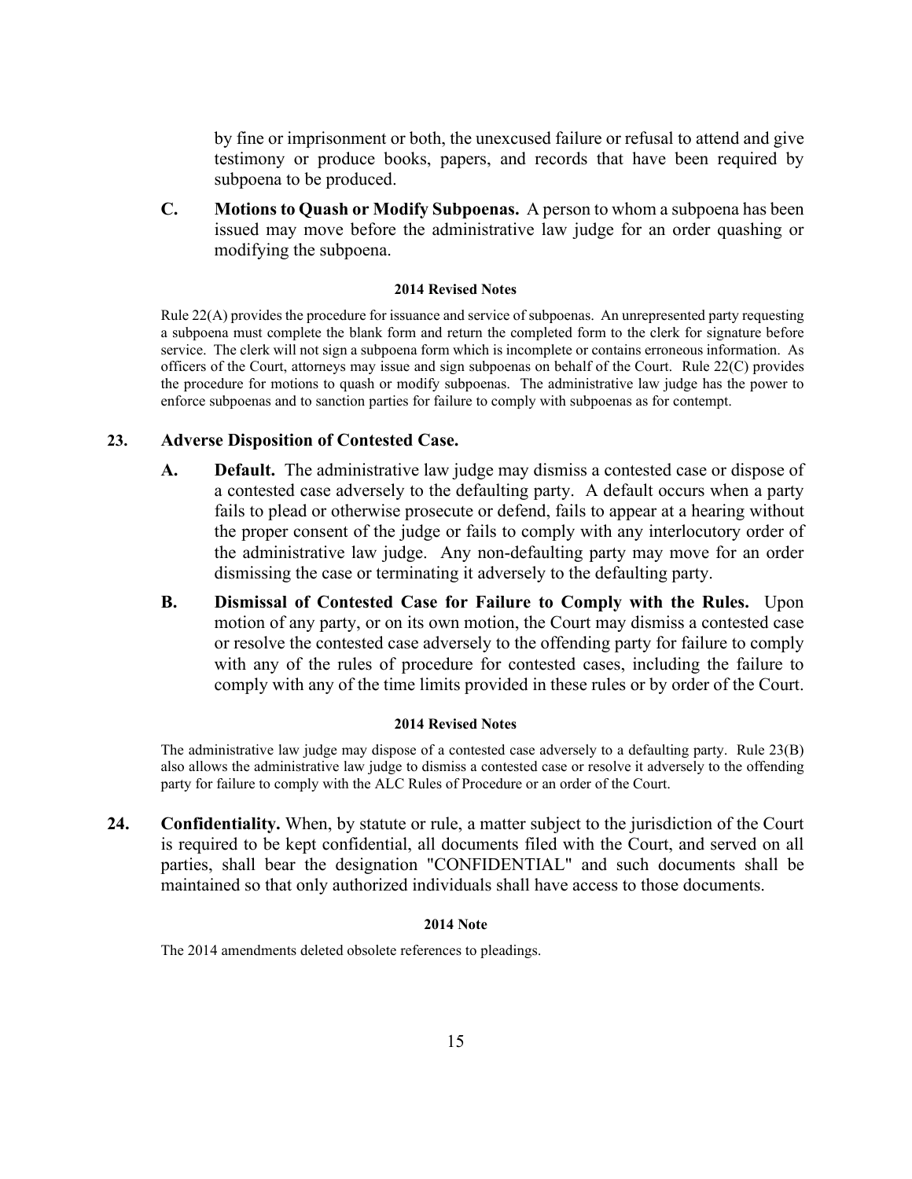by fine or imprisonment or both, the unexcused failure or refusal to attend and give testimony or produce books, papers, and records that have been required by subpoena to be produced.

**C. Motions to Quash or Modify Subpoenas.** A person to whom a subpoena has been issued may move before the administrative law judge for an order quashing or modifying the subpoena.

**2014 Revised Notes**

Rule 22(A) provides the procedure for issuance and service of subpoenas. An unrepresented party requesting a subpoena must complete the blank form and return the completed form to the clerk for signature before service. The clerk will not sign a subpoena form which is incomplete or contains erroneous information. As officers of the Court, attorneys may issue and sign subpoenas on behalf of the Court. Rule 22(C) provides the procedure for motions to quash or modify subpoenas. The administrative law judge has the power to enforce subpoenas and to sanction parties for failure to comply with subpoenas as for contempt.

## 23. Adverse Disposition of Contested Case.

**A. Default.** The administrative law judge may dismiss a contested case or dispose of a contested case adversely to the defaulting party. A default occurs when a party fails to plead or otherwise prosecute or defend, fails to appear at a hearing without the proper consent of the judge or fails to comply with any interlocutory order of the administrative law judge. Any non-defaulting party may move for an order dismissing the case or terminating it adversely to the defaulting party.

**B. Dismissal of Contested Case for Failure to Comply with the Rules.** Upon motion of any party, or on its own motion, the Court may dismiss a contested case or resolve the contested case adversely to the offending party for failure to comply with any of the rules of procedure for contested cases, including the failure to comply with any of the time limits provided in these rules or by order of the Court.

**2014 Revised Notes**

The administrative law judge may dispose of a contested case adversely to a defaulting party. Rule 23(B) also allows the administrative law judge to dismiss a contested case or resolve it adversely to the offending party for failure to comply with the ALC Rules of Procedure or an order of the Court.

## 24. Confidentiality.

When, by statute or rule, a matter subject to the jurisdiction of the Court is required to be kept confidential, all documents filed with the Court, and served on all parties, shall bear the designation "CONFIDENTIAL" and such documents shall be maintained so that only authorized individuals shall have access to those documents.

**2014 Note**

The 2014 amendments deleted obsolete references to pleadings.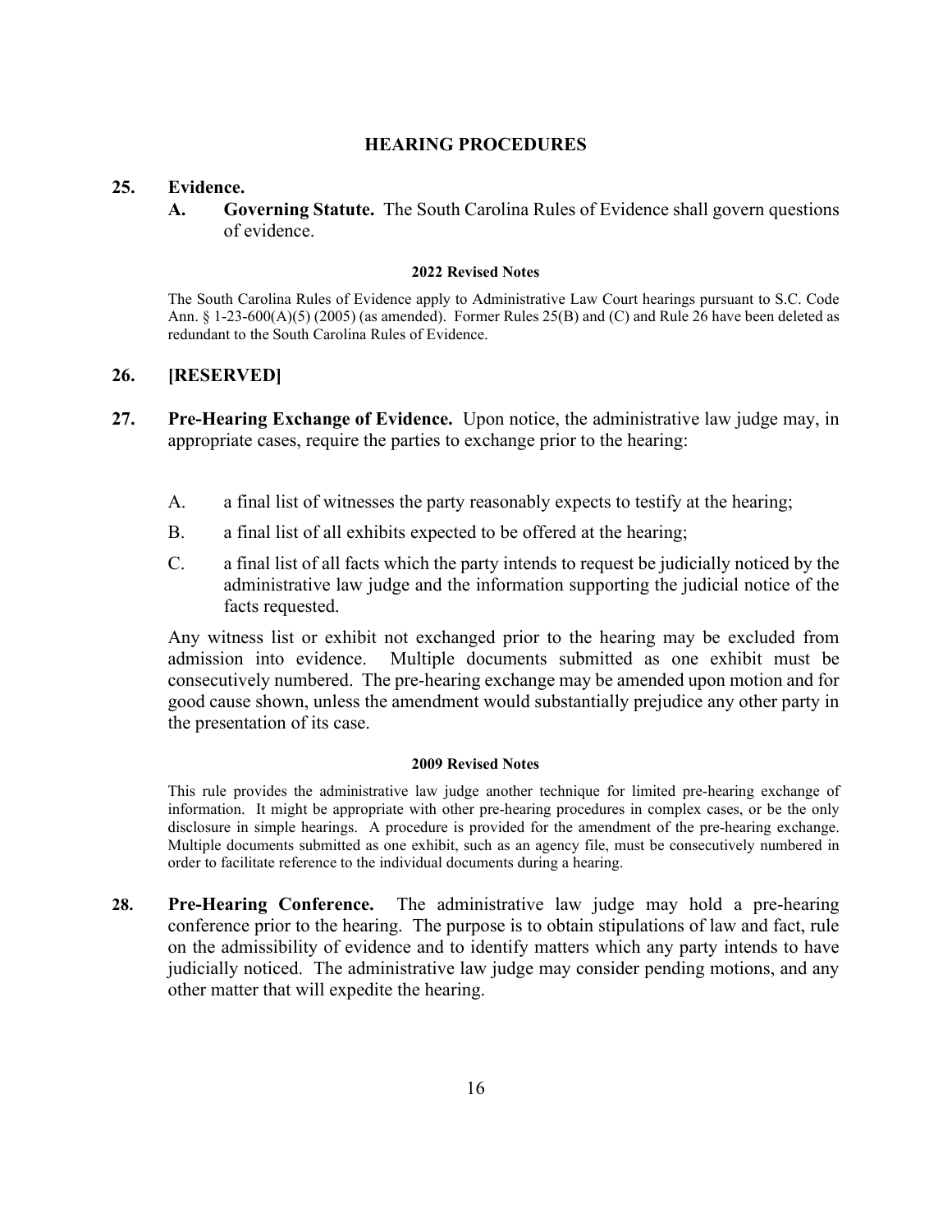## HEARING PROCEDURES

**25. Evidence.**

**A. Governing Statute.** The South Carolina Rules of Evidence shall govern questions of evidence.

**2022 Revised Notes**

The South Carolina Rules of Evidence apply to Administrative Law Court hearings pursuant to S.C. Code Ann. § 1-23-600(A)(5) (2005) (as amended). Former Rules 25(B) and (C) and Rule 26 have been deleted as redundant to the South Carolina Rules of Evidence.

**26. [RESERVED]**

**27. Pre-Hearing Exchange of Evidence.** Upon notice, the administrative law judge may, in appropriate cases, require the parties to exchange prior to the hearing:

A. a final list of witnesses the party reasonably expects to testify at the hearing;

B. a final list of all exhibits expected to be offered at the hearing;

C. a final list of all facts which the party intends to request be judicially noticed by the administrative law judge and the information supporting the judicial notice of the facts requested.

Any witness list or exhibit not exchanged prior to the hearing may be excluded from admission into evidence. Multiple documents submitted as one exhibit must be consecutively numbered. The pre-hearing exchange may be amended upon motion and for good cause shown, unless the amendment would substantially prejudice any other party in the presentation of its case.

**2009 Revised Notes**

This rule provides the administrative law judge another technique for limited pre-hearing exchange of information. It might be appropriate with other pre-hearing procedures in complex cases, or be the only disclosure in simple hearings. A procedure is provided for the amendment of the pre-hearing exchange. Multiple documents submitted as one exhibit, such as an agency file, must be consecutively numbered in order to facilitate reference to the individual documents during a hearing.

**28. Pre-Hearing Conference.** The administrative law judge may hold a pre-hearing conference prior to the hearing. The purpose is to obtain stipulations of law and fact, rule on the admissibility of evidence and to identify matters which any party intends to have judicially noticed. The administrative law judge may consider pending motions, and any other matter that will expedite the hearing.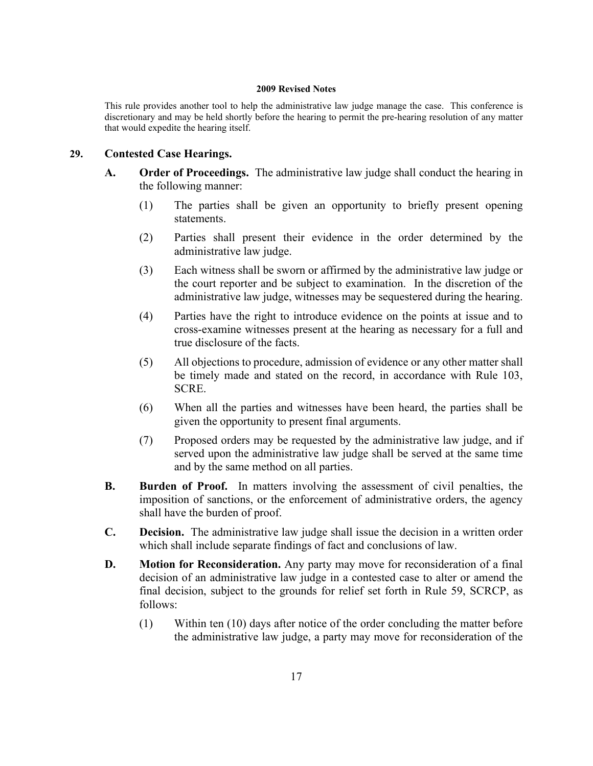**2009 Revised Notes**

This rule provides another tool to help the administrative law judge manage the case. This conference is discretionary and may be held shortly before the hearing to permit the pre-hearing resolution of any matter that would expedite the hearing itself.

## 29. Contested Case Hearings.

**A. Order of Proceedings.** The administrative law judge shall conduct the hearing in the following manner:

(1) The parties shall be given an opportunity to briefly present opening statements.

(2) Parties shall present their evidence in the order determined by the administrative law judge.

(3) Each witness shall be sworn or affirmed by the administrative law judge or the court reporter and be subject to examination. In the discretion of the administrative law judge, witnesses may be sequestered during the hearing.

(4) Parties have the right to introduce evidence on the points at issue and to cross-examine witnesses present at the hearing as necessary for a full and true disclosure of the facts.

(5) All objections to procedure, admission of evidence or any other matter shall be timely made and stated on the record, in accordance with Rule 103, SCRE.

(6) When all the parties and witnesses have been heard, the parties shall be given the opportunity to present final arguments.

(7) Proposed orders may be requested by the administrative law judge, and if served upon the administrative law judge shall be served at the same time and by the same method on all parties.

**B. Burden of Proof.** In matters involving the assessment of civil penalties, the imposition of sanctions, or the enforcement of administrative orders, the agency shall have the burden of proof.

**C. Decision.** The administrative law judge shall issue the decision in a written order which shall include separate findings of fact and conclusions of law.

**D. Motion for Reconsideration.** Any party may move for reconsideration of a final decision of an administrative law judge in a contested case to alter or amend the final decision, subject to the grounds for relief set forth in Rule 59, SCRCP, as follows:

(1) Within ten (10) days after notice of the order concluding the matter before the administrative law judge, a party may move for reconsideration of the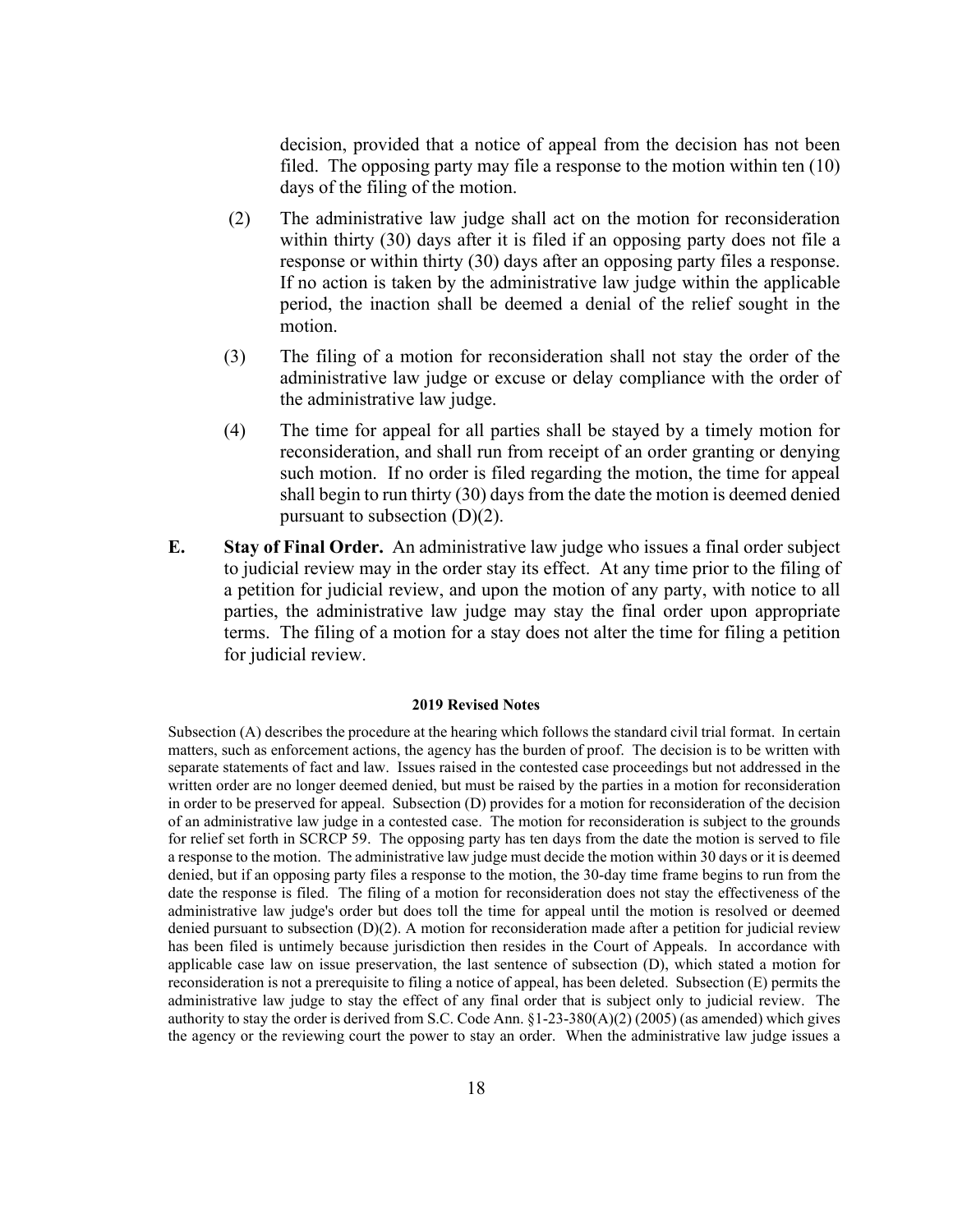decision, provided that a notice of appeal from the decision has not been filed. The opposing party may file a response to the motion within ten (10) days of the filing of the motion.

(2) The administrative law judge shall act on the motion for reconsideration within thirty (30) days after it is filed if an opposing party does not file a response or within thirty (30) days after an opposing party files a response. If no action is taken by the administrative law judge within the applicable period, the inaction shall be deemed a denial of the relief sought in the motion.

(3) The filing of a motion for reconsideration shall not stay the order of the administrative law judge or excuse or delay compliance with the order of the administrative law judge.

(4) The time for appeal for all parties shall be stayed by a timely motion for reconsideration, and shall run from receipt of an order granting or denying such motion. If no order is filed regarding the motion, the time for appeal shall begin to run thirty (30) days from the date the motion is deemed denied pursuant to subsection (D)(2).

**E. Stay of Final Order.** An administrative law judge who issues a final order subject to judicial review may in the order stay its effect. At any time prior to the filing of a petition for judicial review, and upon the motion of any party, with notice to all parties, the administrative law judge may stay the final order upon appropriate terms. The filing of a motion for a stay does not alter the time for filing a petition for judicial review.

**2019 Revised Notes**

Subsection (A) describes the procedure at the hearing which follows the standard civil trial format. In certain matters, such as enforcement actions, the agency has the burden of proof. The decision is to be written with separate statements of fact and law. Issues raised in the contested case proceedings but not addressed in the written order are no longer deemed denied, but must be raised by the parties in a motion for reconsideration in order to be preserved for appeal. Subsection (D) provides for a motion for reconsideration of the decision of an administrative law judge in a contested case. The motion for reconsideration is subject to the grounds for relief set forth in SCRCP 59. The opposing party has ten days from the date the motion is served to file a response to the motion. The administrative law judge must decide the motion within 30 days or it is deemed denied, but if an opposing party files a response to the motion, the 30-day time frame begins to run from the date the response is filed. The filing of a motion for reconsideration does not stay the effectiveness of the administrative law judge's order but does toll the time for appeal until the motion is resolved or deemed denied pursuant to subsection (D)(2). A motion for reconsideration made after a petition for judicial review has been filed is untimely because jurisdiction then resides in the Court of Appeals. In accordance with applicable case law on issue preservation, the last sentence of subsection (D), which stated a motion for reconsideration is not a prerequisite to filing a notice of appeal, has been deleted. Subsection (E) permits the administrative law judge to stay the effect of any final order that is subject only to judicial review. The authority to stay the order is derived from S.C. Code Ann. §1-23-380(A)(2) (2005) (as amended) which gives the agency or the reviewing court the power to stay an order. When the administrative law judge issues a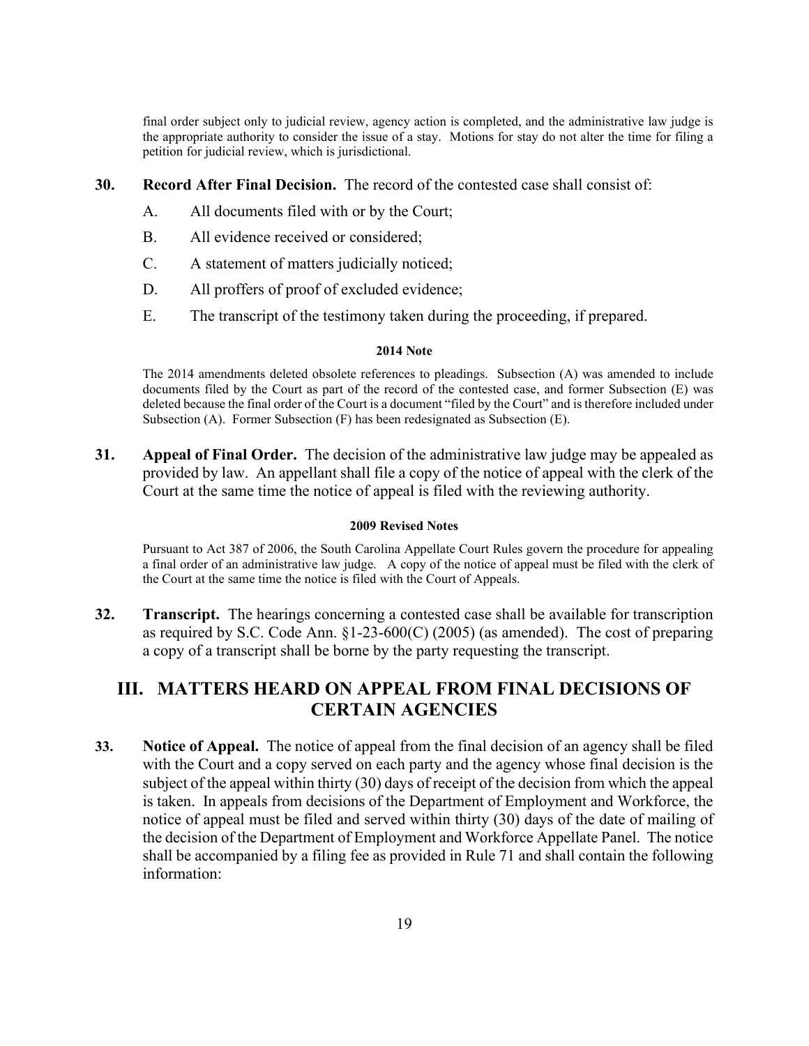final order subject only to judicial review, agency action is completed, and the administrative law judge is the appropriate authority to consider the issue of a stay. Motions for stay do not alter the time for filing a petition for judicial review, which is jurisdictional.

**30. Record After Final Decision.** The record of the contested case shall consist of:

A. All documents filed with or by the Court;

B. All evidence received or considered;

C. A statement of matters judicially noticed;

D. All proffers of proof of excluded evidence;

E. The transcript of the testimony taken during the proceeding, if prepared.

**2014 Note**

The 2014 amendments deleted obsolete references to pleadings. Subsection (A) was amended to include documents filed by the Court as part of the record of the contested case, and former Subsection (E) was deleted because the final order of the Court is a document "filed by the Court" and is therefore included under Subsection (A). Former Subsection (F) has been redesignated as Subsection (E).

**31. Appeal of Final Order.** The decision of the administrative law judge may be appealed as provided by law. An appellant shall file a copy of the notice of appeal with the clerk of the Court at the same time the notice of appeal is filed with the reviewing authority.

**2009 Revised Notes**

Pursuant to Act 387 of 2006, the South Carolina Appellate Court Rules govern the procedure for appealing a final order of an administrative law judge. A copy of the notice of appeal must be filed with the clerk of the Court at the same time the notice is filed with the Court of Appeals.

**32. Transcript.** The hearings concerning a contested case shall be available for transcription as required by S.C. Code Ann. §1-23-600(C) (2005) (as amended). The cost of preparing a copy of a transcript shall be borne by the party requesting the transcript.

## III. MATTERS HEARD ON APPEAL FROM FINAL DECISIONS OF CERTAIN AGENCIES

**33. Notice of Appeal.** The notice of appeal from the final decision of an agency shall be filed with the Court and a copy served on each party and the agency whose final decision is the subject of the appeal within thirty (30) days of receipt of the decision from which the appeal is taken. In appeals from decisions of the Department of Employment and Workforce, the notice of appeal must be filed and served within thirty (30) days of the date of mailing of the decision of the Department of Employment and Workforce Appellate Panel. The notice shall be accompanied by a filing fee as provided in Rule 71 and shall contain the following information: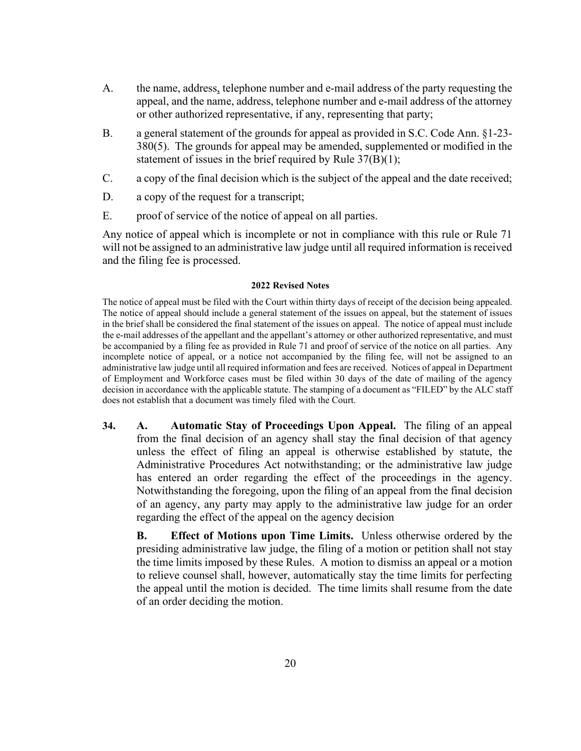A. the name, address, telephone number and e-mail address of the party requesting the appeal, and the name, address, telephone number and e-mail address of the attorney or other authorized representative, if any, representing that party;

B. a general statement of the grounds for appeal as provided in S.C. Code Ann. §1-23-380(5). The grounds for appeal may be amended, supplemented or modified in the statement of issues in the brief required by Rule 37(B)(1);

C. a copy of the final decision which is the subject of the appeal and the date received;

D. a copy of the request for a transcript;

E. proof of service of the notice of appeal on all parties.

Any notice of appeal which is incomplete or not in compliance with this rule or Rule 71 will not be assigned to an administrative law judge until all required information is received and the filing fee is processed.

**2022 Revised Notes**

The notice of appeal must be filed with the Court within thirty days of receipt of the decision being appealed. The notice of appeal should include a general statement of the issues on appeal, but the statement of issues in the brief shall be considered the final statement of the issues on appeal. The notice of appeal must include the e-mail addresses of the appellant and the appellant's attorney or other authorized representative, and must be accompanied by a filing fee as provided in Rule 71 and proof of service of the notice on all parties. Any incomplete notice of appeal, or a notice not accompanied by the filing fee, will not be assigned to an administrative law judge until all required information and fees are received. Notices of appeal in Department of Employment and Workforce cases must be filed within 30 days of the date of mailing of the agency decision in accordance with the applicable statute. The stamping of a document as "FILED" by the ALC staff does not establish that a document was timely filed with the Court.

**34. A. Automatic Stay of Proceedings Upon Appeal.** The filing of an appeal from the final decision of an agency shall stay the final decision of that agency unless the effect of filing an appeal is otherwise established by statute, the Administrative Procedures Act notwithstanding; or the administrative law judge has entered an order regarding the effect of the proceedings in the agency. Notwithstanding the foregoing, upon the filing of an appeal from the final decision of an agency, any party may apply to the administrative law judge for an order regarding the effect of the appeal on the agency decision

**B. Effect of Motions upon Time Limits.** Unless otherwise ordered by the presiding administrative law judge, the filing of a motion or petition shall not stay the time limits imposed by these Rules. A motion to dismiss an appeal or a motion to relieve counsel shall, however, automatically stay the time limits for perfecting the appeal until the motion is decided. The time limits shall resume from the date of an order deciding the motion.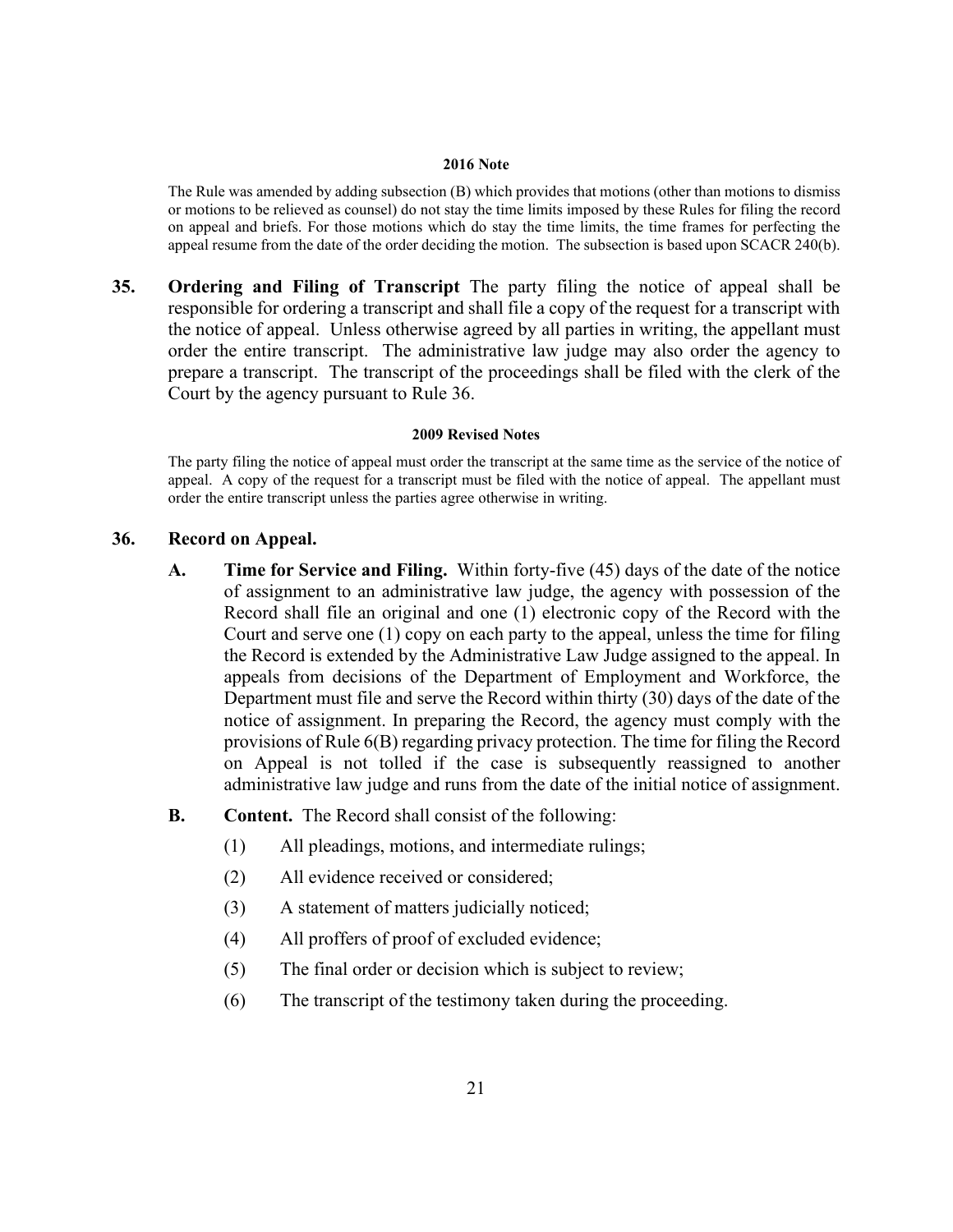#### 2016 Note

The Rule was amended by adding subsection (B) which provides that motions (other than motions to dismiss or motions to be relieved as counsel) do not stay the time limits imposed by these Rules for filing the record on appeal and briefs. For those motions which do stay the time limits, the time frames for perfecting the appeal resume from the date of the order deciding the motion. The subsection is based upon SCACR 240(b).

**35. Ordering and Filing of Transcript** The party filing the notice of appeal shall be responsible for ordering a transcript and shall file a copy of the request for a transcript with the notice of appeal. Unless otherwise agreed by all parties in writing, the appellant must order the entire transcript. The administrative law judge may also order the agency to prepare a transcript. The transcript of the proceedings shall be filed with the clerk of the Court by the agency pursuant to Rule 36.

#### 2009 Revised Notes

The party filing the notice of appeal must order the transcript at the same time as the service of the notice of appeal. A copy of the request for a transcript must be filed with the notice of appeal. The appellant must order the entire transcript unless the parties agree otherwise in writing.

## 36. Record on Appeal.

**A. Time for Service and Filing.** Within forty-five (45) days of the date of the notice of assignment to an administrative law judge, the agency with possession of the Record shall file an original and one (1) electronic copy of the Record with the Court and serve one (1) copy on each party to the appeal, unless the time for filing the Record is extended by the Administrative Law Judge assigned to the appeal. In appeals from decisions of the Department of Employment and Workforce, the Department must file and serve the Record within thirty (30) days of the date of the notice of assignment. In preparing the Record, the agency must comply with the provisions of Rule 6(B) regarding privacy protection. The time for filing the Record on Appeal is not tolled if the case is subsequently reassigned to another administrative law judge and runs from the date of the initial notice of assignment.

**B. Content.** The Record shall consist of the following:

(1) All pleadings, motions, and intermediate rulings;

(2) All evidence received or considered;

(3) A statement of matters judicially noticed;

(4) All proffers of proof of excluded evidence;

(5) The final order or decision which is subject to review;

(6) The transcript of the testimony taken during the proceeding.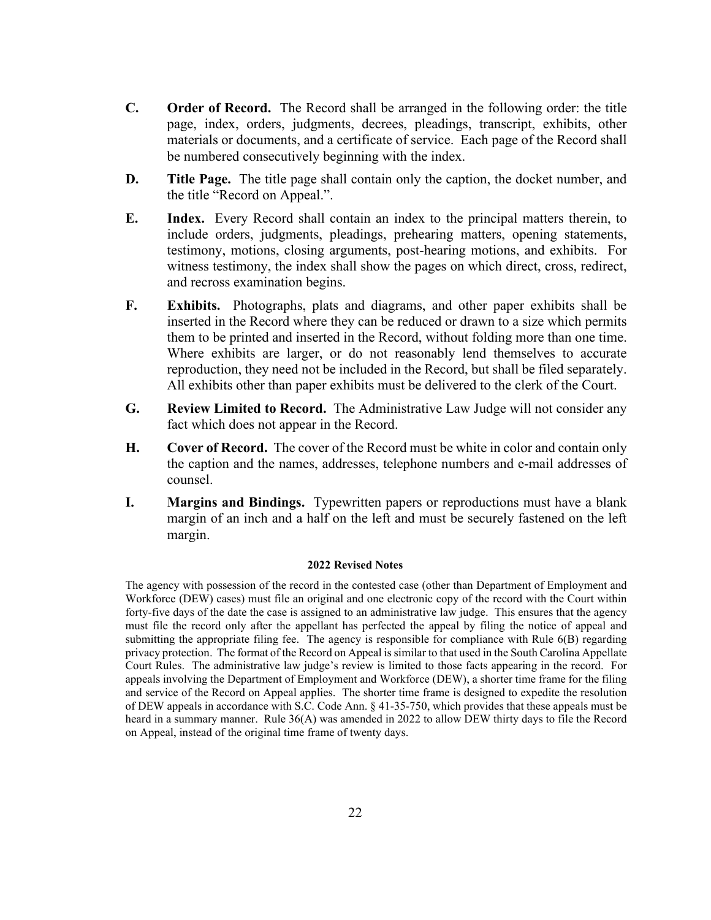**C. Order of Record.** The Record shall be arranged in the following order: the title page, index, orders, judgments, decrees, pleadings, transcript, exhibits, other materials or documents, and a certificate of service. Each page of the Record shall be numbered consecutively beginning with the index.

**D. Title Page.** The title page shall contain only the caption, the docket number, and the title "Record on Appeal.".

**E. Index.** Every Record shall contain an index to the principal matters therein, to include orders, judgments, pleadings, prehearing matters, opening statements, testimony, motions, closing arguments, post-hearing motions, and exhibits. For witness testimony, the index shall show the pages on which direct, cross, redirect, and recross examination begins.

**F. Exhibits.** Photographs, plats and diagrams, and other paper exhibits shall be inserted in the Record where they can be reduced or drawn to a size which permits them to be printed and inserted in the Record, without folding more than one time. Where exhibits are larger, or do not reasonably lend themselves to accurate reproduction, they need not be included in the Record, but shall be filed separately. All exhibits other than paper exhibits must be delivered to the clerk of the Court.

**G. Review Limited to Record.** The Administrative Law Judge will not consider any fact which does not appear in the Record.

**H. Cover of Record.** The cover of the Record must be white in color and contain only the caption and the names, addresses, telephone numbers and e-mail addresses of counsel.

**I. Margins and Bindings.** Typewritten papers or reproductions must have a blank margin of an inch and a half on the left and must be securely fastened on the left margin.

**2022 Revised Notes**

The agency with possession of the record in the contested case (other than Department of Employment and Workforce (DEW) cases) must file an original and one electronic copy of the record with the Court within forty-five days of the date the case is assigned to an administrative law judge. This ensures that the agency must file the record only after the appellant has perfected the appeal by filing the notice of appeal and submitting the appropriate filing fee. The agency is responsible for compliance with Rule 6(B) regarding privacy protection. The format of the Record on Appeal is similar to that used in the South Carolina Appellate Court Rules. The administrative law judge's review is limited to those facts appearing in the record. For appeals involving the Department of Employment and Workforce (DEW), a shorter time frame for the filing and service of the Record on Appeal applies. The shorter time frame is designed to expedite the resolution of DEW appeals in accordance with S.C. Code Ann. § 41-35-750, which provides that these appeals must be heard in a summary manner. Rule 36(A) was amended in 2022 to allow DEW thirty days to file the Record on Appeal, instead of the original time frame of twenty days.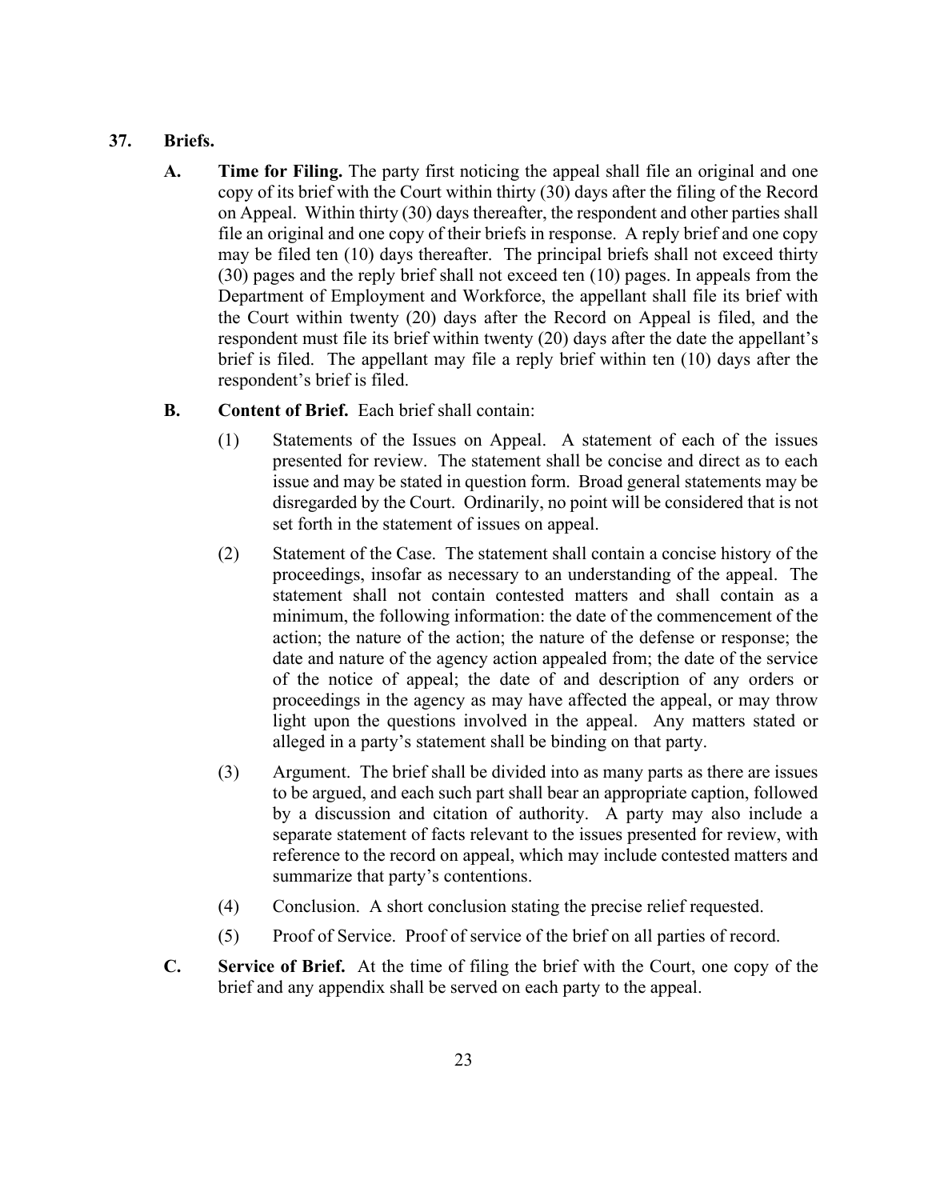## 37. Briefs.

**A. Time for Filing.** The party first noticing the appeal shall file an original and one copy of its brief with the Court within thirty (30) days after the filing of the Record on Appeal. Within thirty (30) days thereafter, the respondent and other parties shall file an original and one copy of their briefs in response. A reply brief and one copy may be filed ten (10) days thereafter. The principal briefs shall not exceed thirty (30) pages and the reply brief shall not exceed ten (10) pages. In appeals from the Department of Employment and Workforce, the appellant shall file its brief with the Court within twenty (20) days after the Record on Appeal is filed, and the respondent must file its brief within twenty (20) days after the date the appellant's brief is filed. The appellant may file a reply brief within ten (10) days after the respondent's brief is filed.

**B. Content of Brief.** Each brief shall contain:

(1) Statements of the Issues on Appeal. A statement of each of the issues presented for review. The statement shall be concise and direct as to each issue and may be stated in question form. Broad general statements may be disregarded by the Court. Ordinarily, no point will be considered that is not set forth in the statement of issues on appeal.

(2) Statement of the Case. The statement shall contain a concise history of the proceedings, insofar as necessary to an understanding of the appeal. The statement shall not contain contested matters and shall contain as a minimum, the following information: the date of the commencement of the action; the nature of the action; the nature of the defense or response; the date and nature of the agency action appealed from; the date of the service of the notice of appeal; the date of and description of any orders or proceedings in the agency as may have affected the appeal, or may throw light upon the questions involved in the appeal. Any matters stated or alleged in a party's statement shall be binding on that party.

(3) Argument. The brief shall be divided into as many parts as there are issues to be argued, and each such part shall bear an appropriate caption, followed by a discussion and citation of authority. A party may also include a separate statement of facts relevant to the issues presented for review, with reference to the record on appeal, which may include contested matters and summarize that party's contentions.

(4) Conclusion. A short conclusion stating the precise relief requested.

(5) Proof of Service. Proof of service of the brief on all parties of record.

**C. Service of Brief.** At the time of filing the brief with the Court, one copy of the brief and any appendix shall be served on each party to the appeal.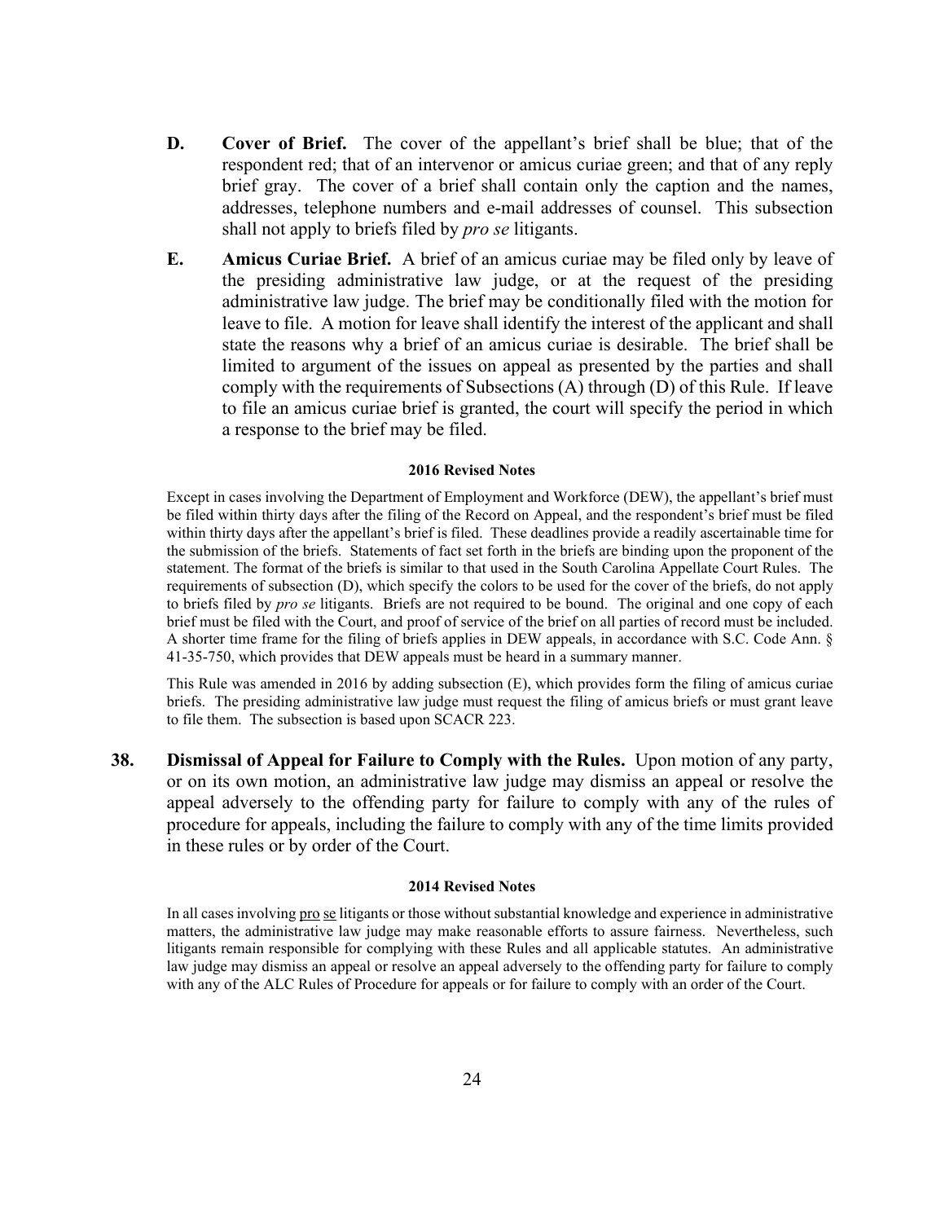**D. Cover of Brief.** The cover of the appellant's brief shall be blue; that of the respondent red; that of an intervenor or amicus curiae green; and that of any reply brief gray. The cover of a brief shall contain only the caption and the names, addresses, telephone numbers and e-mail addresses of counsel. This subsection shall not apply to briefs filed by *pro se* litigants.

**E. Amicus Curiae Brief.** A brief of an amicus curiae may be filed only by leave of the presiding administrative law judge, or at the request of the presiding administrative law judge. The brief may be conditionally filed with the motion for leave to file. A motion for leave shall identify the interest of the applicant and shall state the reasons why a brief of an amicus curiae is desirable. The brief shall be limited to argument of the issues on appeal as presented by the parties and shall comply with the requirements of Subsections (A) through (D) of this Rule. If leave to file an amicus curiae brief is granted, the court will specify the period in which a response to the brief may be filed.

#### 2016 Revised Notes

Except in cases involving the Department of Employment and Workforce (DEW), the appellant's brief must be filed within thirty days after the filing of the Record on Appeal, and the respondent's brief must be filed within thirty days after the appellant's brief is filed. These deadlines provide a readily ascertainable time for the submission of the briefs. Statements of fact set forth in the briefs are binding upon the proponent of the statement. The format of the briefs is similar to that used in the South Carolina Appellate Court Rules. The requirements of subsection (D), which specify the colors to be used for the cover of the briefs, do not apply to briefs filed by *pro se* litigants. Briefs are not required to be bound. The original and one copy of each brief must be filed with the Court, and proof of service of the brief on all parties of record must be included. A shorter time frame for the filing of briefs applies in DEW appeals, in accordance with S.C. Code Ann. § 41-35-750, which provides that DEW appeals must be heard in a summary manner.

This Rule was amended in 2016 by adding subsection (E), which provides form the filing of amicus curiae briefs. The presiding administrative law judge must request the filing of amicus briefs or must grant leave to file them. The subsection is based upon SCACR 223.

**38. Dismissal of Appeal for Failure to Comply with the Rules.** Upon motion of any party, or on its own motion, an administrative law judge may dismiss an appeal or resolve the appeal adversely to the offending party for failure to comply with any of the rules of procedure for appeals, including the failure to comply with any of the time limits provided in these rules or by order of the Court.

#### 2014 Revised Notes

In all cases involving pro se litigants or those without substantial knowledge and experience in administrative matters, the administrative law judge may make reasonable efforts to assure fairness. Nevertheless, such litigants remain responsible for complying with these Rules and all applicable statutes. An administrative law judge may dismiss an appeal or resolve an appeal adversely to the offending party for failure to comply with any of the ALC Rules of Procedure for appeals or for failure to comply with an order of the Court.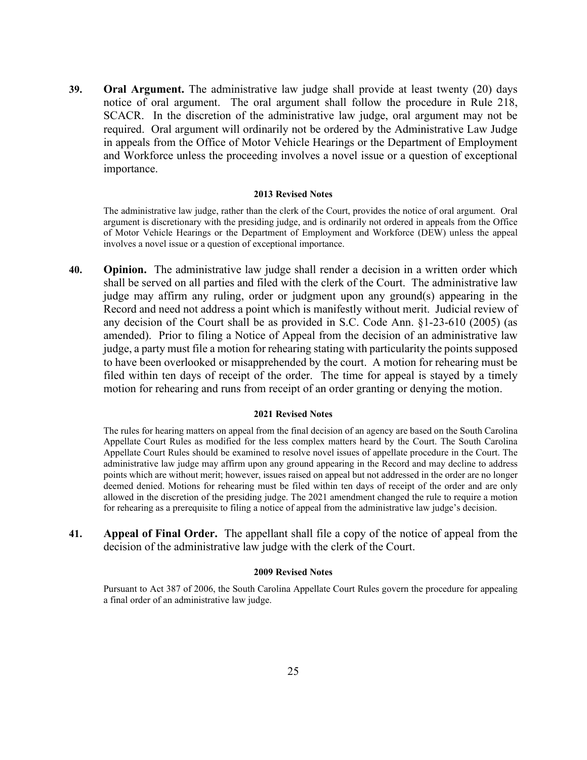**39. Oral Argument.** The administrative law judge shall provide at least twenty (20) days notice of oral argument. The oral argument shall follow the procedure in Rule 218, SCACR. In the discretion of the administrative law judge, oral argument may not be required. Oral argument will ordinarily not be ordered by the Administrative Law Judge in appeals from the Office of Motor Vehicle Hearings or the Department of Employment and Workforce unless the proceeding involves a novel issue or a question of exceptional importance.

**2013 Revised Notes**

The administrative law judge, rather than the clerk of the Court, provides the notice of oral argument. Oral argument is discretionary with the presiding judge, and is ordinarily not ordered in appeals from the Office of Motor Vehicle Hearings or the Department of Employment and Workforce (DEW) unless the appeal involves a novel issue or a question of exceptional importance.

**40. Opinion.** The administrative law judge shall render a decision in a written order which shall be served on all parties and filed with the clerk of the Court. The administrative law judge may affirm any ruling, order or judgment upon any ground(s) appearing in the Record and need not address a point which is manifestly without merit. Judicial review of any decision of the Court shall be as provided in S.C. Code Ann. §1-23-610 (2005) (as amended). Prior to filing a Notice of Appeal from the decision of an administrative law judge, a party must file a motion for rehearing stating with particularity the points supposed to have been overlooked or misapprehended by the court. A motion for rehearing must be filed within ten days of receipt of the order. The time for appeal is stayed by a timely motion for rehearing and runs from receipt of an order granting or denying the motion.

**2021 Revised Notes**

The rules for hearing matters on appeal from the final decision of an agency are based on the South Carolina Appellate Court Rules as modified for the less complex matters heard by the Court. The South Carolina Appellate Court Rules should be examined to resolve novel issues of appellate procedure in the Court. The administrative law judge may affirm upon any ground appearing in the Record and may decline to address points which are without merit; however, issues raised on appeal but not addressed in the order are no longer deemed denied. Motions for rehearing must be filed within ten days of receipt of the order and are only allowed in the discretion of the presiding judge. The 2021 amendment changed the rule to require a motion for rehearing as a prerequisite to filing a notice of appeal from the administrative law judge's decision.

**41. Appeal of Final Order.** The appellant shall file a copy of the notice of appeal from the decision of the administrative law judge with the clerk of the Court.

**2009 Revised Notes**

Pursuant to Act 387 of 2006, the South Carolina Appellate Court Rules govern the procedure for appealing a final order of an administrative law judge.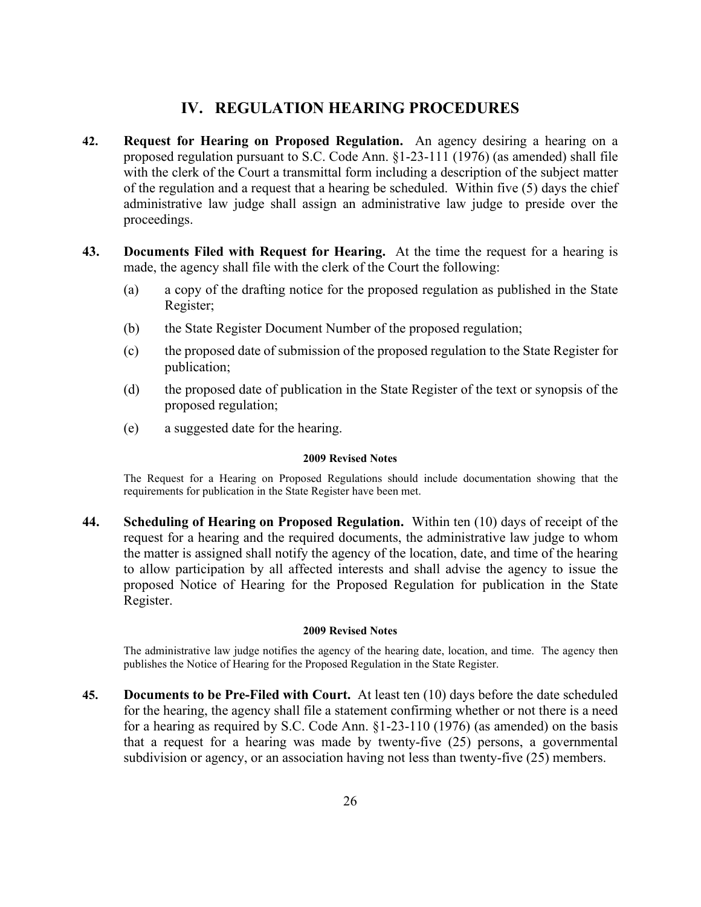## IV. REGULATION HEARING PROCEDURES

**42. Request for Hearing on Proposed Regulation.** An agency desiring a hearing on a proposed regulation pursuant to S.C. Code Ann. §1-23-111 (1976) (as amended) shall file with the clerk of the Court a transmittal form including a description of the subject matter of the regulation and a request that a hearing be scheduled. Within five (5) days the chief administrative law judge shall assign an administrative law judge to preside over the proceedings.

**43. Documents Filed with Request for Hearing.** At the time the request for a hearing is made, the agency shall file with the clerk of the Court the following:

(a) a copy of the drafting notice for the proposed regulation as published in the State Register;

(b) the State Register Document Number of the proposed regulation;

(c) the proposed date of submission of the proposed regulation to the State Register for publication;

(d) the proposed date of publication in the State Register of the text or synopsis of the proposed regulation;

(e) a suggested date for the hearing.

**2009 Revised Notes**

The Request for a Hearing on Proposed Regulations should include documentation showing that the requirements for publication in the State Register have been met.

**44. Scheduling of Hearing on Proposed Regulation.** Within ten (10) days of receipt of the request for a hearing and the required documents, the administrative law judge to whom the matter is assigned shall notify the agency of the location, date, and time of the hearing to allow participation by all affected interests and shall advise the agency to issue the proposed Notice of Hearing for the Proposed Regulation for publication in the State Register.

**2009 Revised Notes**

The administrative law judge notifies the agency of the hearing date, location, and time. The agency then publishes the Notice of Hearing for the Proposed Regulation in the State Register.

**45. Documents to be Pre-Filed with Court.** At least ten (10) days before the date scheduled for the hearing, the agency shall file a statement confirming whether or not there is a need for a hearing as required by S.C. Code Ann. §1-23-110 (1976) (as amended) on the basis that a request for a hearing was made by twenty-five (25) persons, a governmental subdivision or agency, or an association having not less than twenty-five (25) members.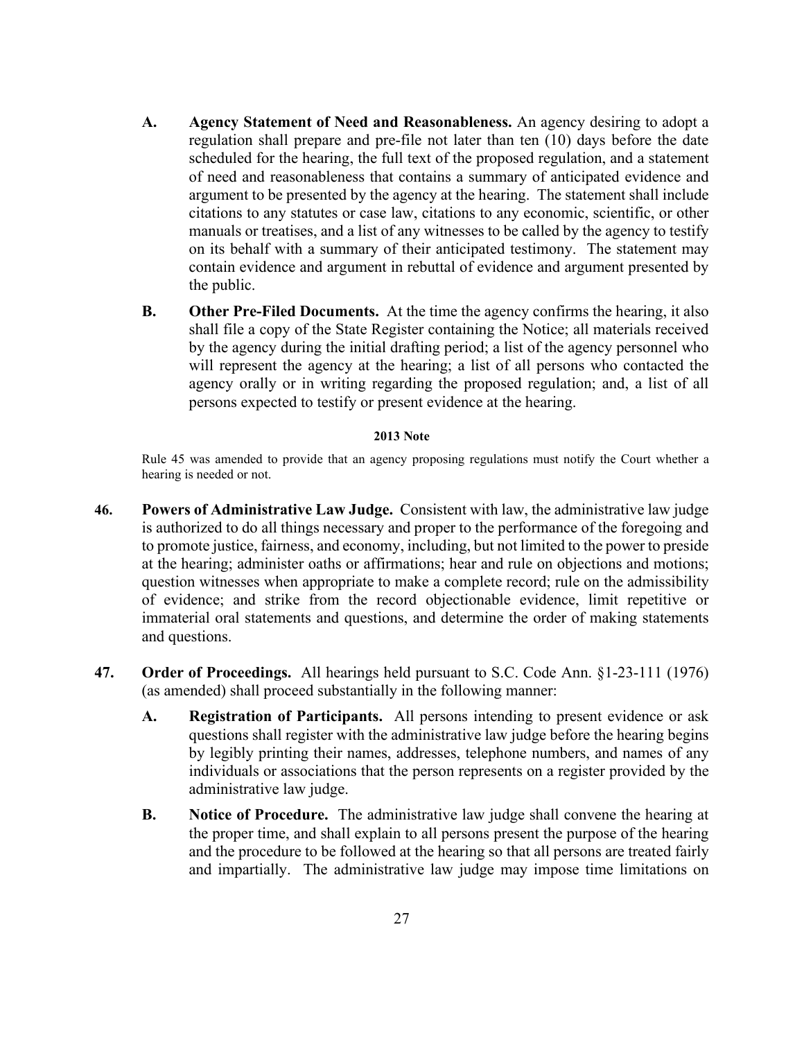**A. Agency Statement of Need and Reasonableness.** An agency desiring to adopt a regulation shall prepare and pre-file not later than ten (10) days before the date scheduled for the hearing, the full text of the proposed regulation, and a statement of need and reasonableness that contains a summary of anticipated evidence and argument to be presented by the agency at the hearing. The statement shall include citations to any statutes or case law, citations to any economic, scientific, or other manuals or treatises, and a list of any witnesses to be called by the agency to testify on its behalf with a summary of their anticipated testimony. The statement may contain evidence and argument in rebuttal of evidence and argument presented by the public.

**B. Other Pre-Filed Documents.** At the time the agency confirms the hearing, it also shall file a copy of the State Register containing the Notice; all materials received by the agency during the initial drafting period; a list of the agency personnel who will represent the agency at the hearing; a list of all persons who contacted the agency orally or in writing regarding the proposed regulation; and, a list of all persons expected to testify or present evidence at the hearing.

**2013 Note**

Rule 45 was amended to provide that an agency proposing regulations must notify the Court whether a hearing is needed or not.

**46. Powers of Administrative Law Judge.** Consistent with law, the administrative law judge is authorized to do all things necessary and proper to the performance of the foregoing and to promote justice, fairness, and economy, including, but not limited to the power to preside at the hearing; administer oaths or affirmations; hear and rule on objections and motions; question witnesses when appropriate to make a complete record; rule on the admissibility of evidence; and strike from the record objectionable evidence, limit repetitive or immaterial oral statements and questions, and determine the order of making statements and questions.

**47. Order of Proceedings.** All hearings held pursuant to S.C. Code Ann. §1-23-111 (1976) (as amended) shall proceed substantially in the following manner:

**A. Registration of Participants.** All persons intending to present evidence or ask questions shall register with the administrative law judge before the hearing begins by legibly printing their names, addresses, telephone numbers, and names of any individuals or associations that the person represents on a register provided by the administrative law judge.

**B. Notice of Procedure.** The administrative law judge shall convene the hearing at the proper time, and shall explain to all persons present the purpose of the hearing and the procedure to be followed at the hearing so that all persons are treated fairly and impartially. The administrative law judge may impose time limitations on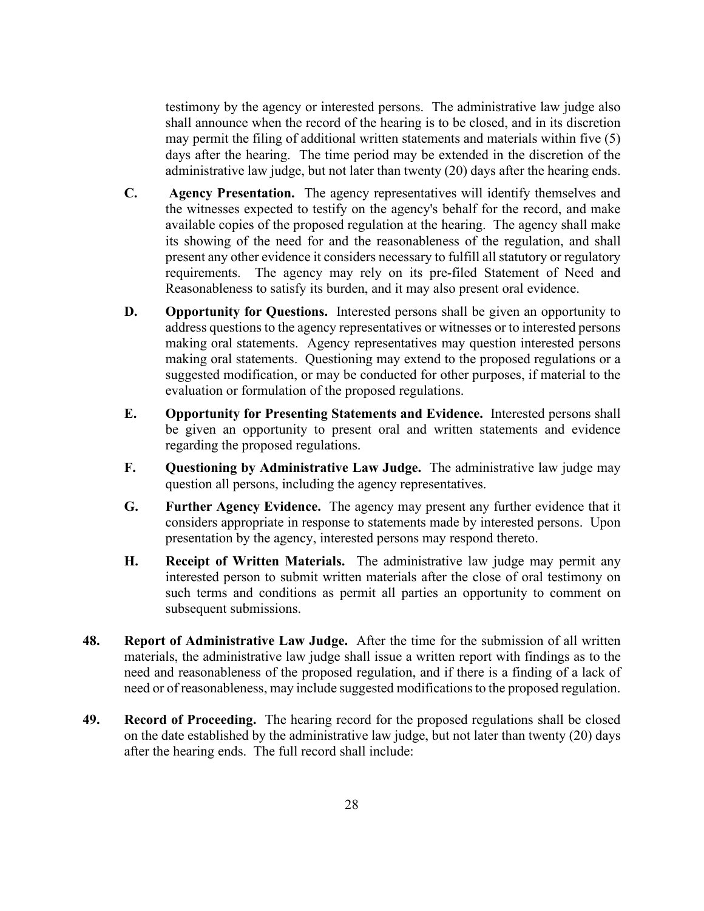testimony by the agency or interested persons. The administrative law judge also shall announce when the record of the hearing is to be closed, and in its discretion may permit the filing of additional written statements and materials within five (5) days after the hearing. The time period may be extended in the discretion of the administrative law judge, but not later than twenty (20) days after the hearing ends.

**C. Agency Presentation.** The agency representatives will identify themselves and the witnesses expected to testify on the agency's behalf for the record, and make available copies of the proposed regulation at the hearing. The agency shall make its showing of the need for and the reasonableness of the regulation, and shall present any other evidence it considers necessary to fulfill all statutory or regulatory requirements. The agency may rely on its pre-filed Statement of Need and Reasonableness to satisfy its burden, and it may also present oral evidence.

**D. Opportunity for Questions.** Interested persons shall be given an opportunity to address questions to the agency representatives or witnesses or to interested persons making oral statements. Agency representatives may question interested persons making oral statements. Questioning may extend to the proposed regulations or a suggested modification, or may be conducted for other purposes, if material to the evaluation or formulation of the proposed regulations.

**E. Opportunity for Presenting Statements and Evidence.** Interested persons shall be given an opportunity to present oral and written statements and evidence regarding the proposed regulations.

**F. Questioning by Administrative Law Judge.** The administrative law judge may question all persons, including the agency representatives.

**G. Further Agency Evidence.** The agency may present any further evidence that it considers appropriate in response to statements made by interested persons. Upon presentation by the agency, interested persons may respond thereto.

**H. Receipt of Written Materials.** The administrative law judge may permit any interested person to submit written materials after the close of oral testimony on such terms and conditions as permit all parties an opportunity to comment on subsequent submissions.

**48. Report of Administrative Law Judge.** After the time for the submission of all written materials, the administrative law judge shall issue a written report with findings as to the need and reasonableness of the proposed regulation, and if there is a finding of a lack of need or of reasonableness, may include suggested modifications to the proposed regulation.

**49. Record of Proceeding.** The hearing record for the proposed regulations shall be closed on the date established by the administrative law judge, but not later than twenty (20) days after the hearing ends. The full record shall include: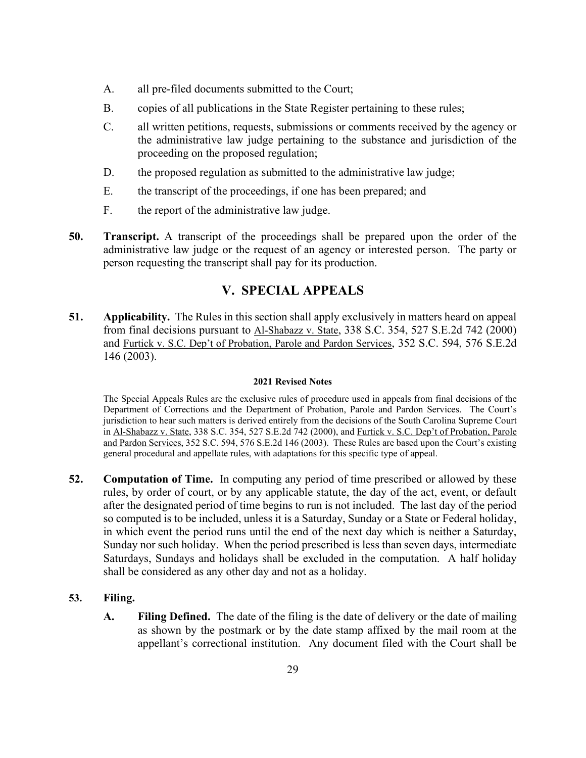A. all pre-filed documents submitted to the Court;

B. copies of all publications in the State Register pertaining to these rules;

C. all written petitions, requests, submissions or comments received by the agency or the administrative law judge pertaining to the substance and jurisdiction of the proceeding on the proposed regulation;

D. the proposed regulation as submitted to the administrative law judge;

E. the transcript of the proceedings, if one has been prepared; and

F. the report of the administrative law judge.

**50. Transcript.** A transcript of the proceedings shall be prepared upon the order of the administrative law judge or the request of an agency or interested person. The party or person requesting the transcript shall pay for its production.

## V. SPECIAL APPEALS

**51. Applicability.** The Rules in this section shall apply exclusively in matters heard on appeal from final decisions pursuant to Al-Shabazz v. State, 338 S.C. 354, 527 S.E.2d 742 (2000) and Furtick v. S.C. Dep't of Probation, Parole and Pardon Services, 352 S.C. 594, 576 S.E.2d 146 (2003).

**2021 Revised Notes**

The Special Appeals Rules are the exclusive rules of procedure used in appeals from final decisions of the Department of Corrections and the Department of Probation, Parole and Pardon Services. The Court's jurisdiction to hear such matters is derived entirely from the decisions of the South Carolina Supreme Court in Al-Shabazz v. State, 338 S.C. 354, 527 S.E.2d 742 (2000), and Furtick v. S.C. Dep't of Probation, Parole and Pardon Services, 352 S.C. 594, 576 S.E.2d 146 (2003). These Rules are based upon the Court's existing general procedural and appellate rules, with adaptations for this specific type of appeal.

**52. Computation of Time.** In computing any period of time prescribed or allowed by these rules, by order of court, or by any applicable statute, the day of the act, event, or default after the designated period of time begins to run is not included. The last day of the period so computed is to be included, unless it is a Saturday, Sunday or a State or Federal holiday, in which event the period runs until the end of the next day which is neither a Saturday, Sunday nor such holiday. When the period prescribed is less than seven days, intermediate Saturdays, Sundays and holidays shall be excluded in the computation. A half holiday shall be considered as any other day and not as a holiday.

**53. Filing.**

**A. Filing Defined.** The date of the filing is the date of delivery or the date of mailing as shown by the postmark or by the date stamp affixed by the mail room at the appellant's correctional institution. Any document filed with the Court shall be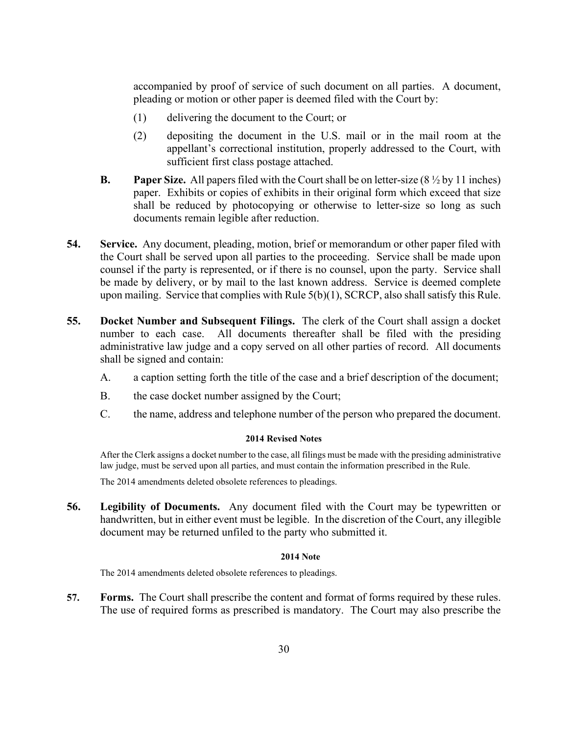accompanied by proof of service of such document on all parties. A document, pleading or motion or other paper is deemed filed with the Court by:

(1) delivering the document to the Court; or

(2) depositing the document in the U.S. mail or in the mail room at the appellant's correctional institution, properly addressed to the Court, with sufficient first class postage attached.

**B. Paper Size.** All papers filed with the Court shall be on letter-size (8 ½ by 11 inches) paper. Exhibits or copies of exhibits in their original form which exceed that size shall be reduced by photocopying or otherwise to letter-size so long as such documents remain legible after reduction.

**54. Service.** Any document, pleading, motion, brief or memorandum or other paper filed with the Court shall be served upon all parties to the proceeding. Service shall be made upon counsel if the party is represented, or if there is no counsel, upon the party. Service shall be made by delivery, or by mail to the last known address. Service is deemed complete upon mailing. Service that complies with Rule 5(b)(1), SCRCP, also shall satisfy this Rule.

**55. Docket Number and Subsequent Filings.** The clerk of the Court shall assign a docket number to each case. All documents thereafter shall be filed with the presiding administrative law judge and a copy served on all other parties of record. All documents shall be signed and contain:

A. a caption setting forth the title of the case and a brief description of the document;

B. the case docket number assigned by the Court;

C. the name, address and telephone number of the person who prepared the document.

**2014 Revised Notes**

After the Clerk assigns a docket number to the case, all filings must be made with the presiding administrative law judge, must be served upon all parties, and must contain the information prescribed in the Rule.

The 2014 amendments deleted obsolete references to pleadings.

**56. Legibility of Documents.** Any document filed with the Court may be typewritten or handwritten, but in either event must be legible. In the discretion of the Court, any illegible document may be returned unfiled to the party who submitted it.

**2014 Note**

The 2014 amendments deleted obsolete references to pleadings.

**57. Forms.** The Court shall prescribe the content and format of forms required by these rules. The use of required forms as prescribed is mandatory. The Court may also prescribe the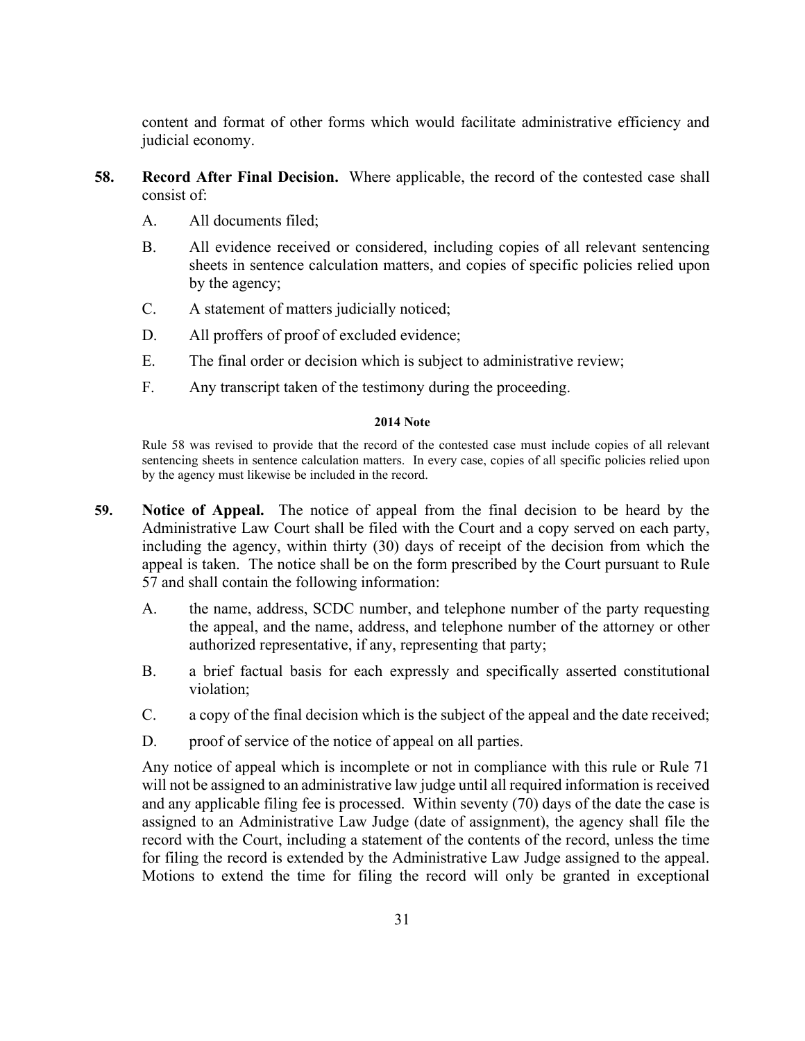content and format of other forms which would facilitate administrative efficiency and judicial economy.

**58. Record After Final Decision.** Where applicable, the record of the contested case shall consist of:

A. All documents filed;

B. All evidence received or considered, including copies of all relevant sentencing sheets in sentence calculation matters, and copies of specific policies relied upon by the agency;

C. A statement of matters judicially noticed;

D. All proffers of proof of excluded evidence;

E. The final order or decision which is subject to administrative review;

F. Any transcript taken of the testimony during the proceeding.

**2014 Note**

Rule 58 was revised to provide that the record of the contested case must include copies of all relevant sentencing sheets in sentence calculation matters. In every case, copies of all specific policies relied upon by the agency must likewise be included in the record.

**59. Notice of Appeal.** The notice of appeal from the final decision to be heard by the Administrative Law Court shall be filed with the Court and a copy served on each party, including the agency, within thirty (30) days of receipt of the decision from which the appeal is taken. The notice shall be on the form prescribed by the Court pursuant to Rule 57 and shall contain the following information:

A. the name, address, SCDC number, and telephone number of the party requesting the appeal, and the name, address, and telephone number of the attorney or other authorized representative, if any, representing that party;

B. a brief factual basis for each expressly and specifically asserted constitutional violation;

C. a copy of the final decision which is the subject of the appeal and the date received;

D. proof of service of the notice of appeal on all parties.

Any notice of appeal which is incomplete or not in compliance with this rule or Rule 71 will not be assigned to an administrative law judge until all required information is received and any applicable filing fee is processed. Within seventy (70) days of the date the case is assigned to an Administrative Law Judge (date of assignment), the agency shall file the record with the Court, including a statement of the contents of the record, unless the time for filing the record is extended by the Administrative Law Judge assigned to the appeal. Motions to extend the time for filing the record will only be granted in exceptional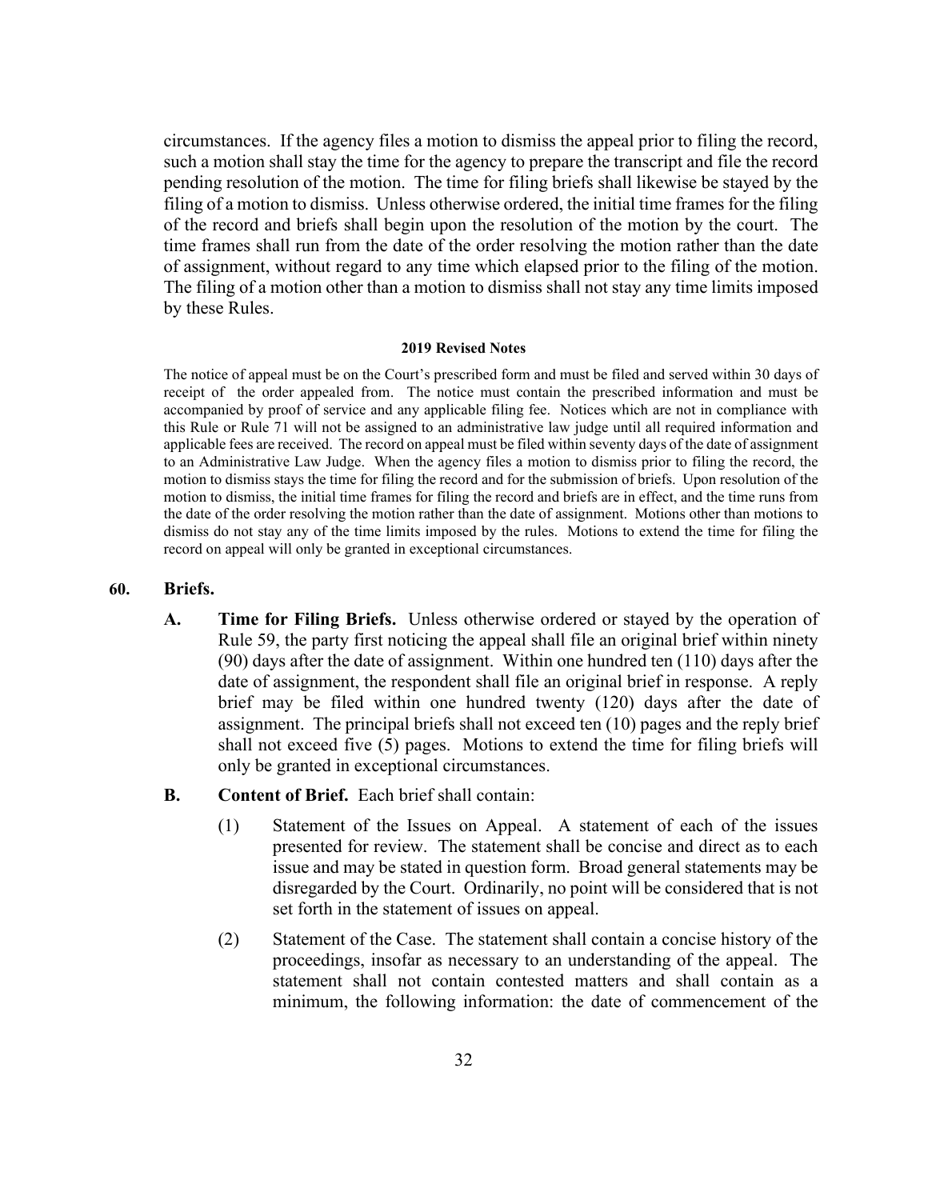circumstances. If the agency files a motion to dismiss the appeal prior to filing the record, such a motion shall stay the time for the agency to prepare the transcript and file the record pending resolution of the motion. The time for filing briefs shall likewise be stayed by the filing of a motion to dismiss. Unless otherwise ordered, the initial time frames for the filing of the record and briefs shall begin upon the resolution of the motion by the court. The time frames shall run from the date of the order resolving the motion rather than the date of assignment, without regard to any time which elapsed prior to the filing of the motion. The filing of a motion other than a motion to dismiss shall not stay any time limits imposed by these Rules.

**2019 Revised Notes**

The notice of appeal must be on the Court's prescribed form and must be filed and served within 30 days of receipt of the order appealed from. The notice must contain the prescribed information and must be accompanied by proof of service and any applicable filing fee. Notices which are not in compliance with this Rule or Rule 71 will not be assigned to an administrative law judge until all required information and applicable fees are received. The record on appeal must be filed within seventy days of the date of assignment to an Administrative Law Judge. When the agency files a motion to dismiss prior to filing the record, the motion to dismiss stays the time for filing the record and for the submission of briefs. Upon resolution of the motion to dismiss, the initial time frames for filing the record and briefs are in effect, and the time runs from the date of the order resolving the motion rather than the date of assignment. Motions other than motions to dismiss do not stay any of the time limits imposed by the rules. Motions to extend the time for filing the record on appeal will only be granted in exceptional circumstances.

## 60. Briefs.

**A. Time for Filing Briefs.** Unless otherwise ordered or stayed by the operation of Rule 59, the party first noticing the appeal shall file an original brief within ninety (90) days after the date of assignment. Within one hundred ten (110) days after the date of assignment, the respondent shall file an original brief in response. A reply brief may be filed within one hundred twenty (120) days after the date of assignment. The principal briefs shall not exceed ten (10) pages and the reply brief shall not exceed five (5) pages. Motions to extend the time for filing briefs will only be granted in exceptional circumstances.

**B. Content of Brief.** Each brief shall contain:

(1) Statement of the Issues on Appeal. A statement of each of the issues presented for review. The statement shall be concise and direct as to each issue and may be stated in question form. Broad general statements may be disregarded by the Court. Ordinarily, no point will be considered that is not set forth in the statement of issues on appeal.

(2) Statement of the Case. The statement shall contain a concise history of the proceedings, insofar as necessary to an understanding of the appeal. The statement shall not contain contested matters and shall contain as a minimum, the following information: the date of commencement of the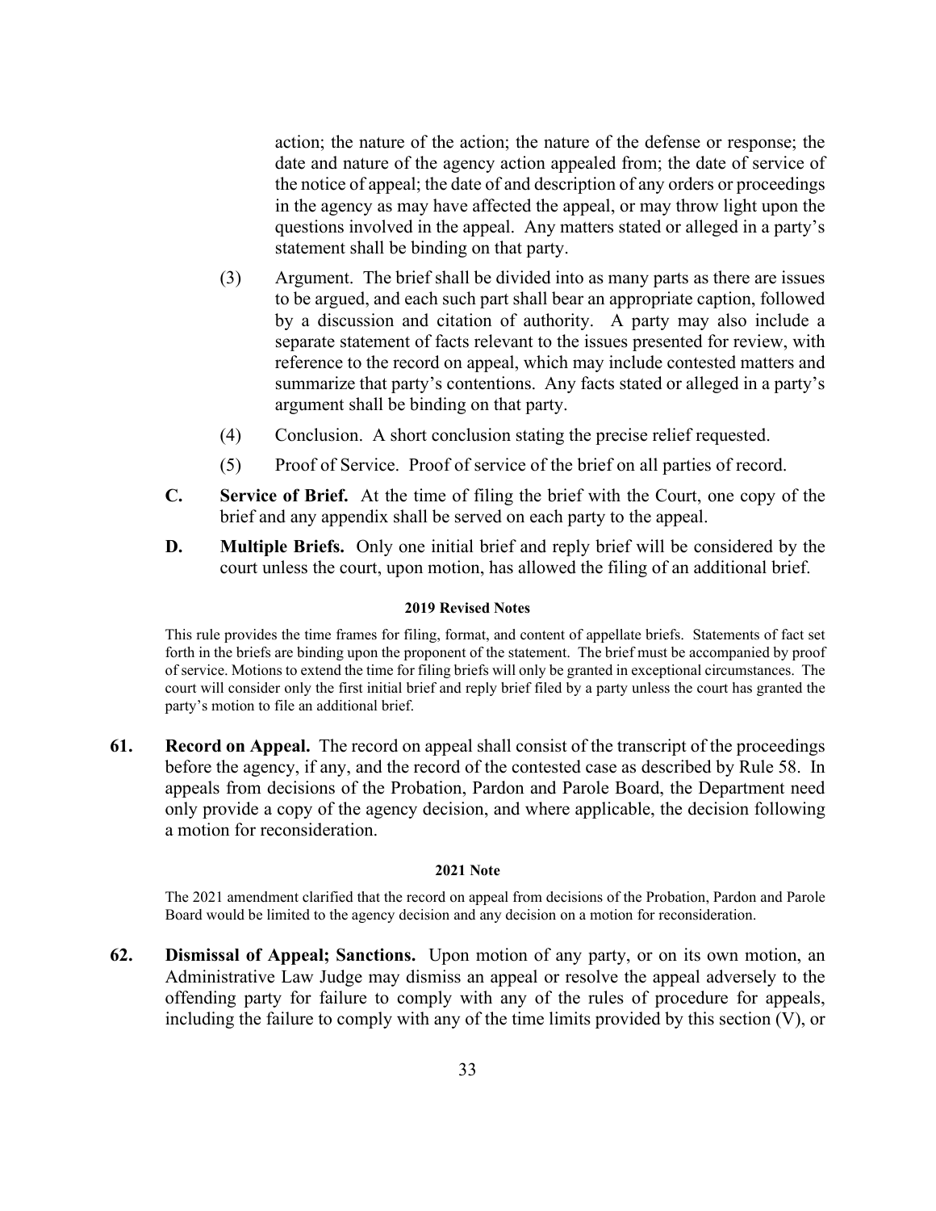action; the nature of the action; the nature of the defense or response; the date and nature of the agency action appealed from; the date of service of the notice of appeal; the date of and description of any orders or proceedings in the agency as may have affected the appeal, or may throw light upon the questions involved in the appeal. Any matters stated or alleged in a party's statement shall be binding on that party.

(3) Argument. The brief shall be divided into as many parts as there are issues to be argued, and each such part shall bear an appropriate caption, followed by a discussion and citation of authority. A party may also include a separate statement of facts relevant to the issues presented for review, with reference to the record on appeal, which may include contested matters and summarize that party's contentions. Any facts stated or alleged in a party's argument shall be binding on that party.

(4) Conclusion. A short conclusion stating the precise relief requested.

(5) Proof of Service. Proof of service of the brief on all parties of record.

**C. Service of Brief.** At the time of filing the brief with the Court, one copy of the brief and any appendix shall be served on each party to the appeal.

**D. Multiple Briefs.** Only one initial brief and reply brief will be considered by the court unless the court, upon motion, has allowed the filing of an additional brief.

**2019 Revised Notes**

This rule provides the time frames for filing, format, and content of appellate briefs. Statements of fact set forth in the briefs are binding upon the proponent of the statement. The brief must be accompanied by proof of service. Motions to extend the time for filing briefs will only be granted in exceptional circumstances. The court will consider only the first initial brief and reply brief filed by a party unless the court has granted the party's motion to file an additional brief.

**61. Record on Appeal.** The record on appeal shall consist of the transcript of the proceedings before the agency, if any, and the record of the contested case as described by Rule 58. In appeals from decisions of the Probation, Pardon and Parole Board, the Department need only provide a copy of the agency decision, and where applicable, the decision following a motion for reconsideration.

**2021 Note**

The 2021 amendment clarified that the record on appeal from decisions of the Probation, Pardon and Parole Board would be limited to the agency decision and any decision on a motion for reconsideration.

**62. Dismissal of Appeal; Sanctions.** Upon motion of any party, or on its own motion, an Administrative Law Judge may dismiss an appeal or resolve the appeal adversely to the offending party for failure to comply with any of the rules of procedure for appeals, including the failure to comply with any of the time limits provided by this section (V), or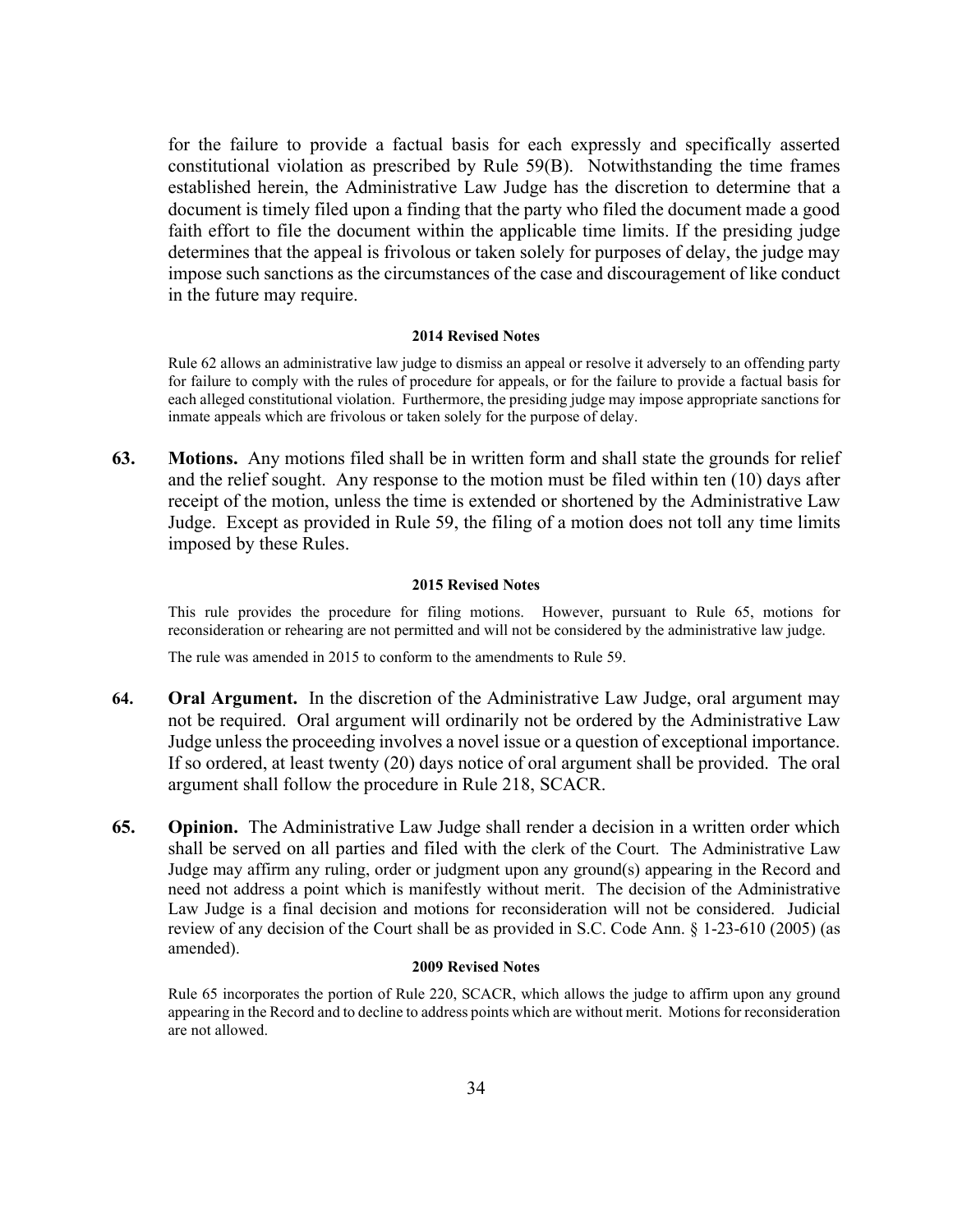for the failure to provide a factual basis for each expressly and specifically asserted constitutional violation as prescribed by Rule 59(B). Notwithstanding the time frames established herein, the Administrative Law Judge has the discretion to determine that a document is timely filed upon a finding that the party who filed the document made a good faith effort to file the document within the applicable time limits. If the presiding judge determines that the appeal is frivolous or taken solely for purposes of delay, the judge may impose such sanctions as the circumstances of the case and discouragement of like conduct in the future may require.

**2014 Revised Notes**

Rule 62 allows an administrative law judge to dismiss an appeal or resolve it adversely to an offending party for failure to comply with the rules of procedure for appeals, or for the failure to provide a factual basis for each alleged constitutional violation. Furthermore, the presiding judge may impose appropriate sanctions for inmate appeals which are frivolous or taken solely for the purpose of delay.

**63. Motions.** Any motions filed shall be in written form and shall state the grounds for relief and the relief sought. Any response to the motion must be filed within ten (10) days after receipt of the motion, unless the time is extended or shortened by the Administrative Law Judge. Except as provided in Rule 59, the filing of a motion does not toll any time limits imposed by these Rules.

**2015 Revised Notes**

This rule provides the procedure for filing motions. However, pursuant to Rule 65, motions for reconsideration or rehearing are not permitted and will not be considered by the administrative law judge.

The rule was amended in 2015 to conform to the amendments to Rule 59.

**64. Oral Argument.** In the discretion of the Administrative Law Judge, oral argument may not be required. Oral argument will ordinarily not be ordered by the Administrative Law Judge unless the proceeding involves a novel issue or a question of exceptional importance. If so ordered, at least twenty (20) days notice of oral argument shall be provided. The oral argument shall follow the procedure in Rule 218, SCACR.

**65. Opinion.** The Administrative Law Judge shall render a decision in a written order which shall be served on all parties and filed with the clerk of the Court. The Administrative Law Judge may affirm any ruling, order or judgment upon any ground(s) appearing in the Record and need not address a point which is manifestly without merit. The decision of the Administrative Law Judge is a final decision and motions for reconsideration will not be considered. Judicial review of any decision of the Court shall be as provided in S.C. Code Ann. § 1-23-610 (2005) (as amended).

**2009 Revised Notes**

Rule 65 incorporates the portion of Rule 220, SCACR, which allows the judge to affirm upon any ground appearing in the Record and to decline to address points which are without merit. Motions for reconsideration are not allowed.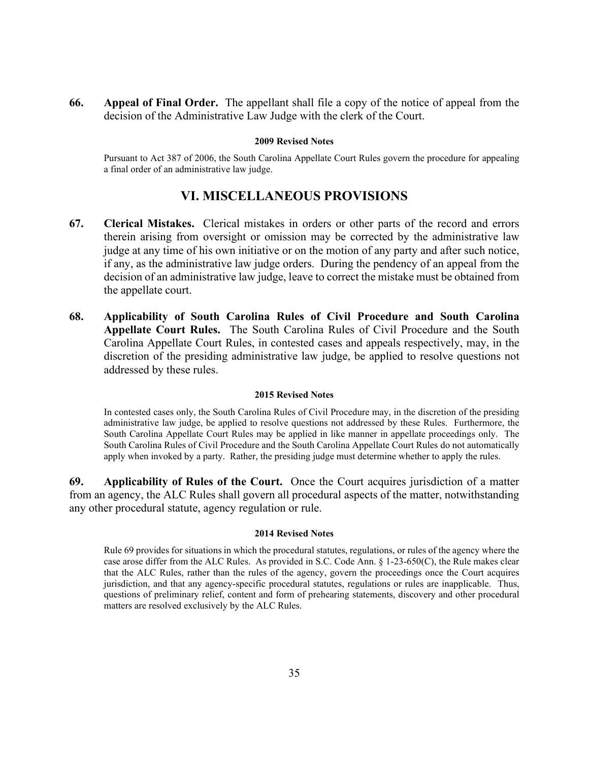**66. Appeal of Final Order.** The appellant shall file a copy of the notice of appeal from the decision of the Administrative Law Judge with the clerk of the Court.

**2009 Revised Notes**

Pursuant to Act 387 of 2006, the South Carolina Appellate Court Rules govern the procedure for appealing a final order of an administrative law judge.

## VI. MISCELLANEOUS PROVISIONS

**67. Clerical Mistakes.** Clerical mistakes in orders or other parts of the record and errors therein arising from oversight or omission may be corrected by the administrative law judge at any time of his own initiative or on the motion of any party and after such notice, if any, as the administrative law judge orders. During the pendency of an appeal from the decision of an administrative law judge, leave to correct the mistake must be obtained from the appellate court.

**68. Applicability of South Carolina Rules of Civil Procedure and South Carolina Appellate Court Rules.** The South Carolina Rules of Civil Procedure and the South Carolina Appellate Court Rules, in contested cases and appeals respectively, may, in the discretion of the presiding administrative law judge, be applied to resolve questions not addressed by these rules.

**2015 Revised Notes**

In contested cases only, the South Carolina Rules of Civil Procedure may, in the discretion of the presiding administrative law judge, be applied to resolve questions not addressed by these Rules. Furthermore, the South Carolina Appellate Court Rules may be applied in like manner in appellate proceedings only. The South Carolina Rules of Civil Procedure and the South Carolina Appellate Court Rules do not automatically apply when invoked by a party. Rather, the presiding judge must determine whether to apply the rules.

**69. Applicability of Rules of the Court.** Once the Court acquires jurisdiction of a matter from an agency, the ALC Rules shall govern all procedural aspects of the matter, notwithstanding any other procedural statute, agency regulation or rule.

**2014 Revised Notes**

Rule 69 provides for situations in which the procedural statutes, regulations, or rules of the agency where the case arose differ from the ALC Rules. As provided in S.C. Code Ann. § 1-23-650(C), the Rule makes clear that the ALC Rules, rather than the rules of the agency, govern the proceedings once the Court acquires jurisdiction, and that any agency-specific procedural statutes, regulations or rules are inapplicable. Thus, questions of preliminary relief, content and form of prehearing statements, discovery and other procedural matters are resolved exclusively by the ALC Rules.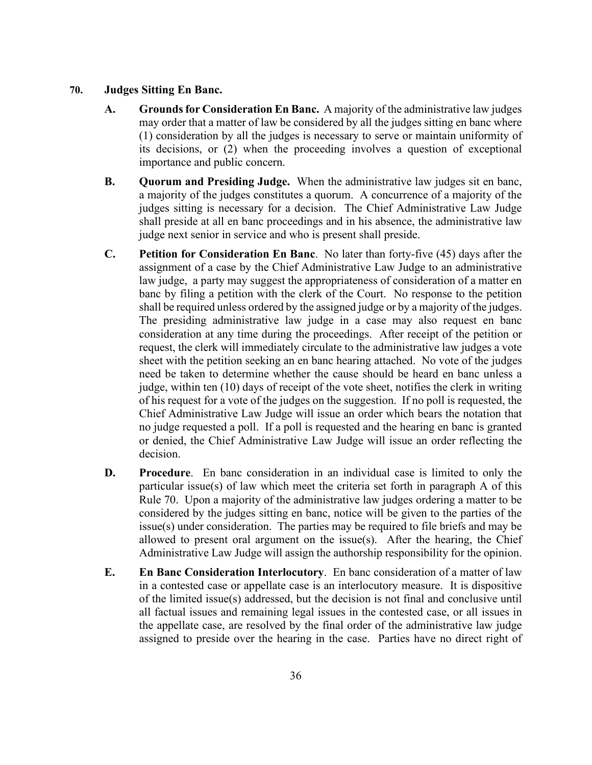## 70. Judges Sitting En Banc.

**A. Grounds for Consideration En Banc.** A majority of the administrative law judges may order that a matter of law be considered by all the judges sitting en banc where (1) consideration by all the judges is necessary to serve or maintain uniformity of its decisions, or (2) when the proceeding involves a question of exceptional importance and public concern.

**B. Quorum and Presiding Judge.** When the administrative law judges sit en banc, a majority of the judges constitutes a quorum. A concurrence of a majority of the judges sitting is necessary for a decision. The Chief Administrative Law Judge shall preside at all en banc proceedings and in his absence, the administrative law judge next senior in service and who is present shall preside.

**C. Petition for Consideration En Banc**. No later than forty-five (45) days after the assignment of a case by the Chief Administrative Law Judge to an administrative law judge, a party may suggest the appropriateness of consideration of a matter en banc by filing a petition with the clerk of the Court. No response to the petition shall be required unless ordered by the assigned judge or by a majority of the judges. The presiding administrative law judge in a case may also request en banc consideration at any time during the proceedings. After receipt of the petition or request, the clerk will immediately circulate to the administrative law judges a vote sheet with the petition seeking an en banc hearing attached. No vote of the judges need be taken to determine whether the cause should be heard en banc unless a judge, within ten (10) days of receipt of the vote sheet, notifies the clerk in writing of his request for a vote of the judges on the suggestion. If no poll is requested, the Chief Administrative Law Judge will issue an order which bears the notation that no judge requested a poll. If a poll is requested and the hearing en banc is granted or denied, the Chief Administrative Law Judge will issue an order reflecting the decision.

**D. Procedure**. En banc consideration in an individual case is limited to only the particular issue(s) of law which meet the criteria set forth in paragraph A of this Rule 70. Upon a majority of the administrative law judges ordering a matter to be considered by the judges sitting en banc, notice will be given to the parties of the issue(s) under consideration. The parties may be required to file briefs and may be allowed to present oral argument on the issue(s). After the hearing, the Chief Administrative Law Judge will assign the authorship responsibility for the opinion.

**E. En Banc Consideration Interlocutory**. En banc consideration of a matter of law in a contested case or appellate case is an interlocutory measure. It is dispositive of the limited issue(s) addressed, but the decision is not final and conclusive until all factual issues and remaining legal issues in the contested case, or all issues in the appellate case, are resolved by the final order of the administrative law judge assigned to preside over the hearing in the case. Parties have no direct right of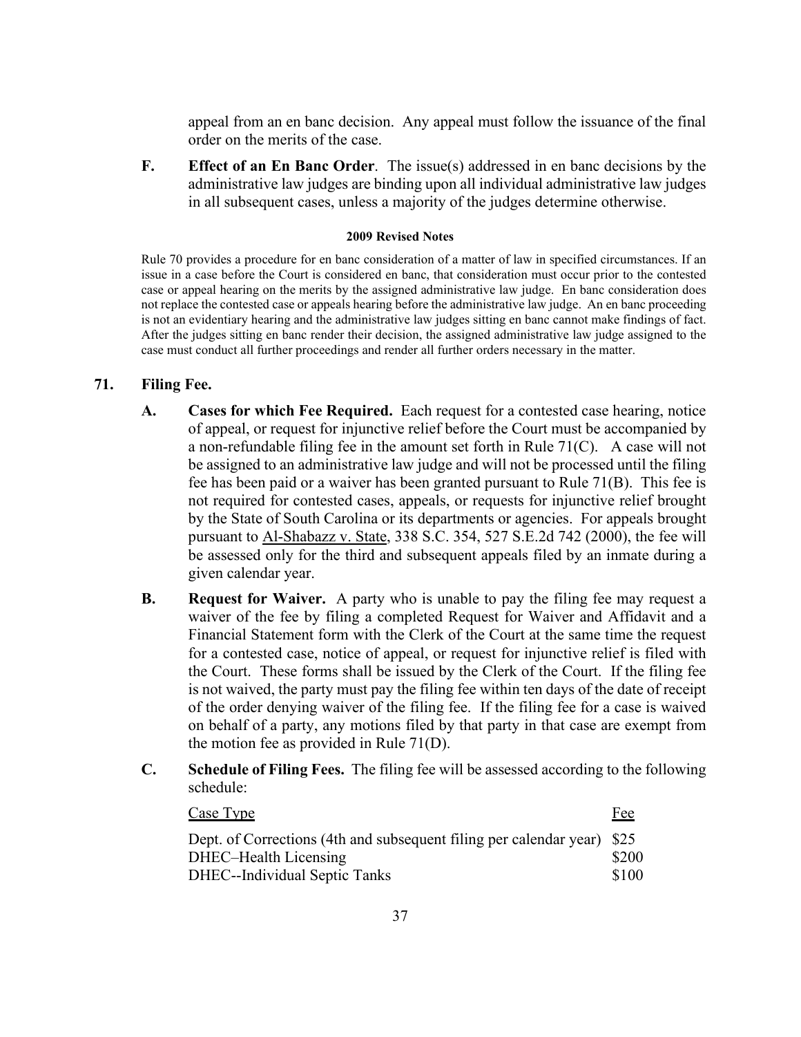appeal from an en banc decision. Any appeal must follow the issuance of the final order on the merits of the case.

**F. Effect of an En Banc Order**. The issue(s) addressed in en banc decisions by the administrative law judges are binding upon all individual administrative law judges in all subsequent cases, unless a majority of the judges determine otherwise.

**2009 Revised Notes**

Rule 70 provides a procedure for en banc consideration of a matter of law in specified circumstances. If an issue in a case before the Court is considered en banc, that consideration must occur prior to the contested case or appeal hearing on the merits by the assigned administrative law judge. En banc consideration does not replace the contested case or appeals hearing before the administrative law judge. An en banc proceeding is not an evidentiary hearing and the administrative law judges sitting en banc cannot make findings of fact. After the judges sitting en banc render their decision, the assigned administrative law judge assigned to the case must conduct all further proceedings and render all further orders necessary in the matter.

## 71. Filing Fee.

**A. Cases for which Fee Required.** Each request for a contested case hearing, notice of appeal, or request for injunctive relief before the Court must be accompanied by a non-refundable filing fee in the amount set forth in Rule 71(C). A case will not be assigned to an administrative law judge and will not be processed until the filing fee has been paid or a waiver has been granted pursuant to Rule 71(B). This fee is not required for contested cases, appeals, or requests for injunctive relief brought by the State of South Carolina or its departments or agencies. For appeals brought pursuant to Al-Shabazz v. State, 338 S.C. 354, 527 S.E.2d 742 (2000), the fee will be assessed only for the third and subsequent appeals filed by an inmate during a given calendar year.

**B. Request for Waiver.** A party who is unable to pay the filing fee may request a waiver of the fee by filing a completed Request for Waiver and Affidavit and a Financial Statement form with the Clerk of the Court at the same time the request for a contested case, notice of appeal, or request for injunctive relief is filed with the Court. These forms shall be issued by the Clerk of the Court. If the filing fee is not waived, the party must pay the filing fee within ten days of the date of receipt of the order denying waiver of the filing fee. If the filing fee for a case is waived on behalf of a party, any motions filed by that party in that case are exempt from the motion fee as provided in Rule 71(D).

**C. Schedule of Filing Fees.** The filing fee will be assessed according to the following schedule:

| Case Type | Fee |
|---|---|
| Dept. of Corrections (4th and subsequent filing per calendar year) | $25 |
| DHEC–Health Licensing | $200 |
| DHEC--Individual Septic Tanks | $100 |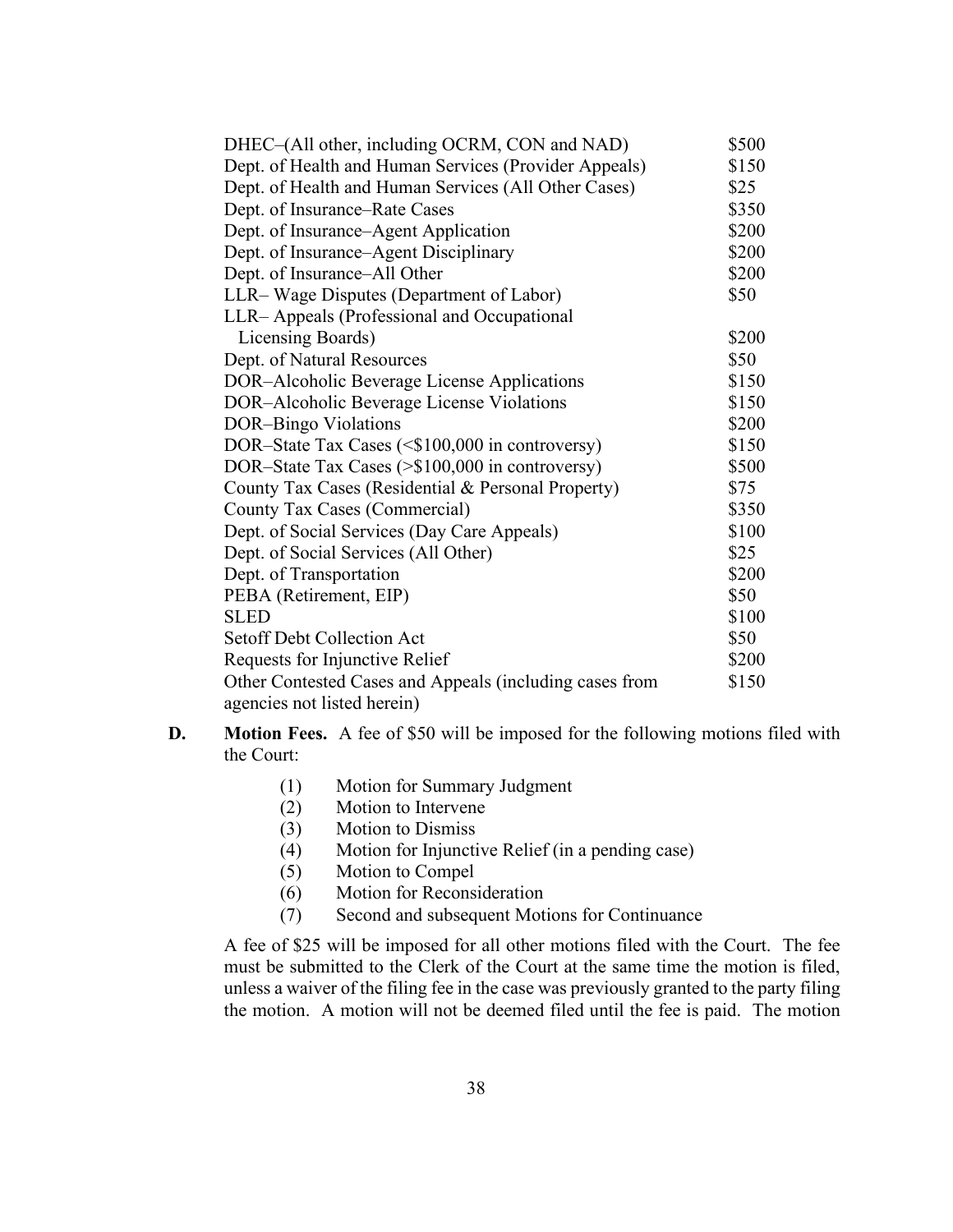| | |
|---|---|
| DHEC–(All other, including OCRM, CON and NAD) | $500 |
| Dept. of Health and Human Services (Provider Appeals) | $150 |
| Dept. of Health and Human Services (All Other Cases) | $25 |
| Dept. of Insurance–Rate Cases | $350 |
| Dept. of Insurance–Agent Application | $200 |
| Dept. of Insurance–Agent Disciplinary | $200 |
| Dept. of Insurance–All Other | $200 |
| LLR– Wage Disputes (Department of Labor) | $50 |
| LLR– Appeals (Professional and Occupational Licensing Boards) | $200 |
| Dept. of Natural Resources | $50 |
| DOR–Alcoholic Beverage License Applications | $150 |
| DOR–Alcoholic Beverage License Violations | $150 |
| DOR–Bingo Violations | $200 |
| DOR–State Tax Cases (<$100,000 in controversy) | $150 |
| DOR–State Tax Cases (>$100,000 in controversy) | $500 |
| County Tax Cases (Residential & Personal Property) | $75 |
| County Tax Cases (Commercial) | $350 |
| Dept. of Social Services (Day Care Appeals) | $100 |
| Dept. of Social Services (All Other) | $25 |
| Dept. of Transportation | $200 |
| PEBA (Retirement, EIP) | $50 |
| SLED | $100 |
| Setoff Debt Collection Act | $50 |
| Requests for Injunctive Relief | $200 |
| Other Contested Cases and Appeals (including cases from agencies not listed herein) | $150 |

**D. Motion Fees.** A fee of $50 will be imposed for the following motions filed with the Court:

(1) Motion for Summary Judgment
(2) Motion to Intervene
(3) Motion to Dismiss
(4) Motion for Injunctive Relief (in a pending case)
(5) Motion to Compel
(6) Motion for Reconsideration
(7) Second and subsequent Motions for Continuance

A fee of $25 will be imposed for all other motions filed with the Court. The fee must be submitted to the Clerk of the Court at the same time the motion is filed, unless a waiver of the filing fee in the case was previously granted to the party filing the motion. A motion will not be deemed filed until the fee is paid. The motion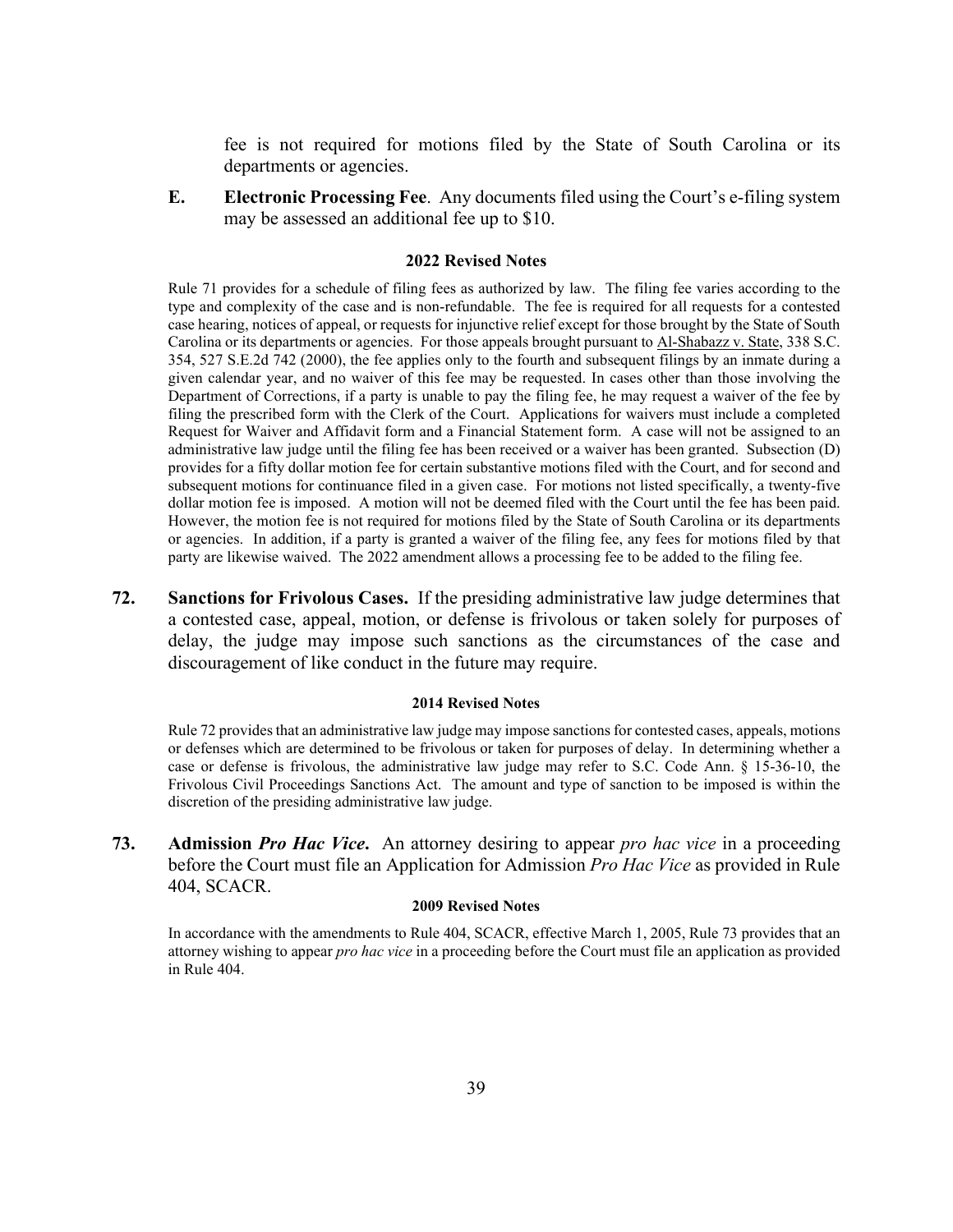fee is not required for motions filed by the State of South Carolina or its departments or agencies.

**E. Electronic Processing Fee**. Any documents filed using the Court's e-filing system may be assessed an additional fee up to $10.

**2022 Revised Notes**

Rule 71 provides for a schedule of filing fees as authorized by law. The filing fee varies according to the type and complexity of the case and is non-refundable. The fee is required for all requests for a contested case hearing, notices of appeal, or requests for injunctive relief except for those brought by the State of South Carolina or its departments or agencies. For those appeals brought pursuant to Al-Shabazz v. State, 338 S.C. 354, 527 S.E.2d 742 (2000), the fee applies only to the fourth and subsequent filings by an inmate during a given calendar year, and no waiver of this fee may be requested. In cases other than those involving the Department of Corrections, if a party is unable to pay the filing fee, he may request a waiver of the fee by filing the prescribed form with the Clerk of the Court. Applications for waivers must include a completed Request for Waiver and Affidavit form and a Financial Statement form. A case will not be assigned to an administrative law judge until the filing fee has been received or a waiver has been granted. Subsection (D) provides for a fifty dollar motion fee for certain substantive motions filed with the Court, and for second and subsequent motions for continuance filed in a given case. For motions not listed specifically, a twenty-five dollar motion fee is imposed. A motion will not be deemed filed with the Court until the fee has been paid. However, the motion fee is not required for motions filed by the State of South Carolina or its departments or agencies. In addition, if a party is granted a waiver of the filing fee, any fees for motions filed by that party are likewise waived. The 2022 amendment allows a processing fee to be added to the filing fee.

**72. Sanctions for Frivolous Cases.** If the presiding administrative law judge determines that a contested case, appeal, motion, or defense is frivolous or taken solely for purposes of delay, the judge may impose such sanctions as the circumstances of the case and discouragement of like conduct in the future may require.

**2014 Revised Notes**

Rule 72 provides that an administrative law judge may impose sanctions for contested cases, appeals, motions or defenses which are determined to be frivolous or taken for purposes of delay. In determining whether a case or defense is frivolous, the administrative law judge may refer to S.C. Code Ann. § 15-36-10, the Frivolous Civil Proceedings Sanctions Act. The amount and type of sanction to be imposed is within the discretion of the presiding administrative law judge.

**73. Admission *Pro Hac Vice*.** An attorney desiring to appear *pro hac vice* in a proceeding before the Court must file an Application for Admission *Pro Hac Vice* as provided in Rule 404, SCACR.

**2009 Revised Notes**

In accordance with the amendments to Rule 404, SCACR, effective March 1, 2005, Rule 73 provides that an attorney wishing to appear *pro hac vice* in a proceeding before the Court must file an application as provided in Rule 404.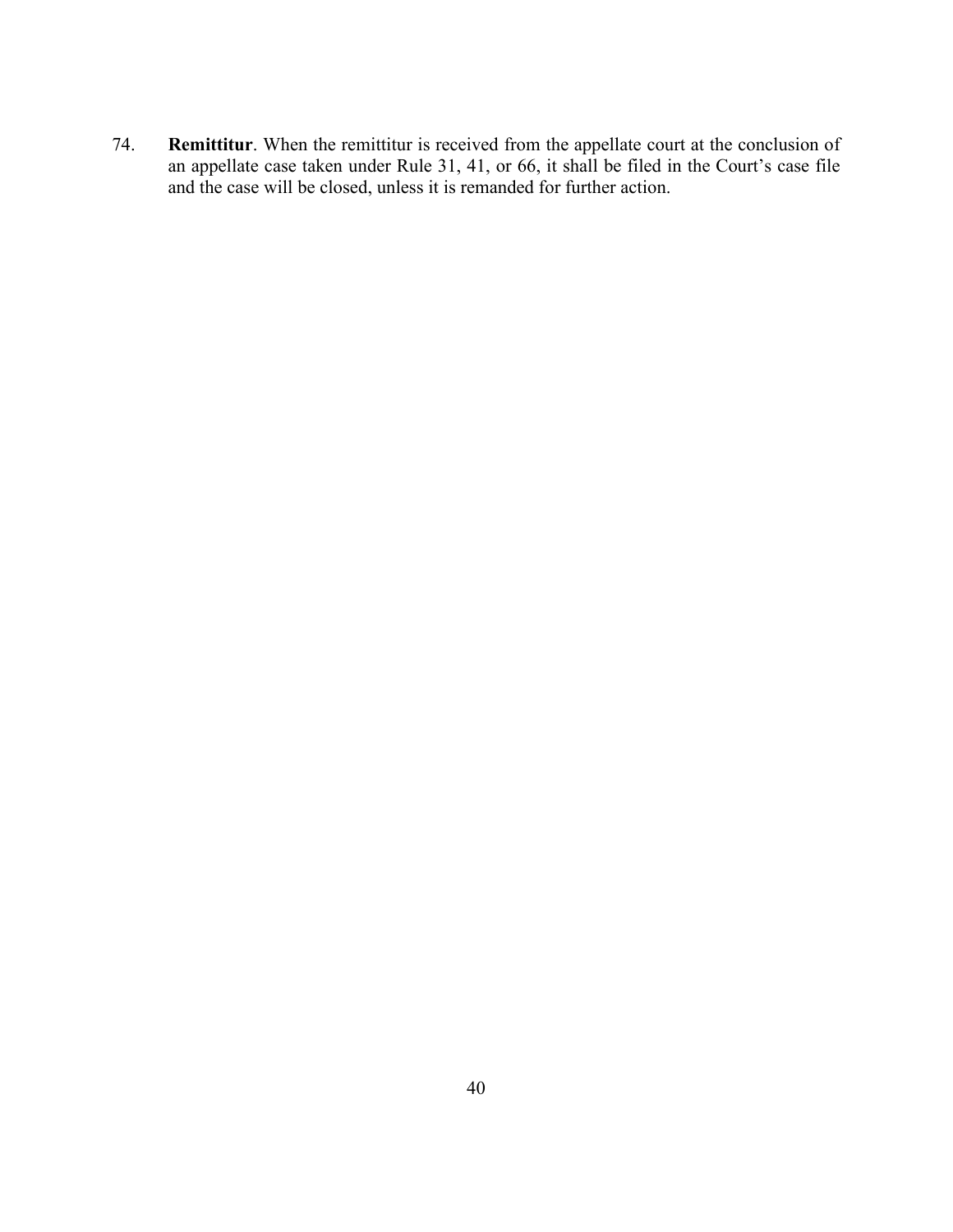74. **Remittitur**. When the remittitur is received from the appellate court at the conclusion of an appellate case taken under Rule 31, 41, or 66, it shall be filed in the Court's case file and the case will be closed, unless it is remanded for further action.